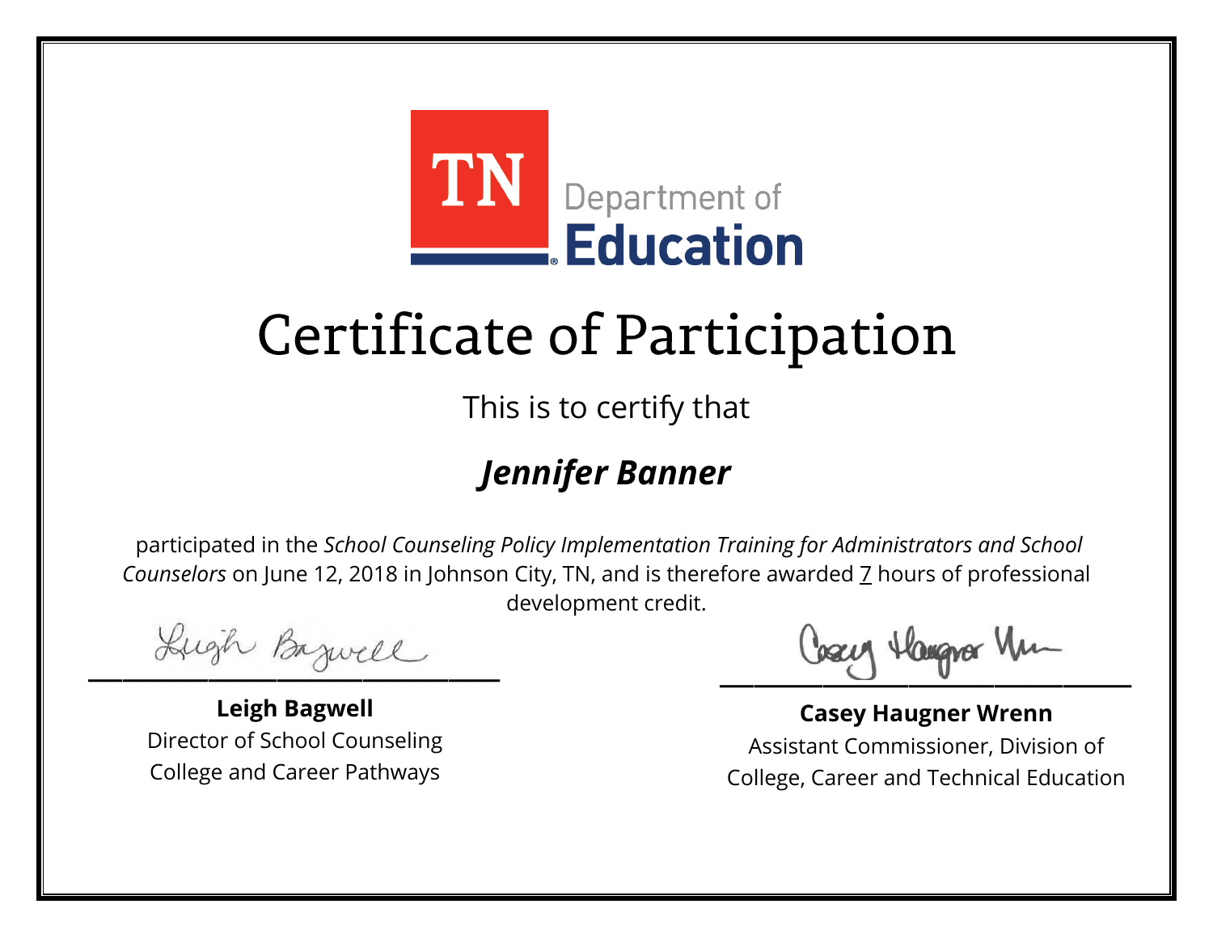TN Department of Education

# Certificate of Participation

This is to certify that

## *Jennifer Banner*

participated in the *School Counseling Policy Implementation Training for Administrators and School Counselors* on June 12, 2018 in Johnson City, TN, and is therefore awarded 7 hours of professional development credit.

**Leigh Bagwell**
Director of School Counseling
College and Career Pathways

**Casey Haugner Wrenn**
Assistant Commissioner, Division of
College, Career and Technical Education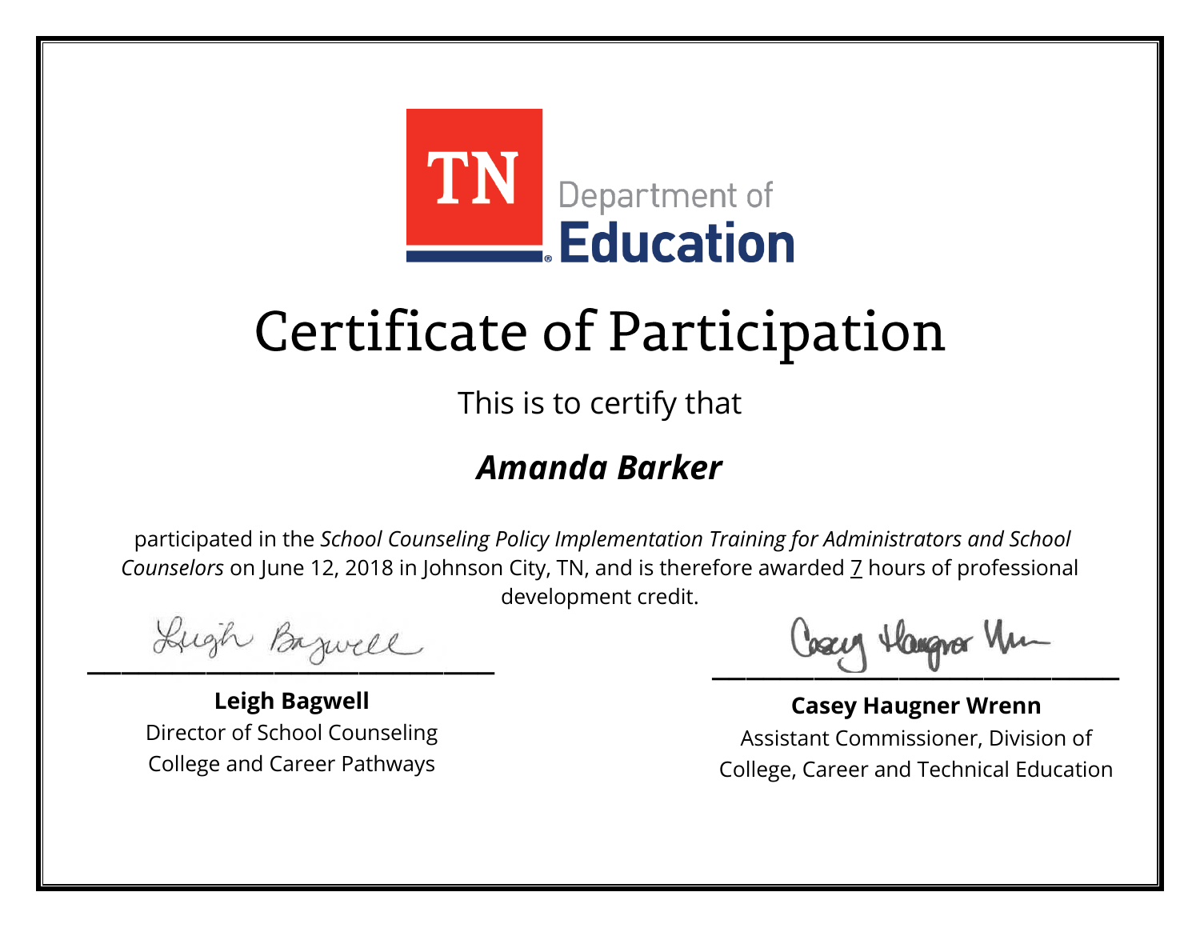TN Department of Education

# Certificate of Participation

This is to certify that

## *Amanda Barker*

participated in the *School Counseling Policy Implementation Training for Administrators and School Counselors* on June 12, 2018 in Johnson City, TN, and is therefore awarded 7 hours of professional development credit.

**Leigh Bagwell**
Director of School Counseling
College and Career Pathways

**Casey Haugner Wrenn**
Assistant Commissioner, Division of College, Career and Technical Education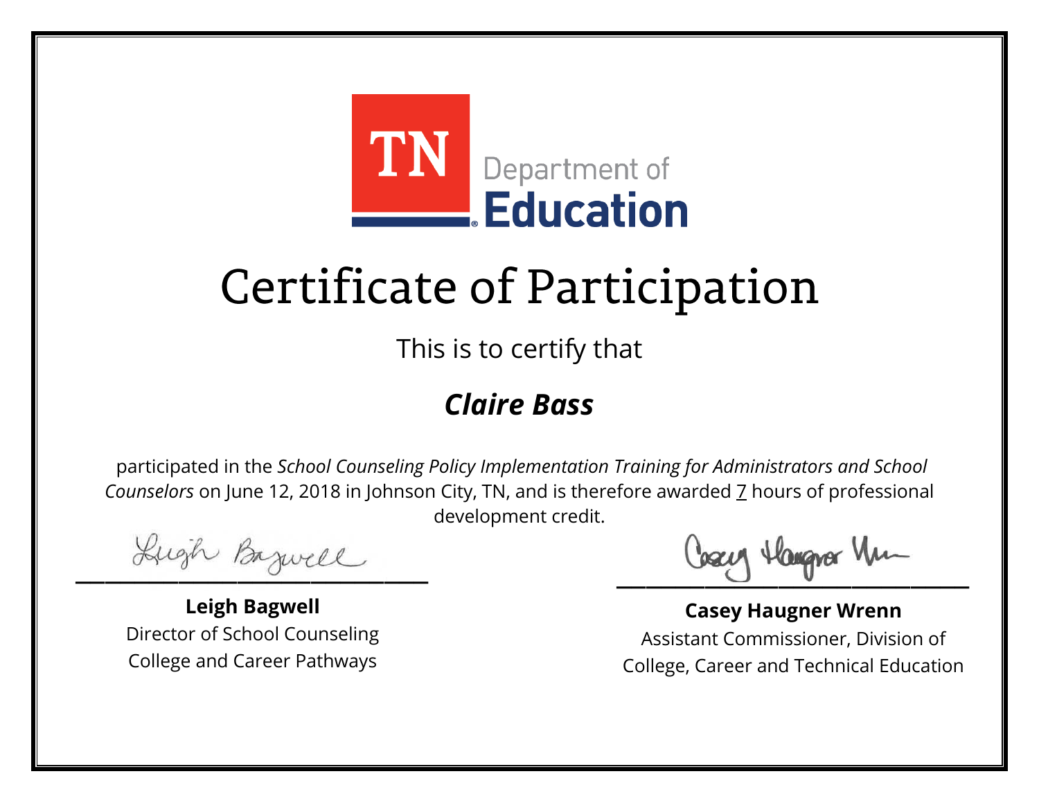TN Department of Education

# Certificate of Participation

This is to certify that

***Claire Bass***

participated in the *School Counseling Policy Implementation Training for Administrators and School Counselors* on June 12, 2018 in Johnson City, TN, and is therefore awarded 7 hours of professional development credit.

**Leigh Bagwell**
Director of School Counseling
College and Career Pathways

**Casey Haugner Wrenn**
Assistant Commissioner, Division of College, Career and Technical Education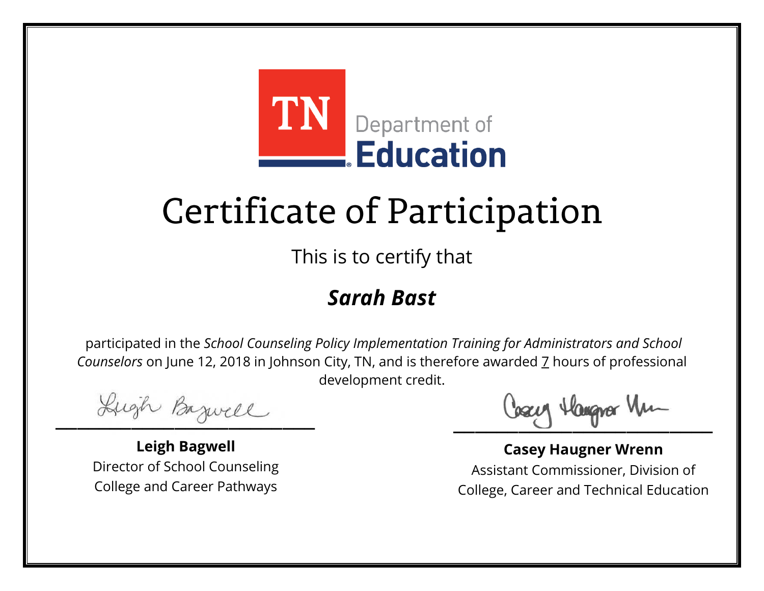TN Department of Education

# Certificate of Participation

This is to certify that

## ***Sarah Bast***

participated in the *School Counseling Policy Implementation Training for Administrators and School Counselors* on June 12, 2018 in Johnson City, TN, and is therefore awarded 7 hours of professional development credit.

**Leigh Bagwell**
Director of School Counseling
College and Career Pathways

**Casey Haugner Wrenn**
Assistant Commissioner, Division of College, Career and Technical Education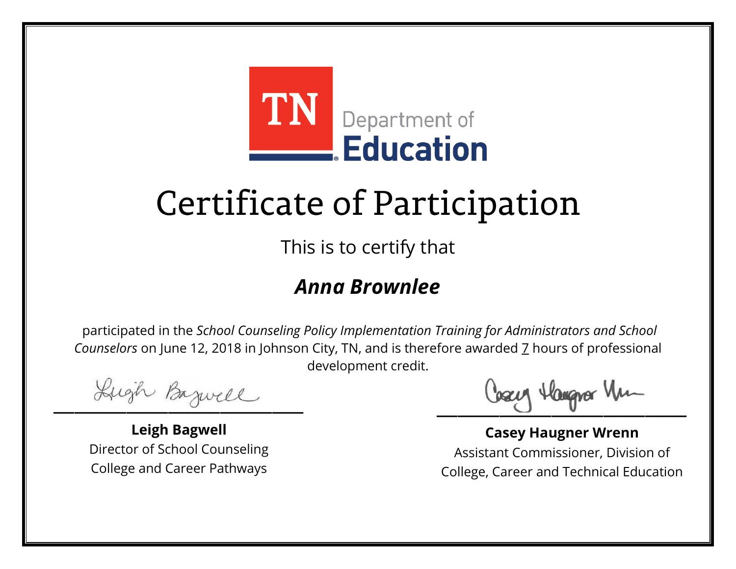TN Department of Education

# Certificate of Participation

This is to certify that

## ***Anna Brownlee***

participated in the *School Counseling Policy Implementation Training for Administrators and School Counselors* on June 12, 2018 in Johnson City, TN, and is therefore awarded 7 hours of professional development credit.

**Leigh Bagwell**
Director of School Counseling
College and Career Pathways

**Casey Haugner Wrenn**
Assistant Commissioner, Division of
College, Career and Technical Education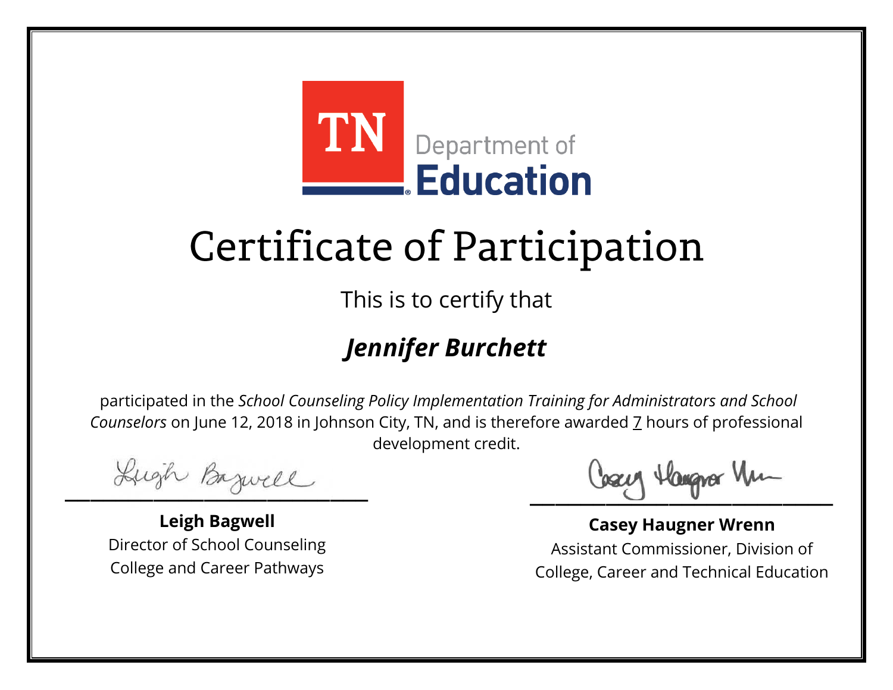TN Department of Education

# Certificate of Participation

This is to certify that

## *Jennifer Burchett*

participated in the *School Counseling Policy Implementation Training for Administrators and School Counselors* on June 12, 2018 in Johnson City, TN, and is therefore awarded 7 hours of professional development credit.

**Leigh Bagwell**
Director of School Counseling
College and Career Pathways

**Casey Haugner Wrenn**
Assistant Commissioner, Division of
College, Career and Technical Education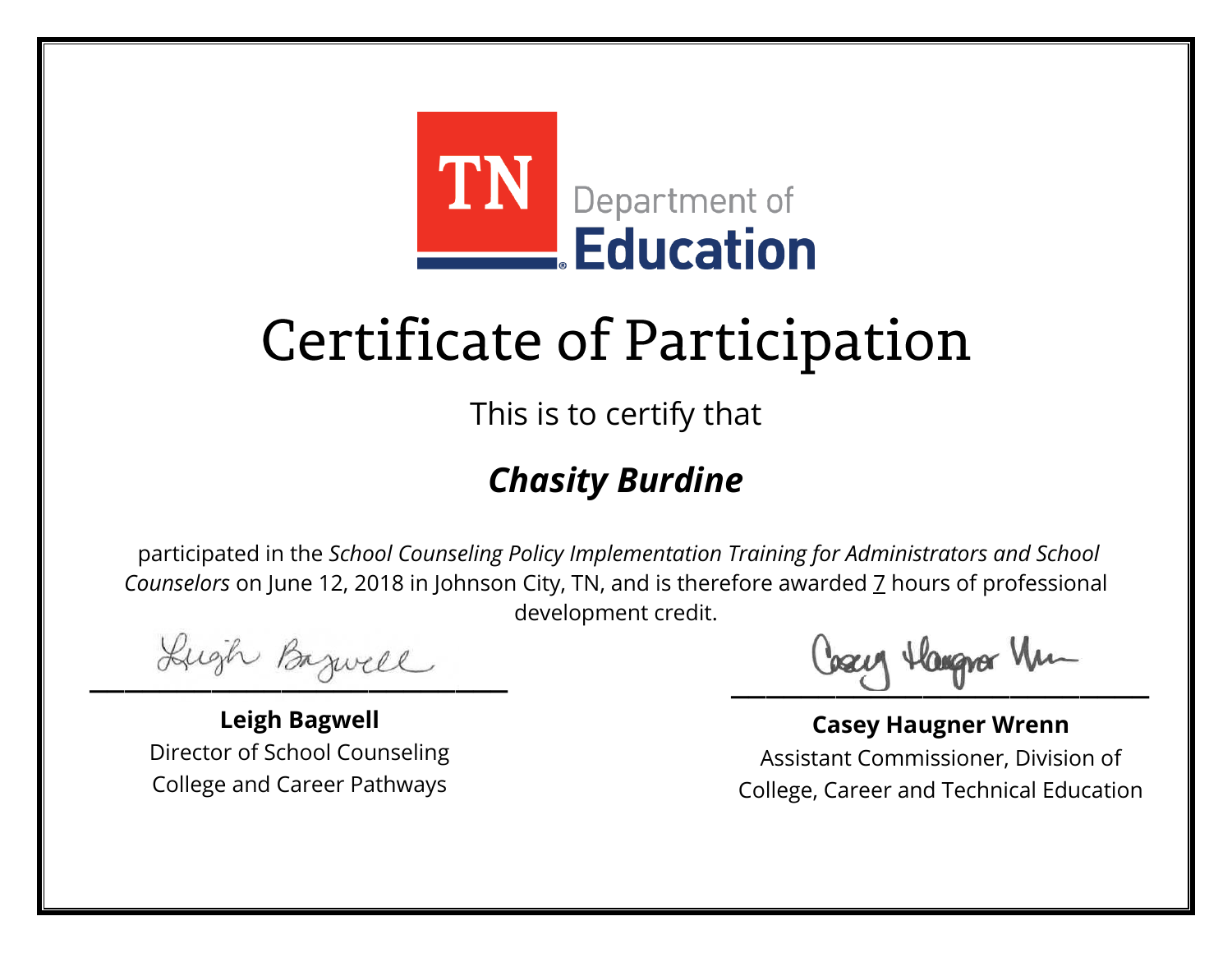TN Department of Education

# Certificate of Participation

This is to certify that

## *Chasity Burdine*

participated in the *School Counseling Policy Implementation Training for Administrators and School Counselors* on June 12, 2018 in Johnson City, TN, and is therefore awarded 7 hours of professional development credit.

**Leigh Bagwell**
Director of School Counseling
College and Career Pathways

**Casey Haugner Wrenn**
Assistant Commissioner, Division of
College, Career and Technical Education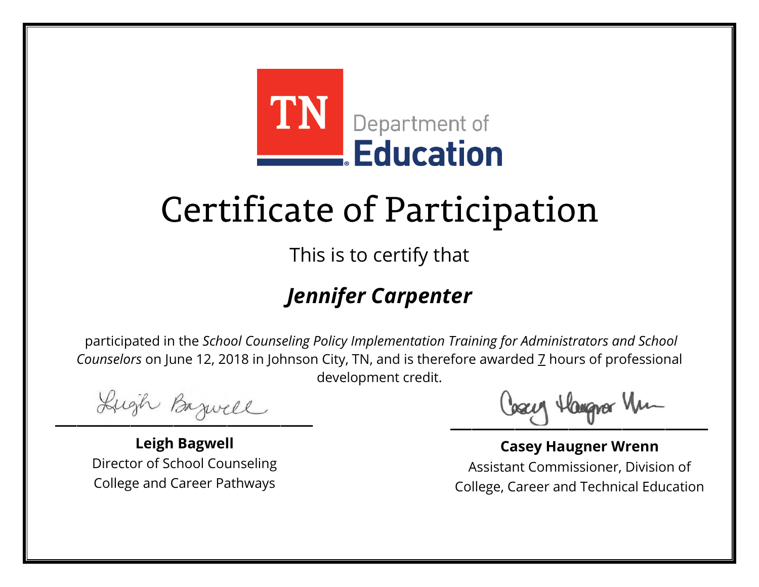TN Department of Education

# Certificate of Participation

This is to certify that

## *Jennifer Carpenter*

participated in the *School Counseling Policy Implementation Training for Administrators and School Counselors* on June 12, 2018 in Johnson City, TN, and is therefore awarded 7 hours of professional development credit.

**Leigh Bagwell**
Director of School Counseling
College and Career Pathways

**Casey Haugner Wrenn**
Assistant Commissioner, Division of College, Career and Technical Education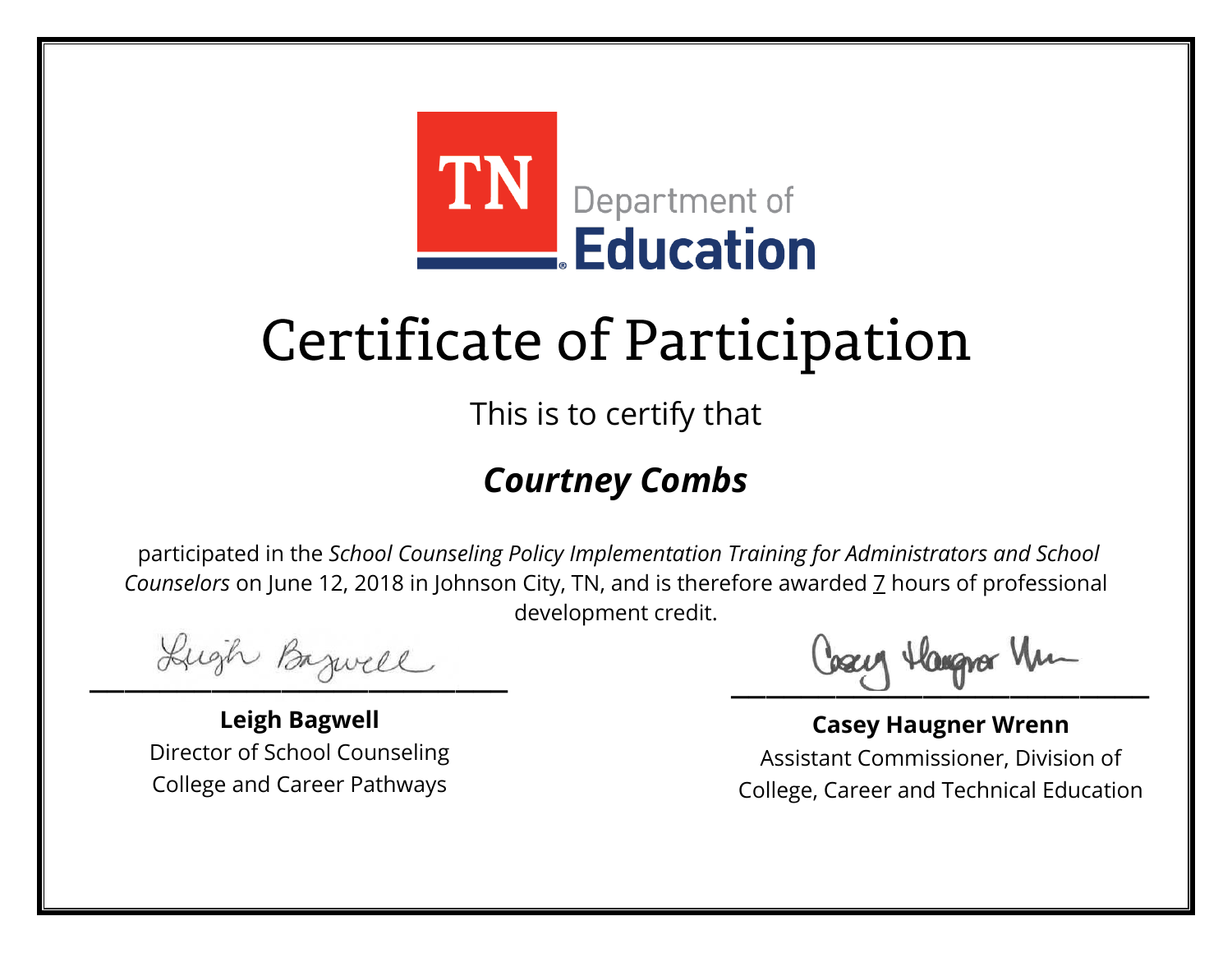TN Department of Education

# Certificate of Participation

This is to certify that

## ***Courtney Combs***

participated in the *School Counseling Policy Implementation Training for Administrators and School Counselors* on June 12, 2018 in Johnson City, TN, and is therefore awarded 7 hours of professional development credit.

**Leigh Bagwell**
Director of School Counseling
College and Career Pathways

**Casey Haugner Wrenn**
Assistant Commissioner, Division of College, Career and Technical Education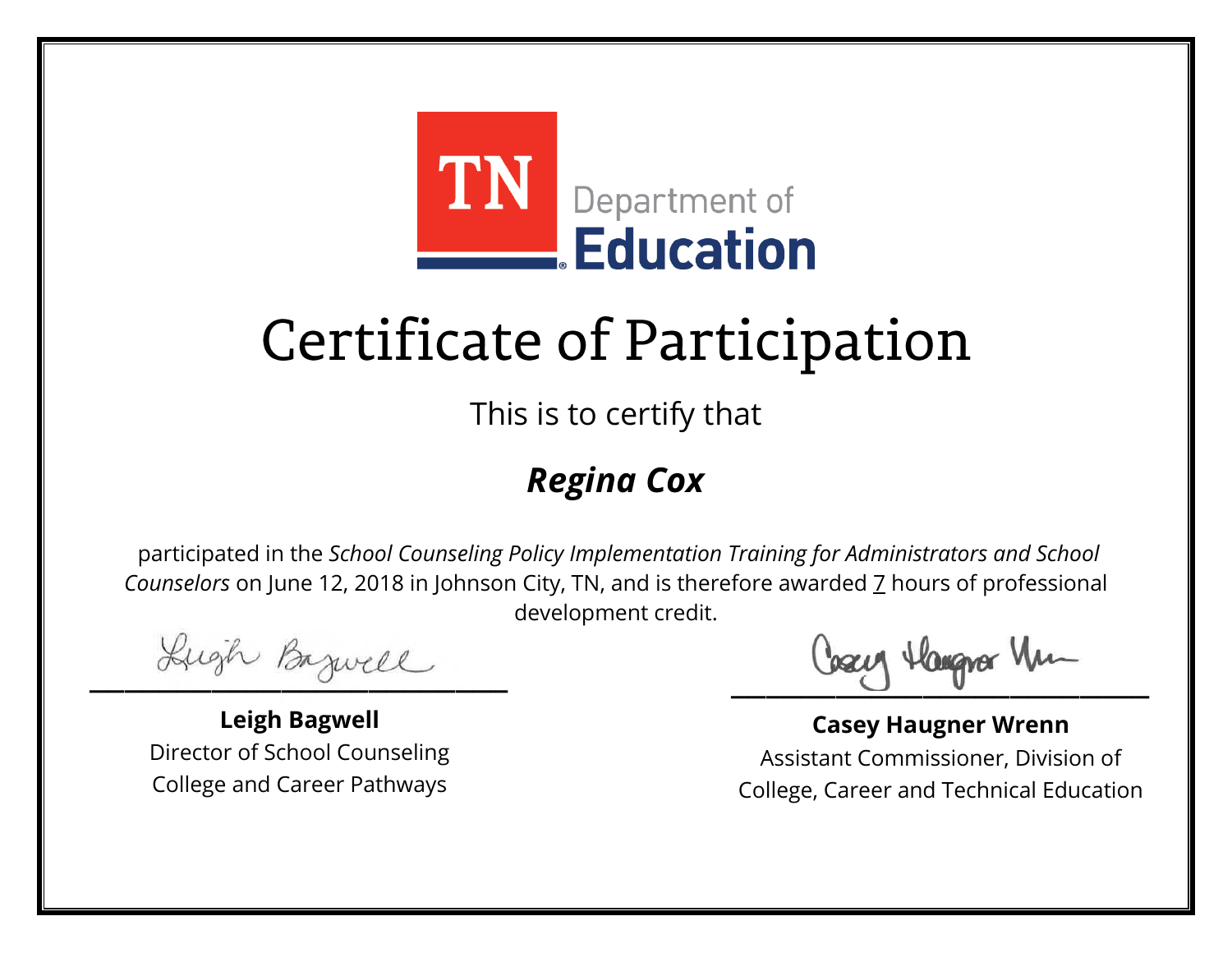TN Department of Education

# Certificate of Participation

This is to certify that

## *Regina Cox*

participated in the *School Counseling Policy Implementation Training for Administrators and School Counselors* on June 12, 2018 in Johnson City, TN, and is therefore awarded 7 hours of professional development credit.

**Leigh Bagwell**
Director of School Counseling
College and Career Pathways

**Casey Haugner Wrenn**
Assistant Commissioner, Division of
College, Career and Technical Education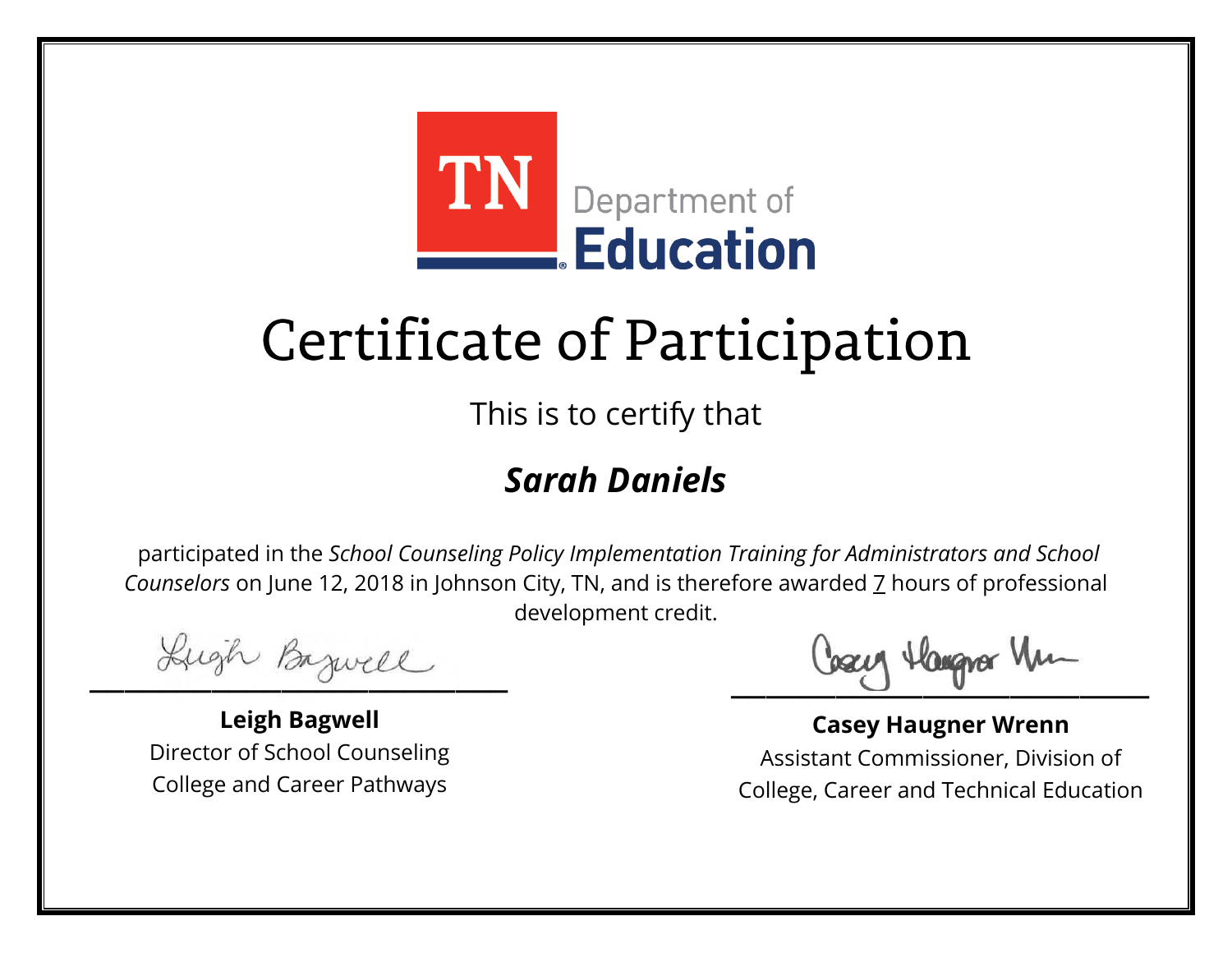TN Department of Education

# Certificate of Participation

This is to certify that

## *Sarah Daniels*

participated in the *School Counseling Policy Implementation Training for Administrators and School Counselors* on June 12, 2018 in Johnson City, TN, and is therefore awarded 7 hours of professional development credit.

**Leigh Bagwell**
Director of School Counseling
College and Career Pathways

**Casey Haugner Wrenn**
Assistant Commissioner, Division of College, Career and Technical Education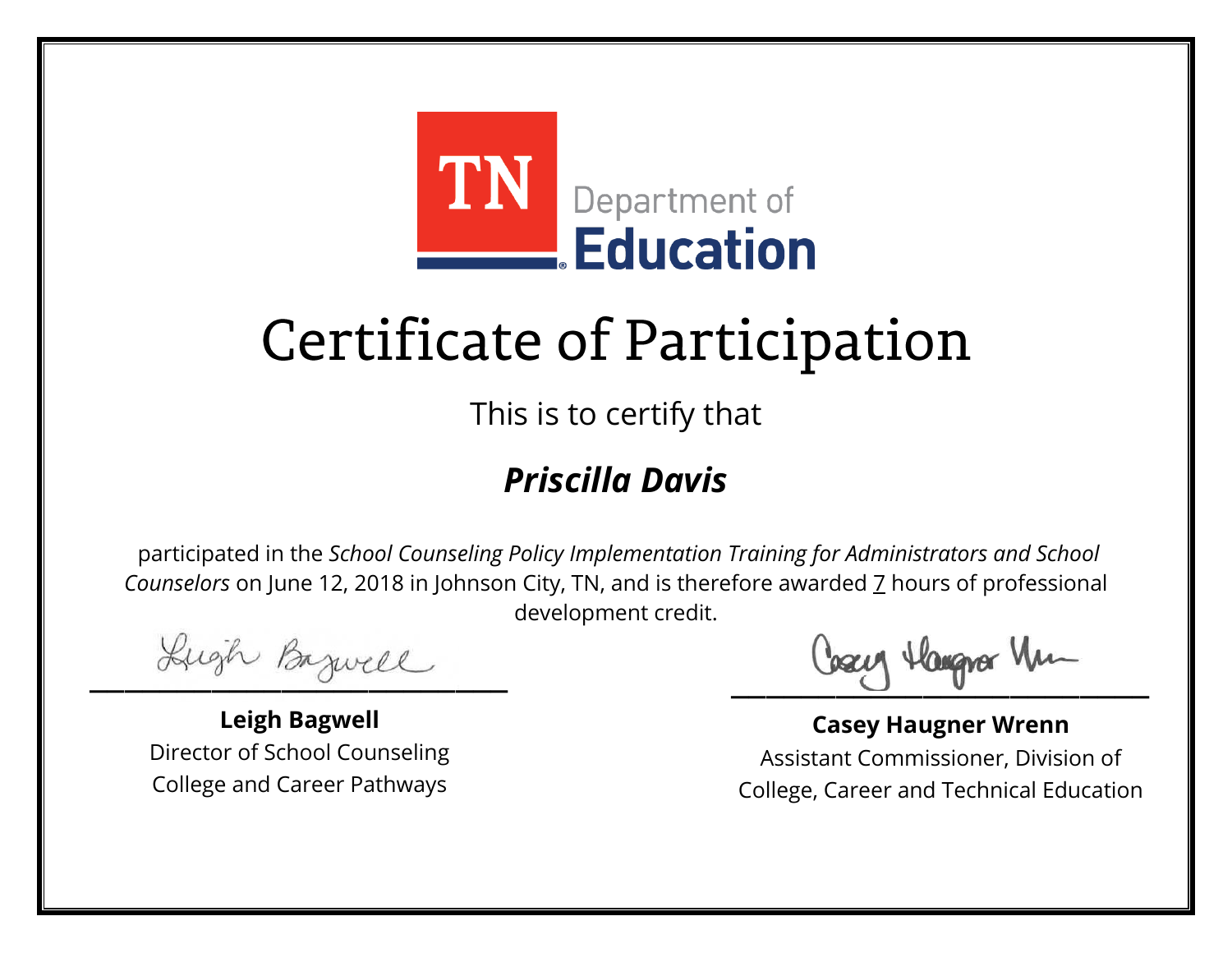TN Department of Education

# Certificate of Participation

This is to certify that

## ***Priscilla Davis***

participated in the *School Counseling Policy Implementation Training for Administrators and School Counselors* on June 12, 2018 in Johnson City, TN, and is therefore awarded 7 hours of professional development credit.

**Leigh Bagwell**
Director of School Counseling
College and Career Pathways

**Casey Haugner Wrenn**
Assistant Commissioner, Division of
College, Career and Technical Education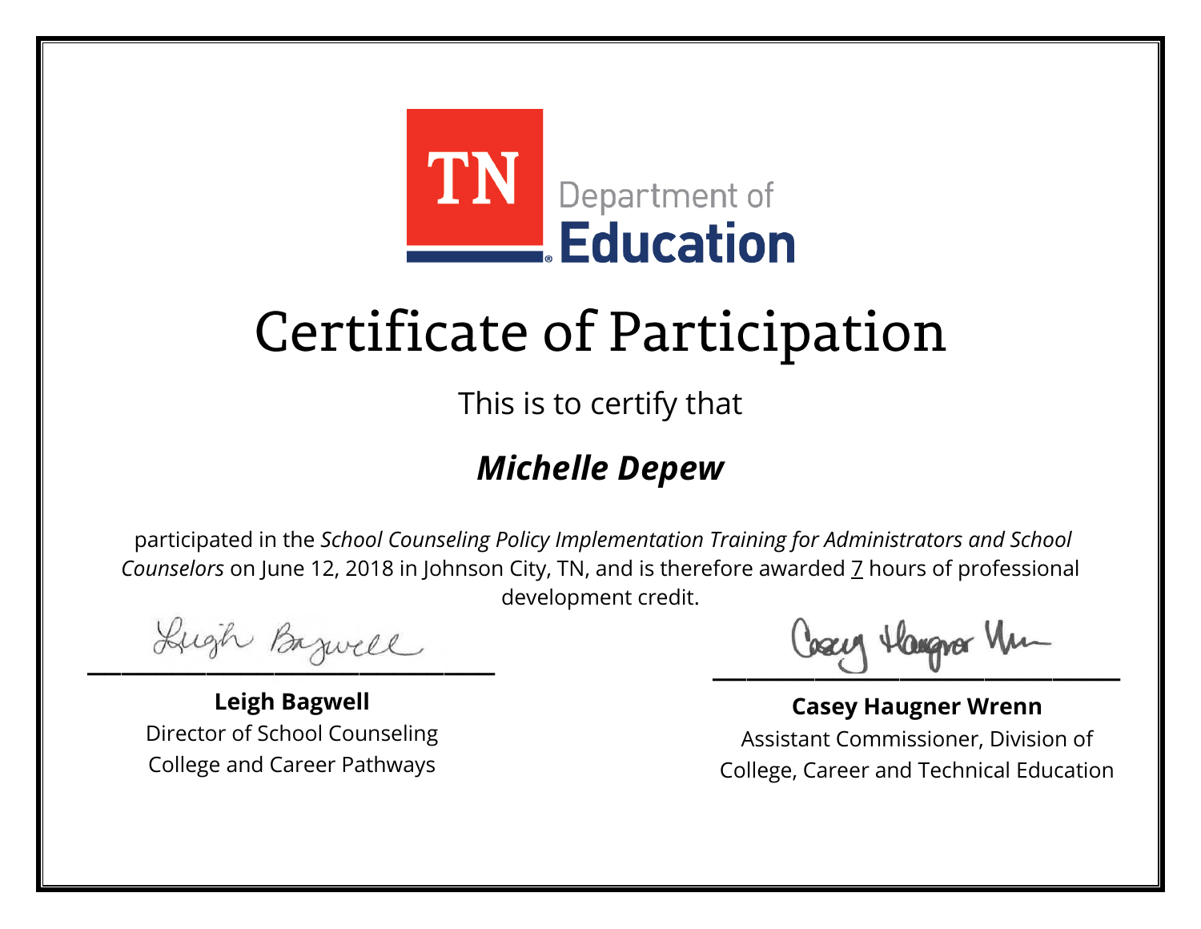TN Department of Education

# Certificate of Participation

This is to certify that

## *Michelle Depew*

participated in the *School Counseling Policy Implementation Training for Administrators and School Counselors* on June 12, 2018 in Johnson City, TN, and is therefore awarded 7 hours of professional development credit.

**Leigh Bagwell**
Director of School Counseling
College and Career Pathways

**Casey Haugner Wrenn**
Assistant Commissioner, Division of College, Career and Technical Education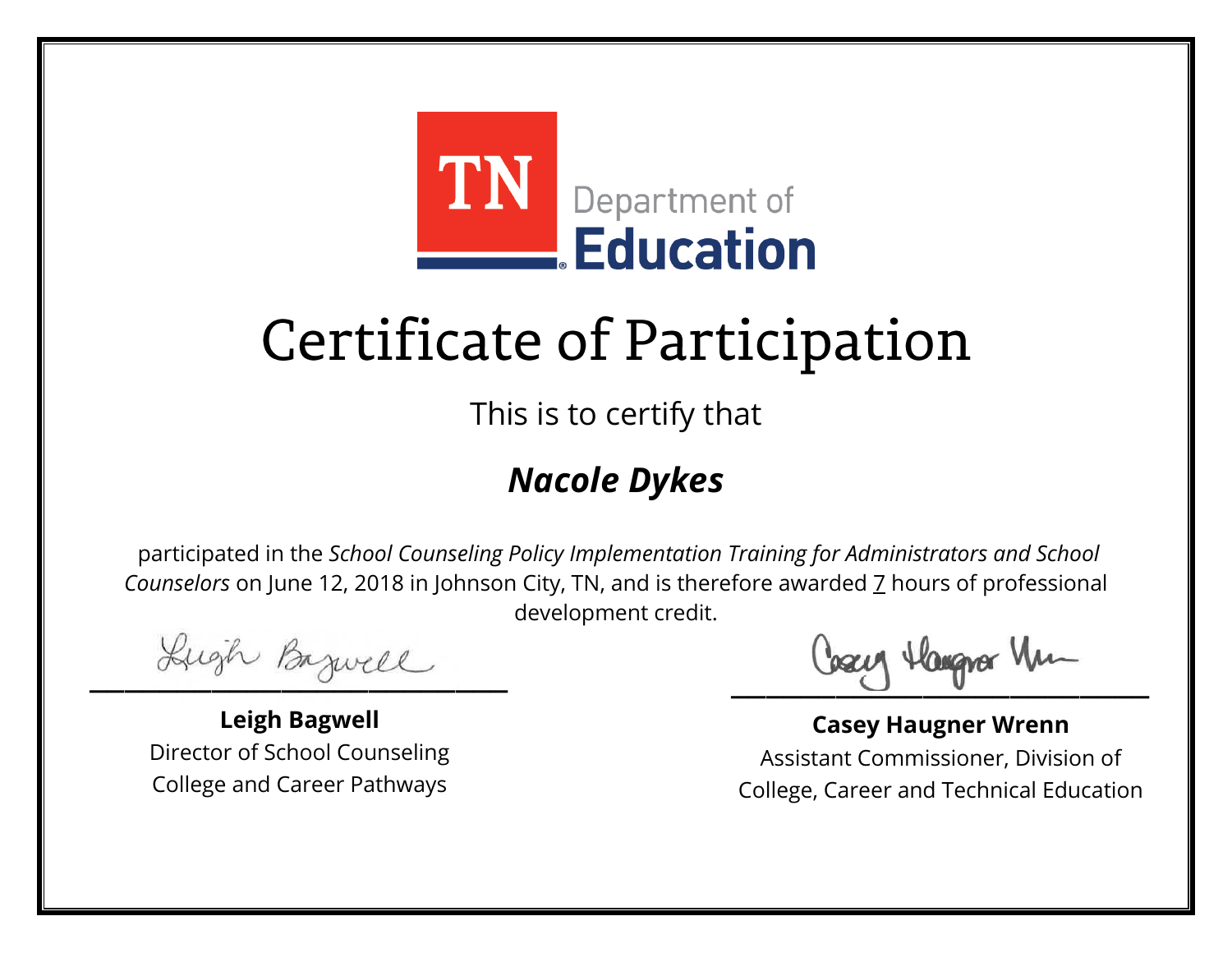TN Department of **Education**

# Certificate of Participation

This is to certify that

## ***Nacole Dykes***

participated in the *School Counseling Policy Implementation Training for Administrators and School Counselors* on June 12, 2018 in Johnson City, TN, and is therefore awarded 7 hours of professional development credit.

**Leigh Bagwell**
Director of School Counseling
College and Career Pathways

**Casey Haugner Wrenn**
Assistant Commissioner, Division of College, Career and Technical Education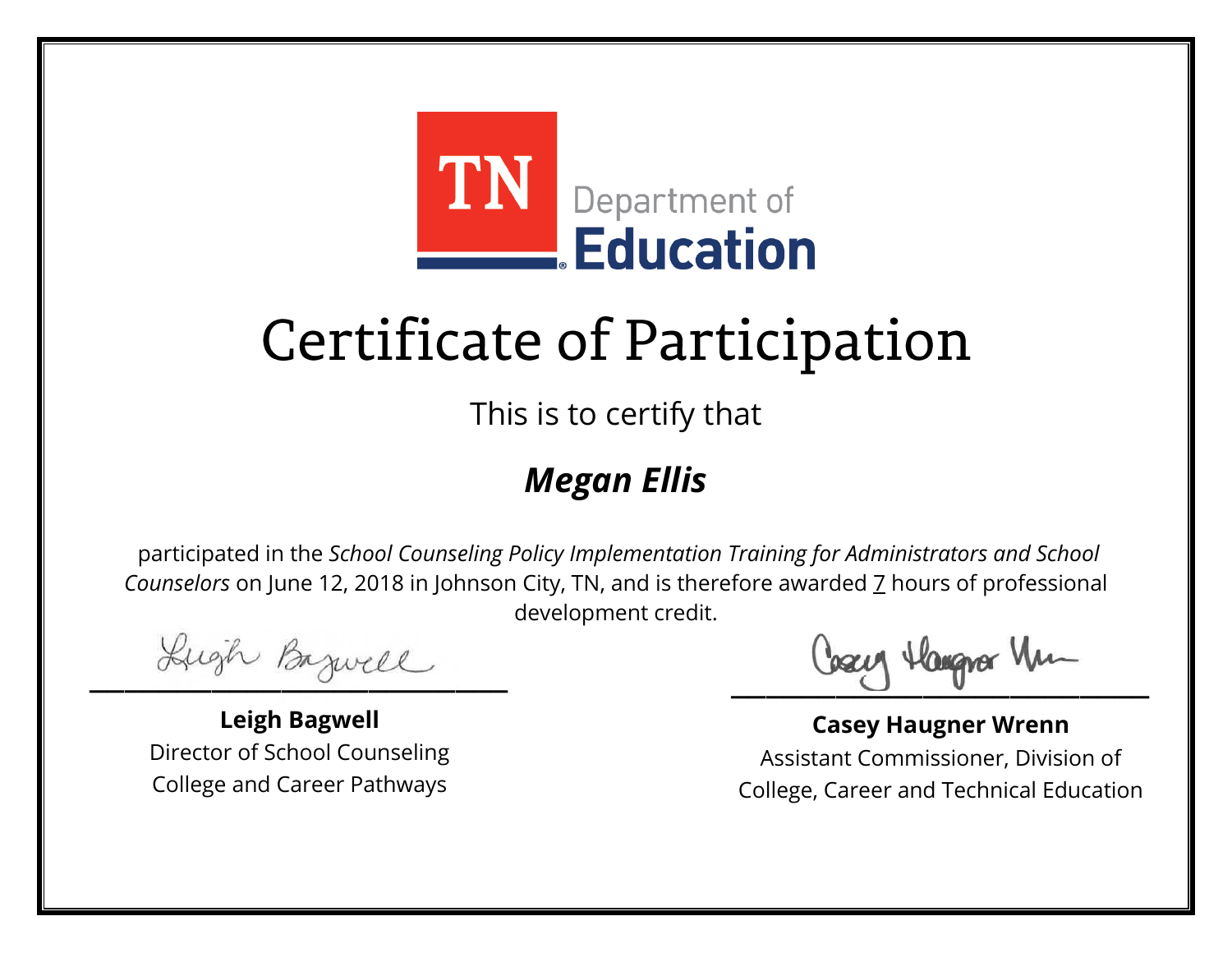TN Department of **Education**

# Certificate of Participation

This is to certify that

## ***Megan Ellis***

participated in the *School Counseling Policy Implementation Training for Administrators and School Counselors* on June 12, 2018 in Johnson City, TN, and is therefore awarded 7 hours of professional development credit.

**Leigh Bagwell**
Director of School Counseling
College and Career Pathways

**Casey Haugner Wrenn**
Assistant Commissioner, Division of
College, Career and Technical Education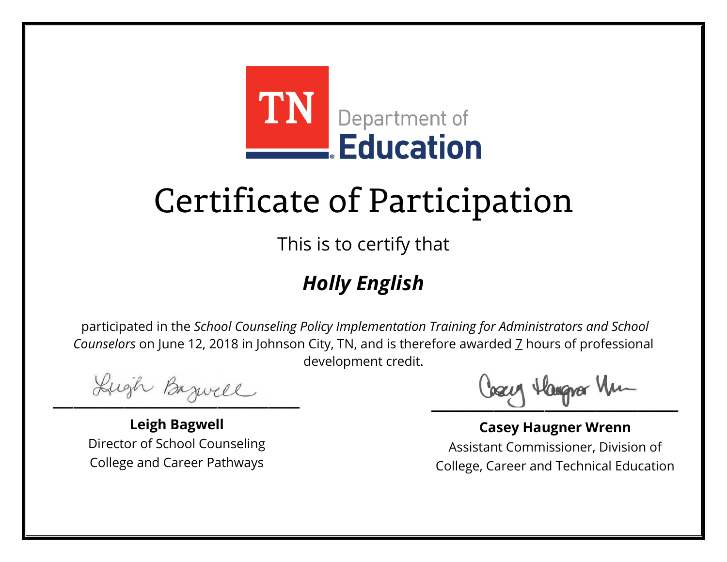TN Department of Education

# Certificate of Participation

This is to certify that

## ***Holly English***

participated in the *School Counseling Policy Implementation Training for Administrators and School Counselors* on June 12, 2018 in Johnson City, TN, and is therefore awarded 7 hours of professional development credit.

**Leigh Bagwell**
Director of School Counseling
College and Career Pathways

**Casey Haugner Wrenn**
Assistant Commissioner, Division of
College, Career and Technical Education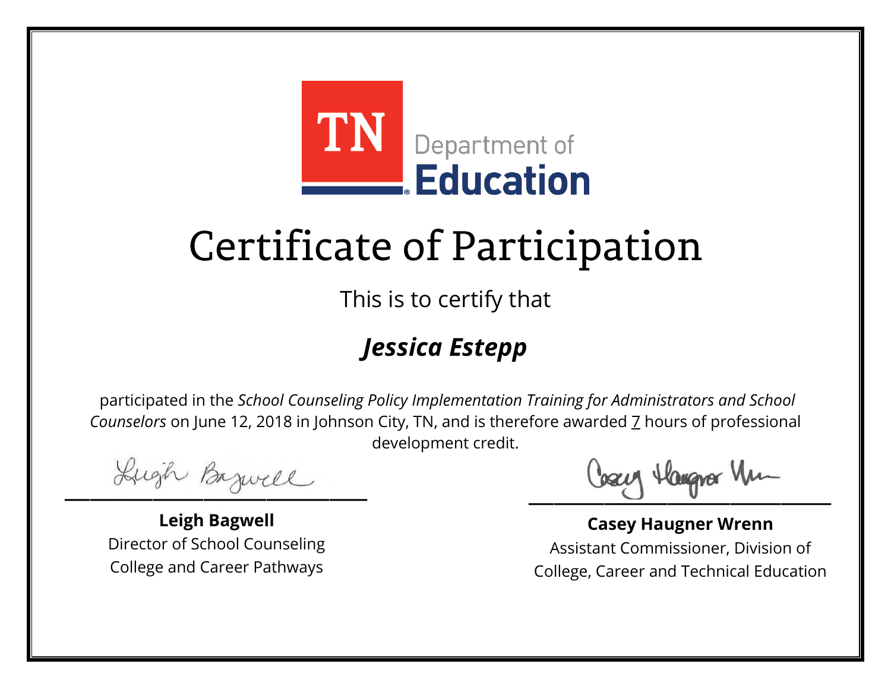TN Department of **Education**

# Certificate of Participation

This is to certify that

## *Jessica Estepp*

participated in the *School Counseling Policy Implementation Training for Administrators and School Counselors* on June 12, 2018 in Johnson City, TN, and is therefore awarded 7 hours of professional development credit.

**Leigh Bagwell**
Director of School Counseling
College and Career Pathways

**Casey Haugner Wrenn**
Assistant Commissioner, Division of
College, Career and Technical Education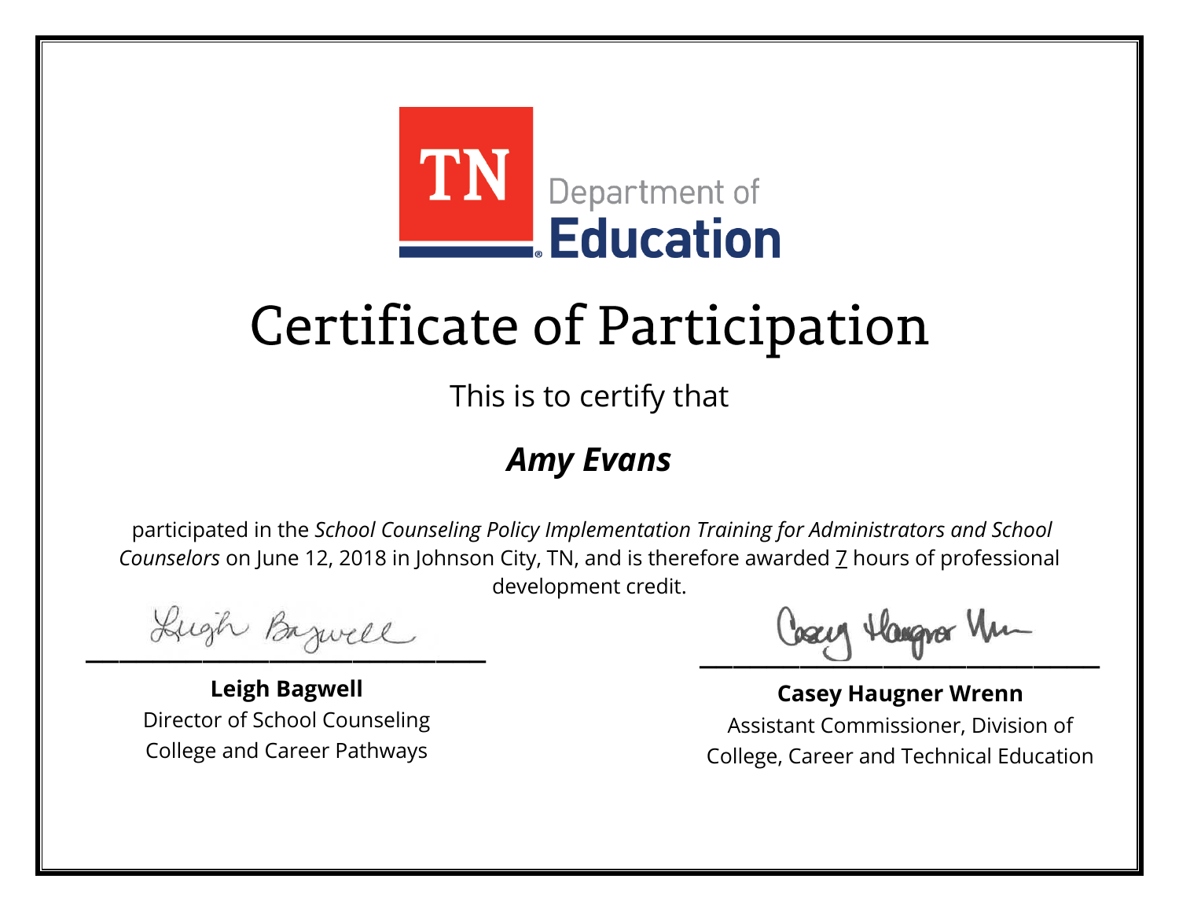TN Department of Education

# Certificate of Participation

This is to certify that

## ***Amy Evans***

participated in the *School Counseling Policy Implementation Training for Administrators and School Counselors* on June 12, 2018 in Johnson City, TN, and is therefore awarded 7 hours of professional development credit.

**Leigh Bagwell**
Director of School Counseling
College and Career Pathways

**Casey Haugner Wrenn**
Assistant Commissioner, Division of
College, Career and Technical Education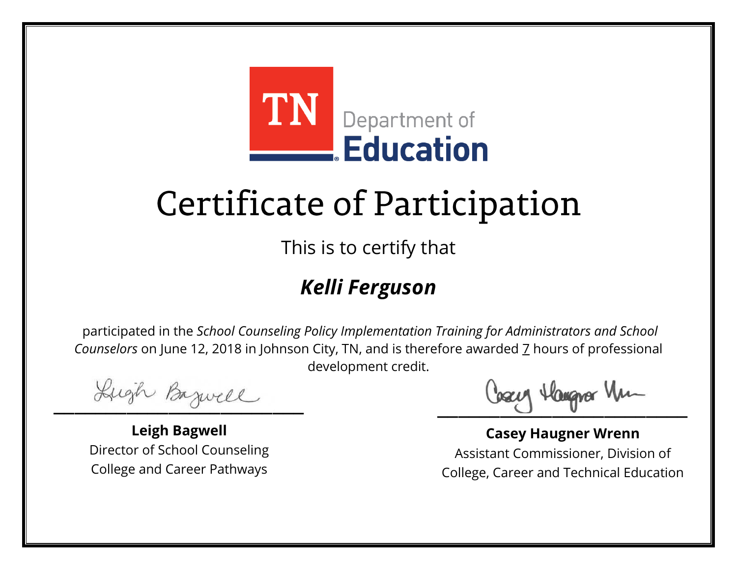TN Department of Education

# Certificate of Participation

This is to certify that

## *Kelli Ferguson*

participated in the *School Counseling Policy Implementation Training for Administrators and School Counselors* on June 12, 2018 in Johnson City, TN, and is therefore awarded 7 hours of professional development credit.

**Leigh Bagwell**
Director of School Counseling
College and Career Pathways

**Casey Haugner Wrenn**
Assistant Commissioner, Division of
College, Career and Technical Education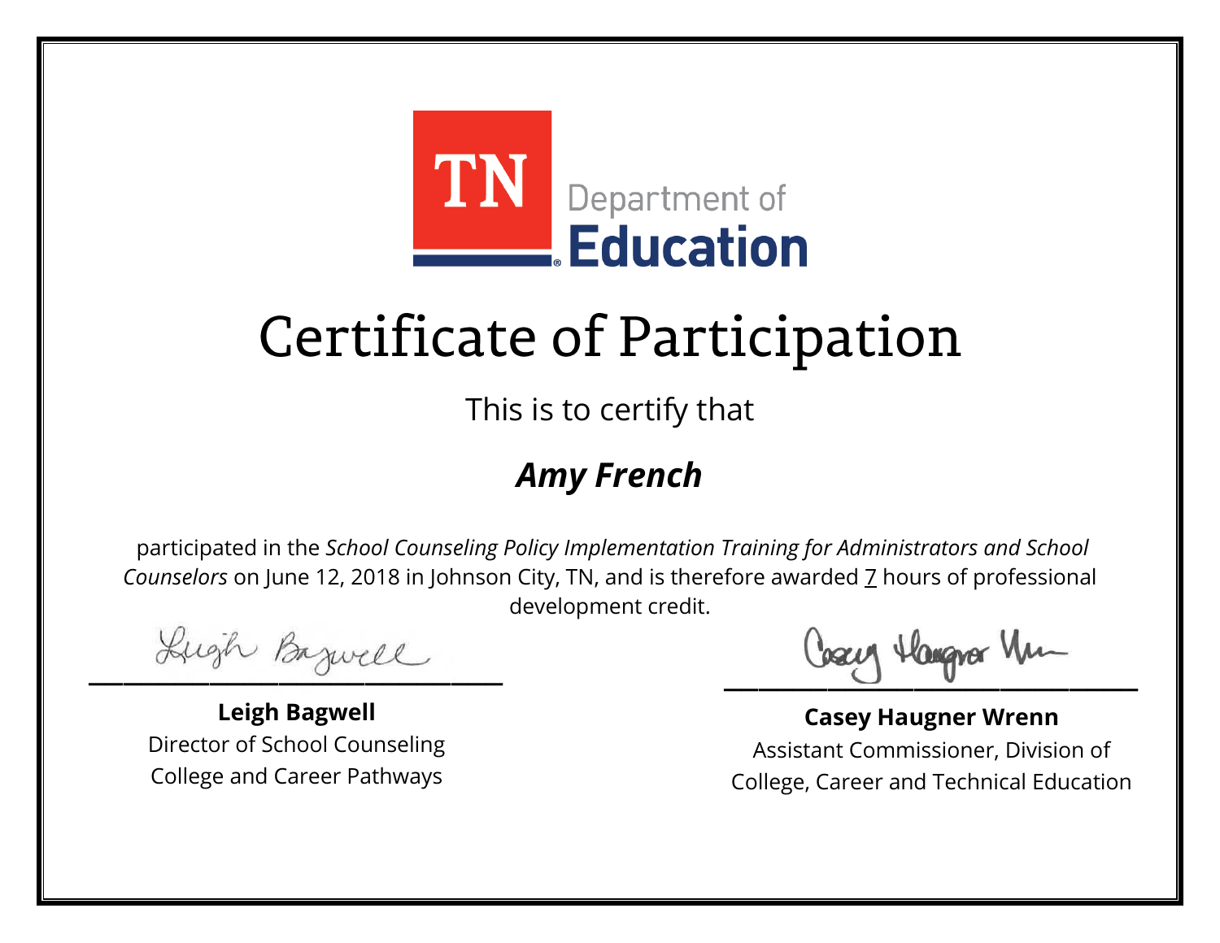TN Department of Education

# Certificate of Participation

This is to certify that

## *Amy French*

participated in the *School Counseling Policy Implementation Training for Administrators and School Counselors* on June 12, 2018 in Johnson City, TN, and is therefore awarded 7 hours of professional development credit.

**Leigh Bagwell**
Director of School Counseling
College and Career Pathways

**Casey Haugner Wrenn**
Assistant Commissioner, Division of
College, Career and Technical Education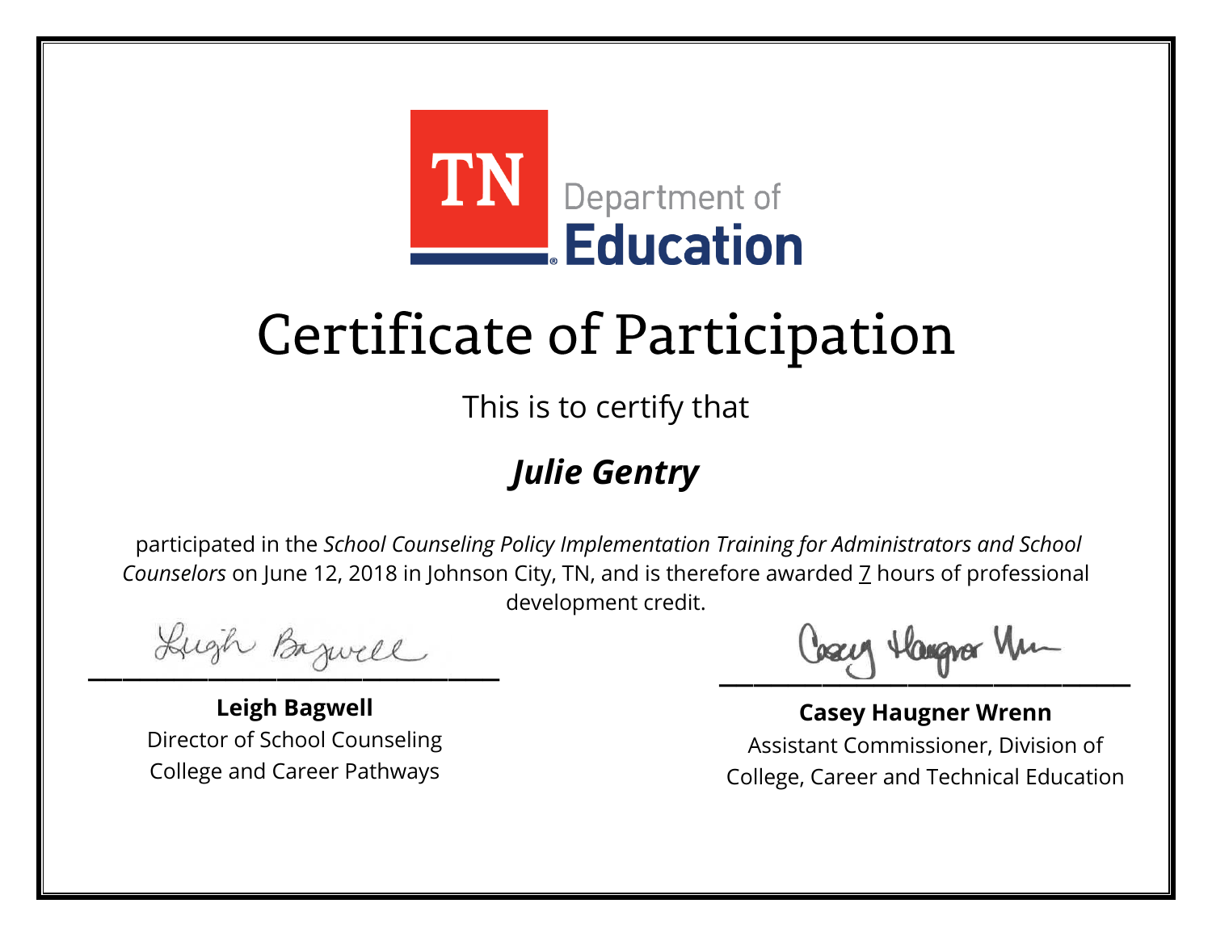TN Department of Education

# Certificate of Participation

This is to certify that

## *Julie Gentry*

participated in the *School Counseling Policy Implementation Training for Administrators and School Counselors* on June 12, 2018 in Johnson City, TN, and is therefore awarded 7 hours of professional development credit.

**Leigh Bagwell**
Director of School Counseling
College and Career Pathways

**Casey Haugner Wrenn**
Assistant Commissioner, Division of
College, Career and Technical Education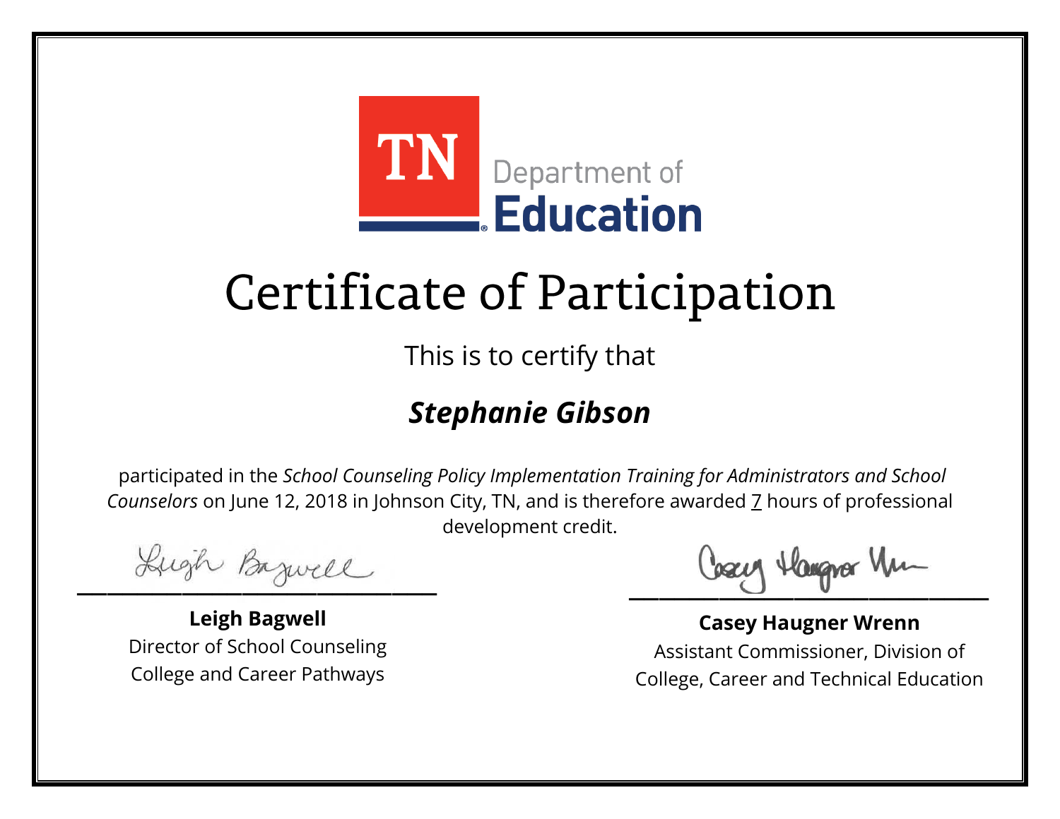TN Department of Education

# Certificate of Participation

This is to certify that

## ***Stephanie Gibson***

participated in the *School Counseling Policy Implementation Training for Administrators and School Counselors* on June 12, 2018 in Johnson City, TN, and is therefore awarded 7 hours of professional development credit.

**Leigh Bagwell**
Director of School Counseling
College and Career Pathways

**Casey Haugner Wrenn**
Assistant Commissioner, Division of College, Career and Technical Education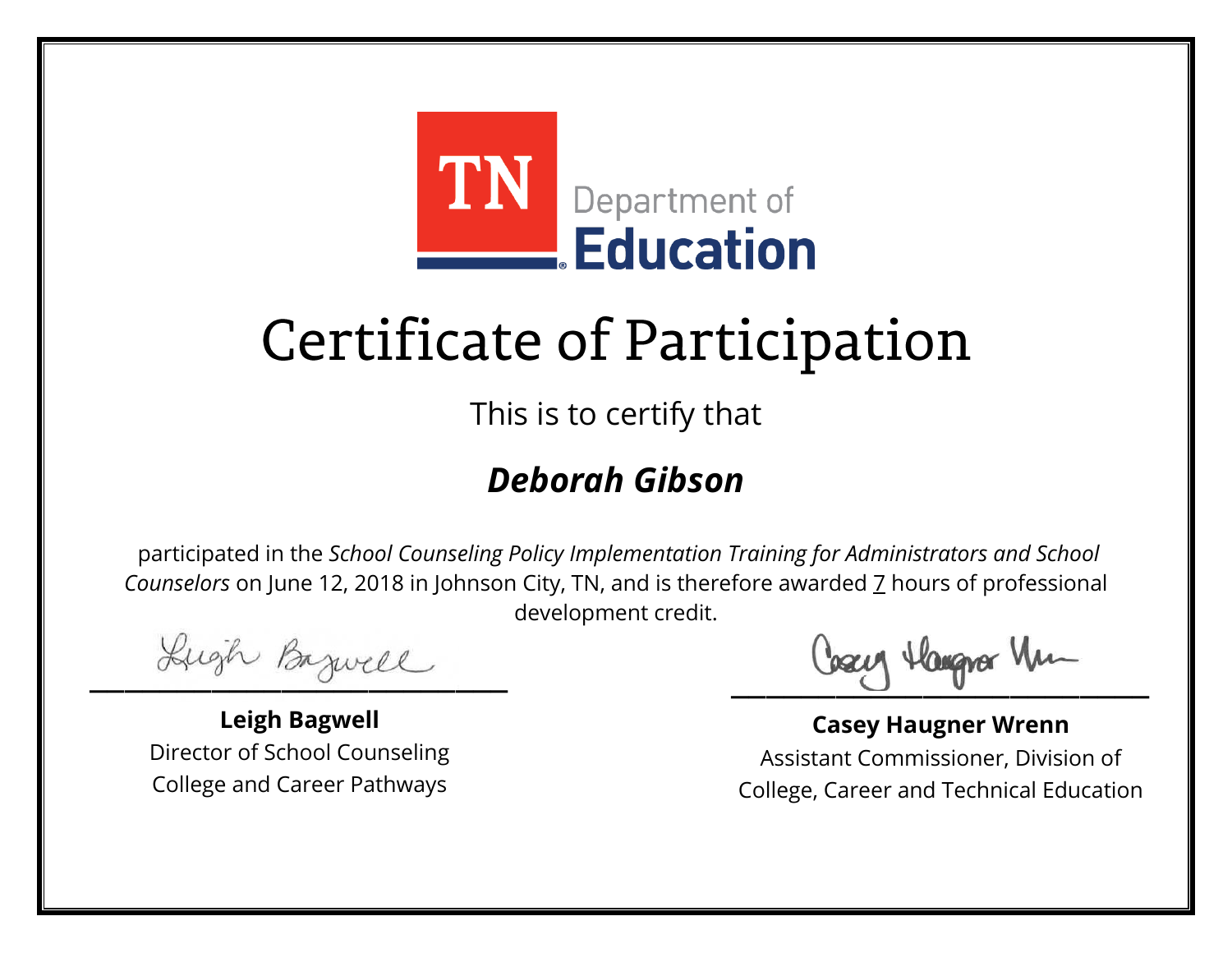TN Department of Education

# Certificate of Participation

This is to certify that

## ***Deborah Gibson***

participated in the *School Counseling Policy Implementation Training for Administrators and School Counselors* on June 12, 2018 in Johnson City, TN, and is therefore awarded 7 hours of professional development credit.

**Leigh Bagwell**
Director of School Counseling
College and Career Pathways

**Casey Haugner Wrenn**
Assistant Commissioner, Division of
College, Career and Technical Education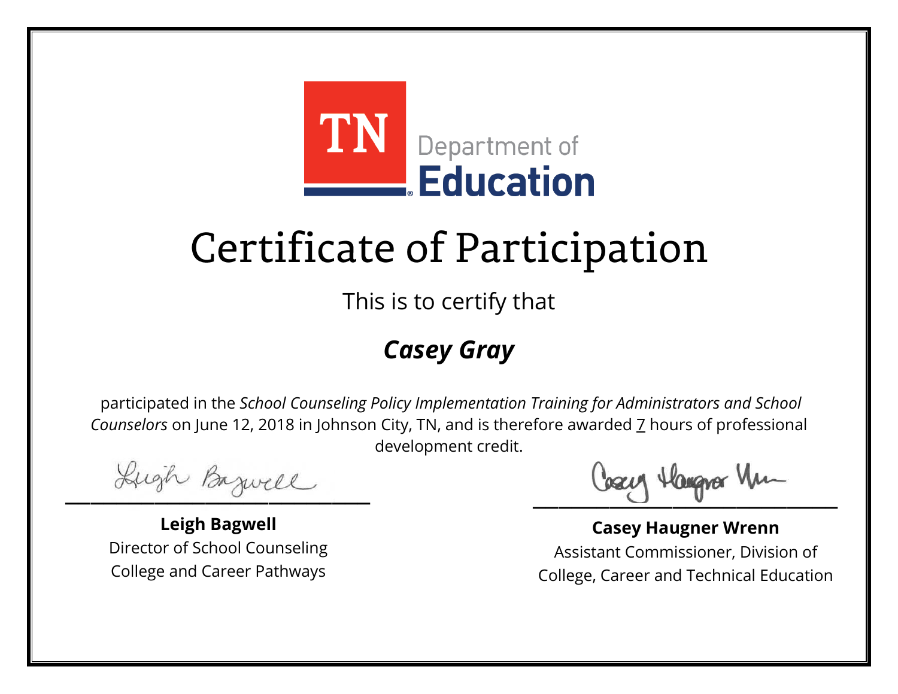TN Department of Education

# Certificate of Participation

This is to certify that

***Casey Gray***

participated in the *School Counseling Policy Implementation Training for Administrators and School Counselors* on June 12, 2018 in Johnson City, TN, and is therefore awarded 7 hours of professional development credit.

**Leigh Bagwell**
Director of School Counseling
College and Career Pathways

**Casey Haugner Wrenn**
Assistant Commissioner, Division of
College, Career and Technical Education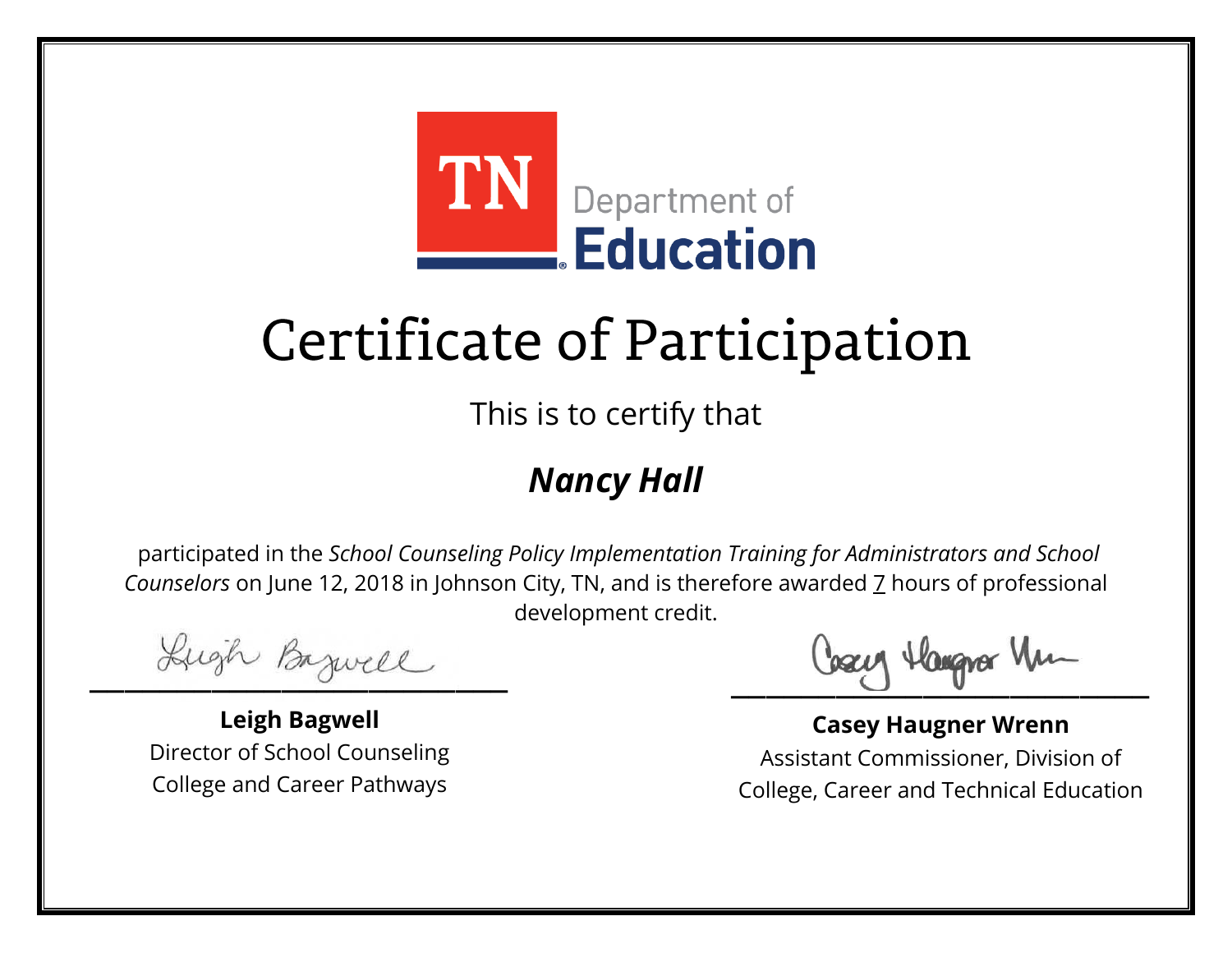TN Department of Education

# Certificate of Participation

This is to certify that

## *Nancy Hall*

participated in the *School Counseling Policy Implementation Training for Administrators and School Counselors* on June 12, 2018 in Johnson City, TN, and is therefore awarded 7 hours of professional development credit.

**Leigh Bagwell**
Director of School Counseling
College and Career Pathways

**Casey Haugner Wrenn**
Assistant Commissioner, Division of
College, Career and Technical Education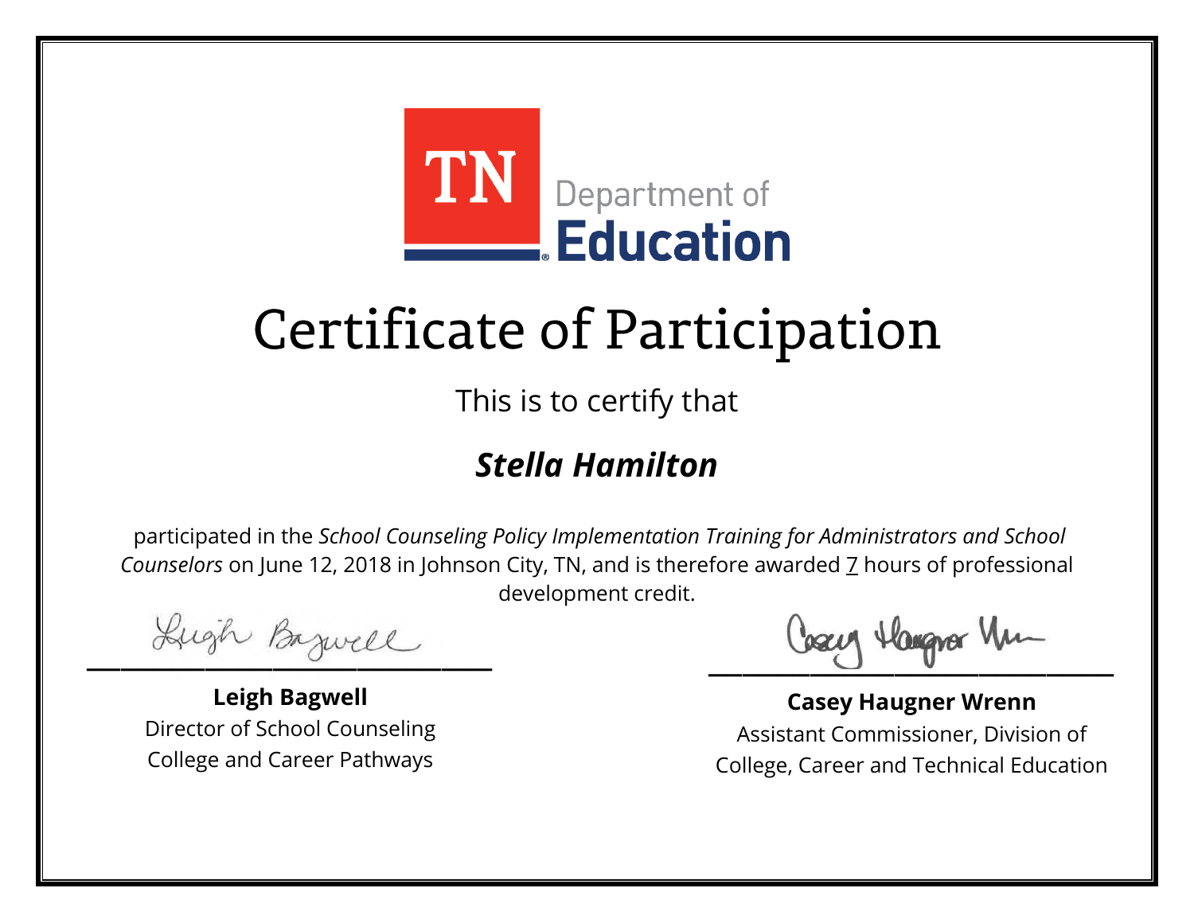TN Department of Education

# Certificate of Participation

This is to certify that

## ***Stella Hamilton***

participated in the *School Counseling Policy Implementation Training for Administrators and School Counselors* on June 12, 2018 in Johnson City, TN, and is therefore awarded 7 hours of professional development credit.

**Leigh Bagwell**
Director of School Counseling
College and Career Pathways

**Casey Haugner Wrenn**
Assistant Commissioner, Division of College, Career and Technical Education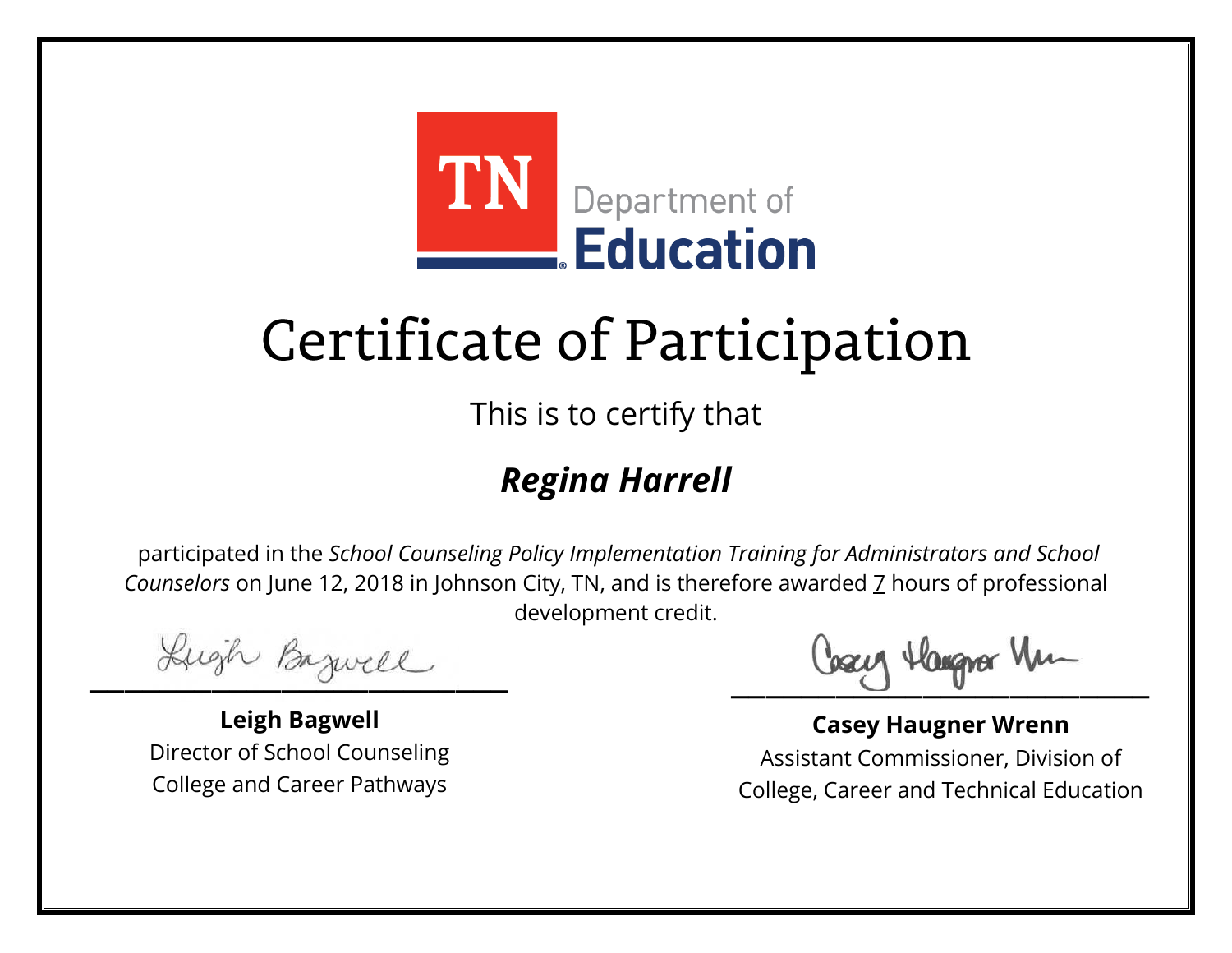TN Department of Education

# Certificate of Participation

This is to certify that

## ***Regina Harrell***

participated in the *School Counseling Policy Implementation Training for Administrators and School Counselors* on June 12, 2018 in Johnson City, TN, and is therefore awarded 7 hours of professional development credit.

**Leigh Bagwell**
Director of School Counseling
College and Career Pathways

**Casey Haugner Wrenn**
Assistant Commissioner, Division of
College, Career and Technical Education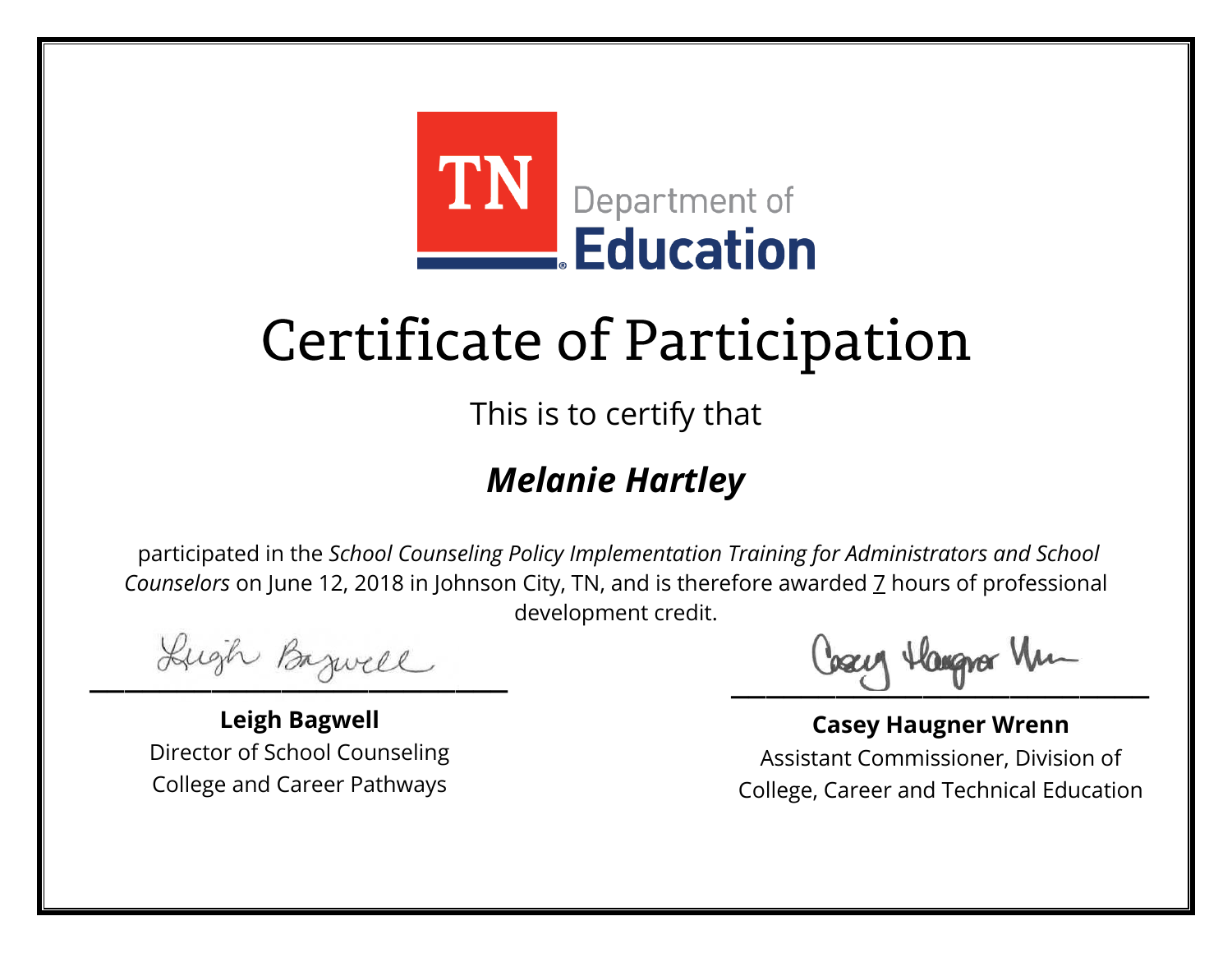TN Department of Education

# Certificate of Participation

This is to certify that

## ***Melanie Hartley***

participated in the *School Counseling Policy Implementation Training for Administrators and School Counselors* on June 12, 2018 in Johnson City, TN, and is therefore awarded 7 hours of professional development credit.

**Leigh Bagwell**
Director of School Counseling
College and Career Pathways

**Casey Haugner Wrenn**
Assistant Commissioner, Division of College, Career and Technical Education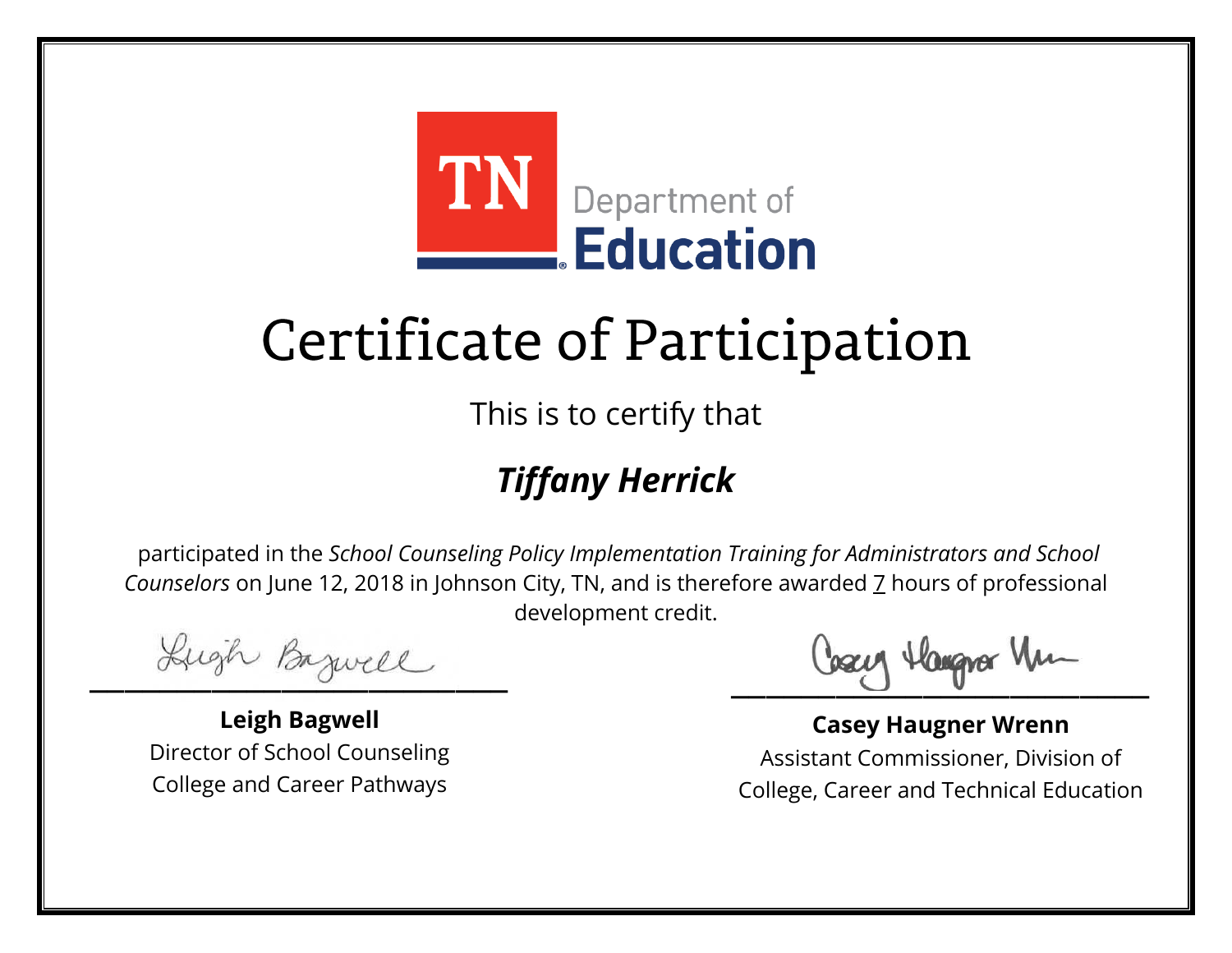TN Department of Education

# Certificate of Participation

This is to certify that

## *Tiffany Herrick*

participated in the *School Counseling Policy Implementation Training for Administrators and School Counselors* on June 12, 2018 in Johnson City, TN, and is therefore awarded 7 hours of professional development credit.

**Leigh Bagwell**
Director of School Counseling
College and Career Pathways

**Casey Haugner Wrenn**
Assistant Commissioner, Division of
College, Career and Technical Education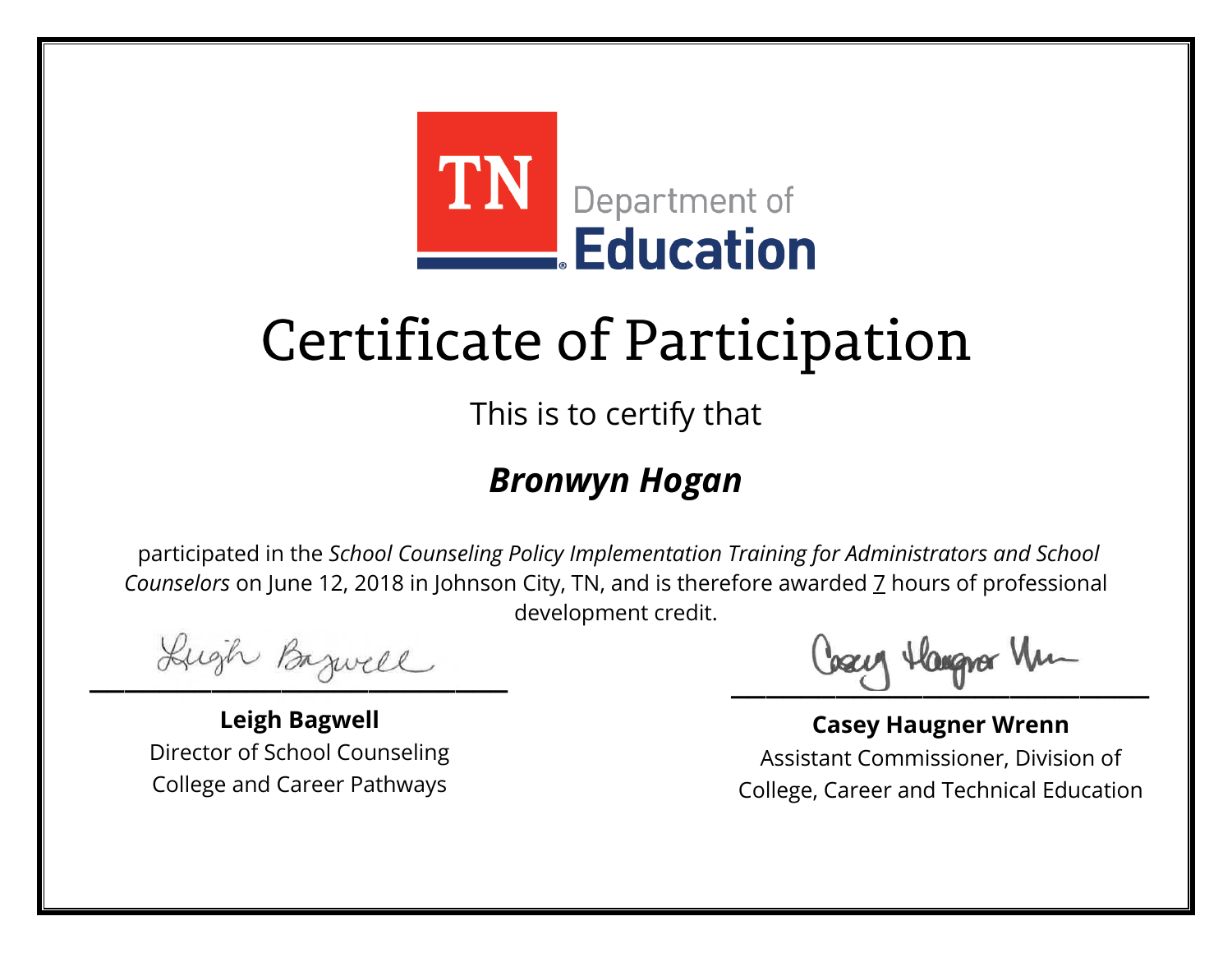TN Department of **Education**

# Certificate of Participation

This is to certify that

## ***Bronwyn Hogan***

participated in the *School Counseling Policy Implementation Training for Administrators and School Counselors* on June 12, 2018 in Johnson City, TN, and is therefore awarded 7 hours of professional development credit.

**Leigh Bagwell**
Director of School Counseling
College and Career Pathways

**Casey Haugner Wrenn**
Assistant Commissioner, Division of
College, Career and Technical Education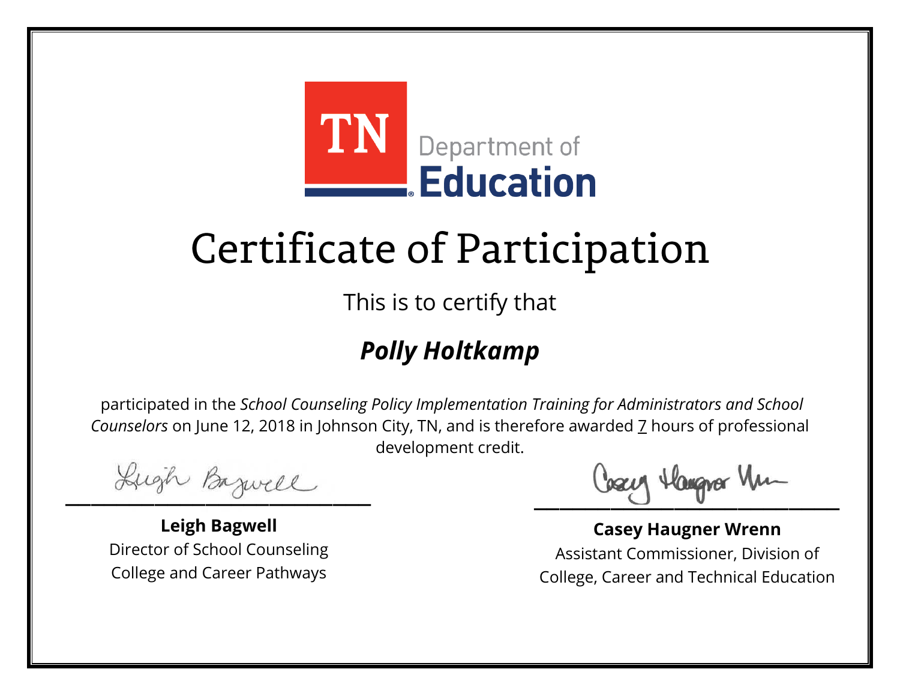TN Department of Education

# Certificate of Participation

This is to certify that

## ***Polly Holtkamp***

participated in the *School Counseling Policy Implementation Training for Administrators and School Counselors* on June 12, 2018 in Johnson City, TN, and is therefore awarded 7 hours of professional development credit.

**Leigh Bagwell**
Director of School Counseling
College and Career Pathways

**Casey Haugner Wrenn**
Assistant Commissioner, Division of College, Career and Technical Education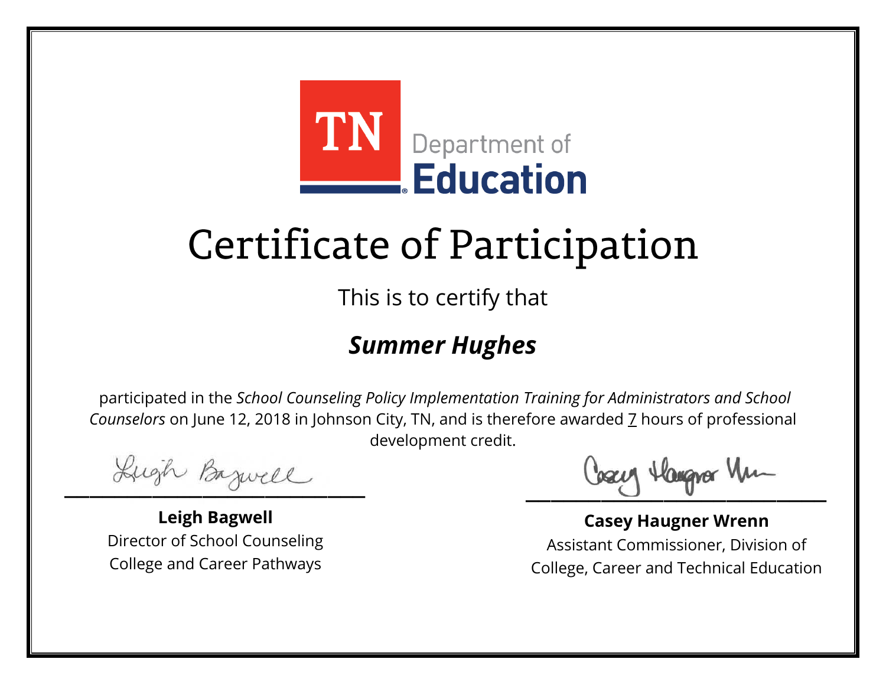TN Department of Education

# Certificate of Participation

This is to certify that

***Summer Hughes***

participated in the *School Counseling Policy Implementation Training for Administrators and School Counselors* on June 12, 2018 in Johnson City, TN, and is therefore awarded 7 hours of professional development credit.

**Leigh Bagwell**
Director of School Counseling
College and Career Pathways

**Casey Haugner Wrenn**
Assistant Commissioner, Division of College, Career and Technical Education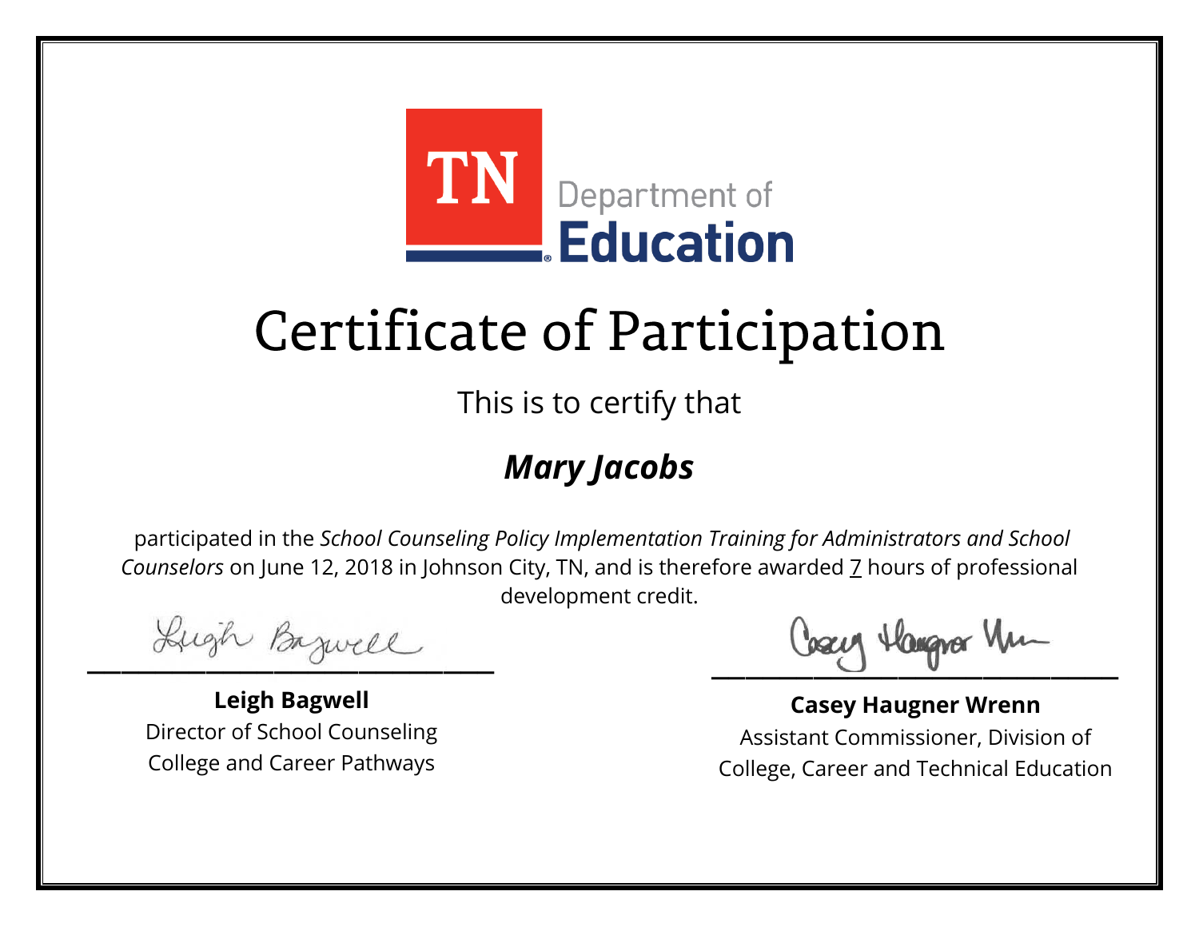TN Department of Education

# Certificate of Participation

This is to certify that

***Mary Jacobs***

participated in the *School Counseling Policy Implementation Training for Administrators and School Counselors* on June 12, 2018 in Johnson City, TN, and is therefore awarded 7 hours of professional development credit.

**Leigh Bagwell**
Director of School Counseling
College and Career Pathways

**Casey Haugner Wrenn**
Assistant Commissioner, Division of
College, Career and Technical Education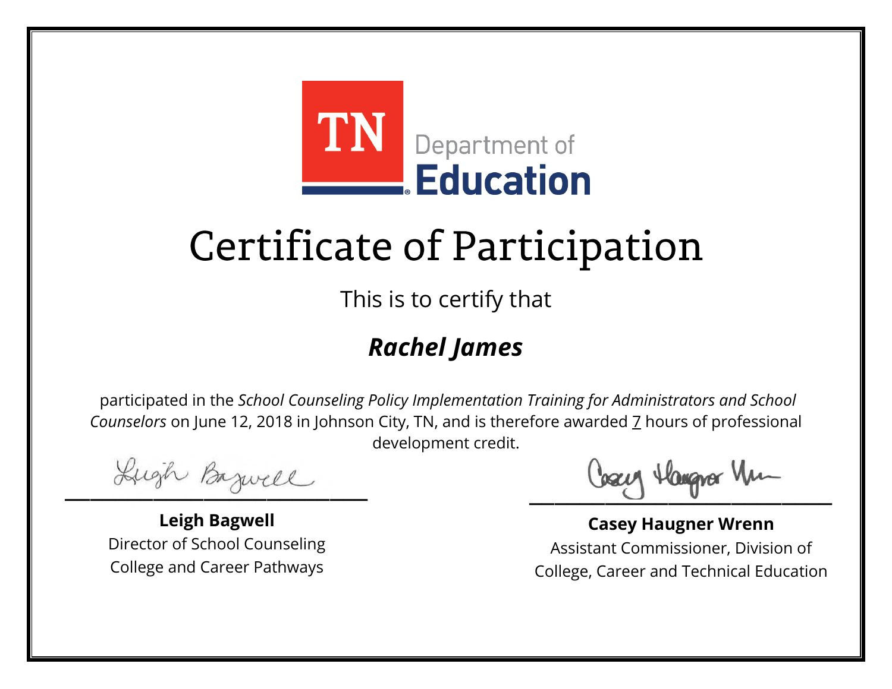TN Department of Education

# Certificate of Participation

This is to certify that

## ***Rachel James***

participated in the *School Counseling Policy Implementation Training for Administrators and School Counselors* on June 12, 2018 in Johnson City, TN, and is therefore awarded 7 hours of professional development credit.

**Leigh Bagwell**
Director of School Counseling
College and Career Pathways

**Casey Haugner Wrenn**
Assistant Commissioner, Division of College, Career and Technical Education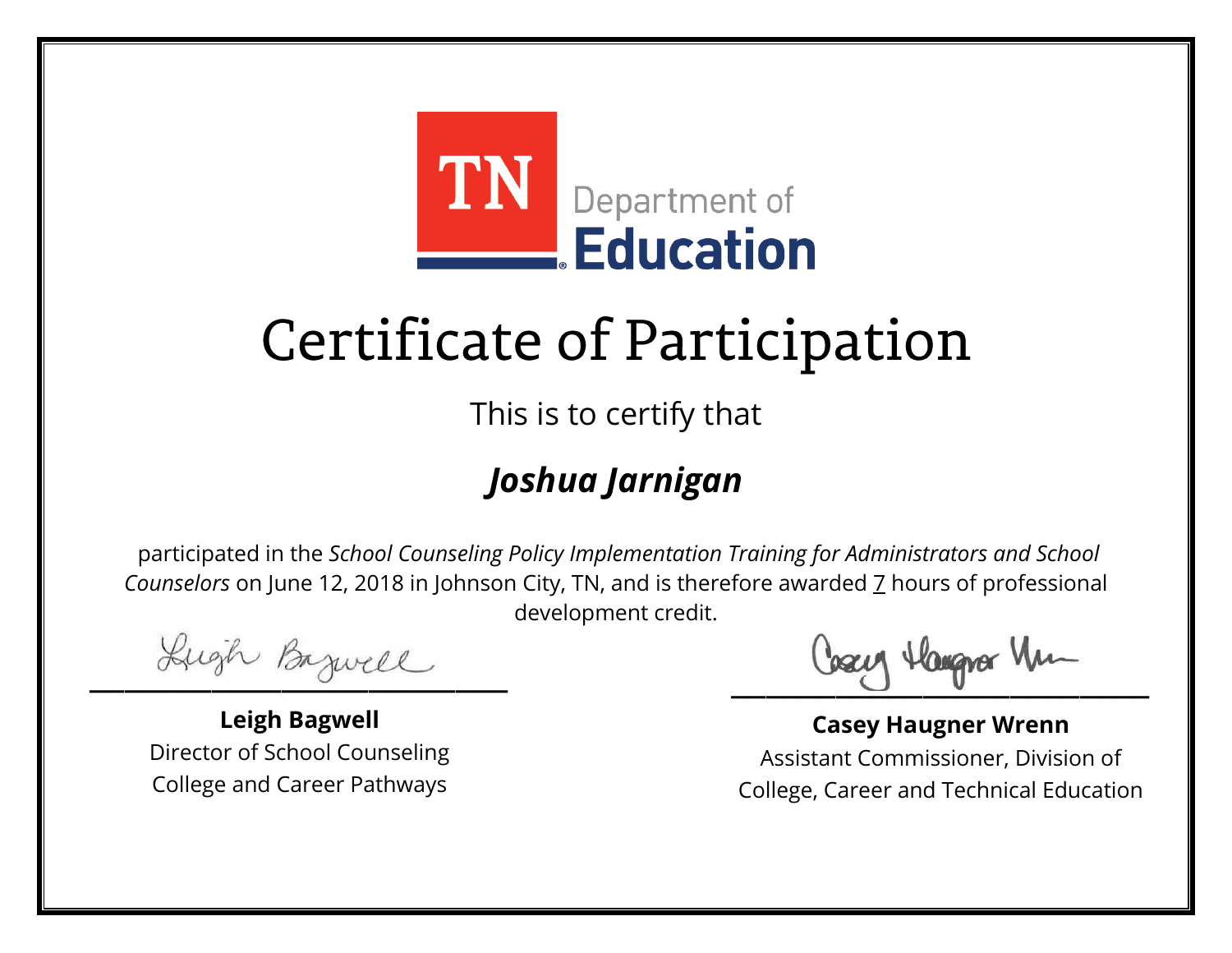TN Department of Education

# Certificate of Participation

This is to certify that

## *Joshua Jarnigan*

participated in the *School Counseling Policy Implementation Training for Administrators and School Counselors* on June 12, 2018 in Johnson City, TN, and is therefore awarded 7 hours of professional development credit.

**Leigh Bagwell**
Director of School Counseling
College and Career Pathways

**Casey Haugner Wrenn**
Assistant Commissioner, Division of College, Career and Technical Education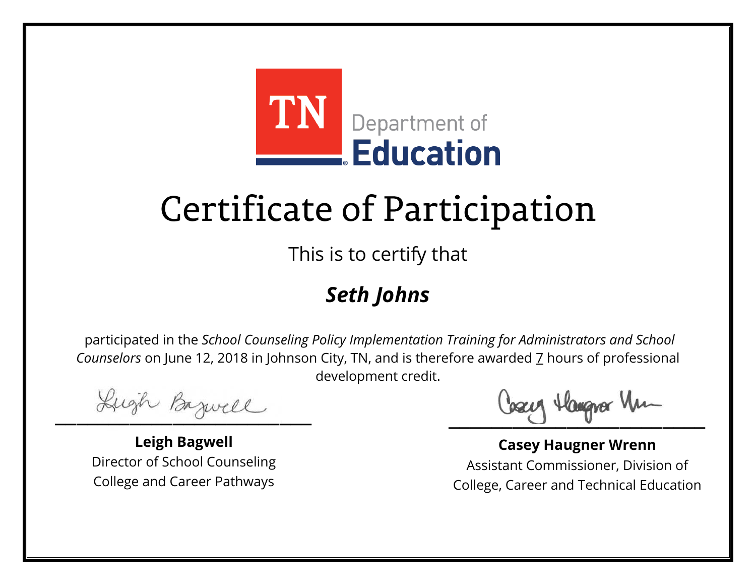TN Department of Education

# Certificate of Participation

This is to certify that

## ***Seth Johns***

participated in the *School Counseling Policy Implementation Training for Administrators and School Counselors* on June 12, 2018 in Johnson City, TN, and is therefore awarded 7 hours of professional development credit.

**Leigh Bagwell**
Director of School Counseling
College and Career Pathways

**Casey Haugner Wrenn**
Assistant Commissioner, Division of
College, Career and Technical Education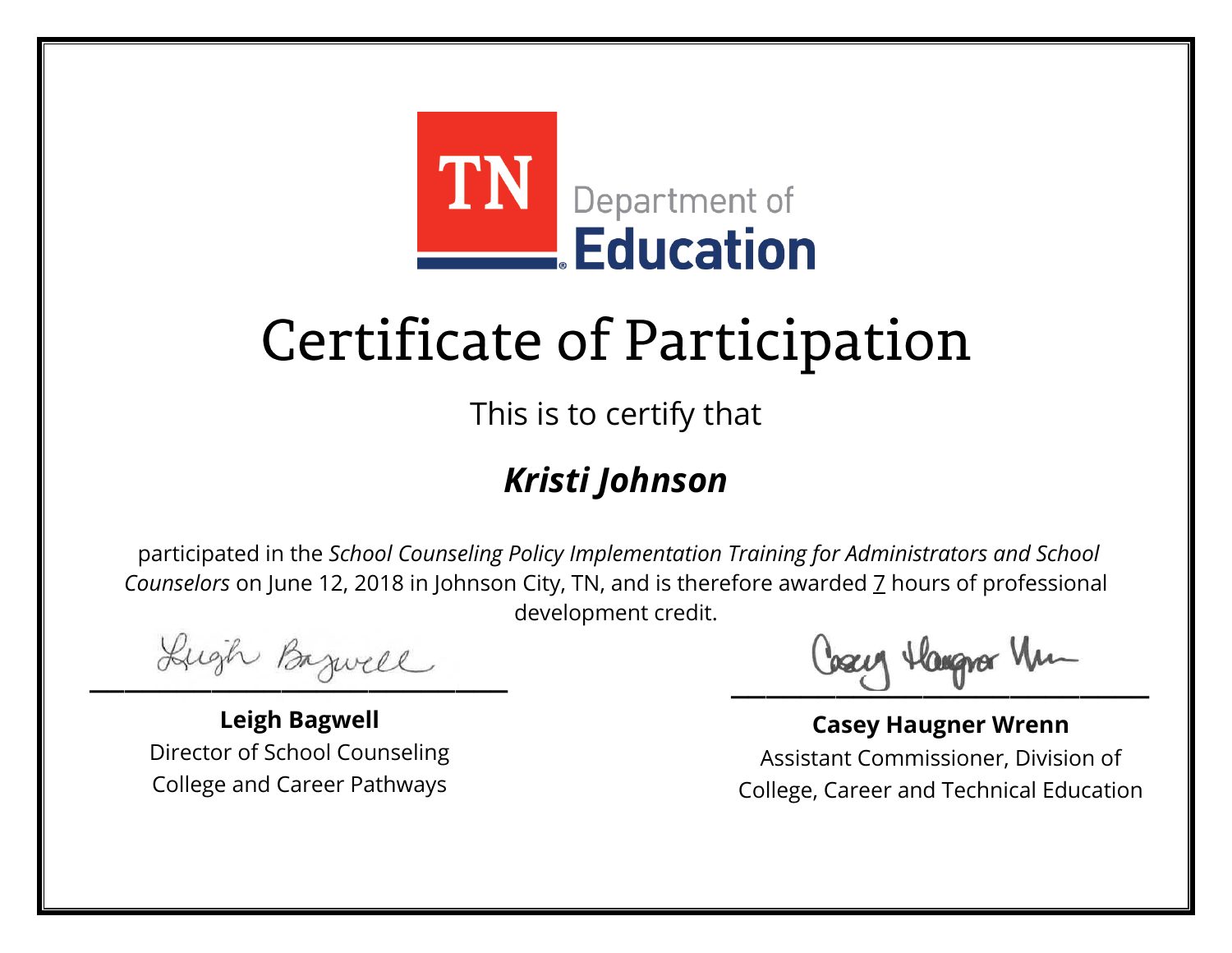TN Department of Education

# Certificate of Participation

This is to certify that

## *Kristi Johnson*

participated in the *School Counseling Policy Implementation Training for Administrators and School Counselors* on June 12, 2018 in Johnson City, TN, and is therefore awarded 7 hours of professional development credit.

**Leigh Bagwell**
Director of School Counseling
College and Career Pathways

**Casey Haugner Wrenn**
Assistant Commissioner, Division of
College, Career and Technical Education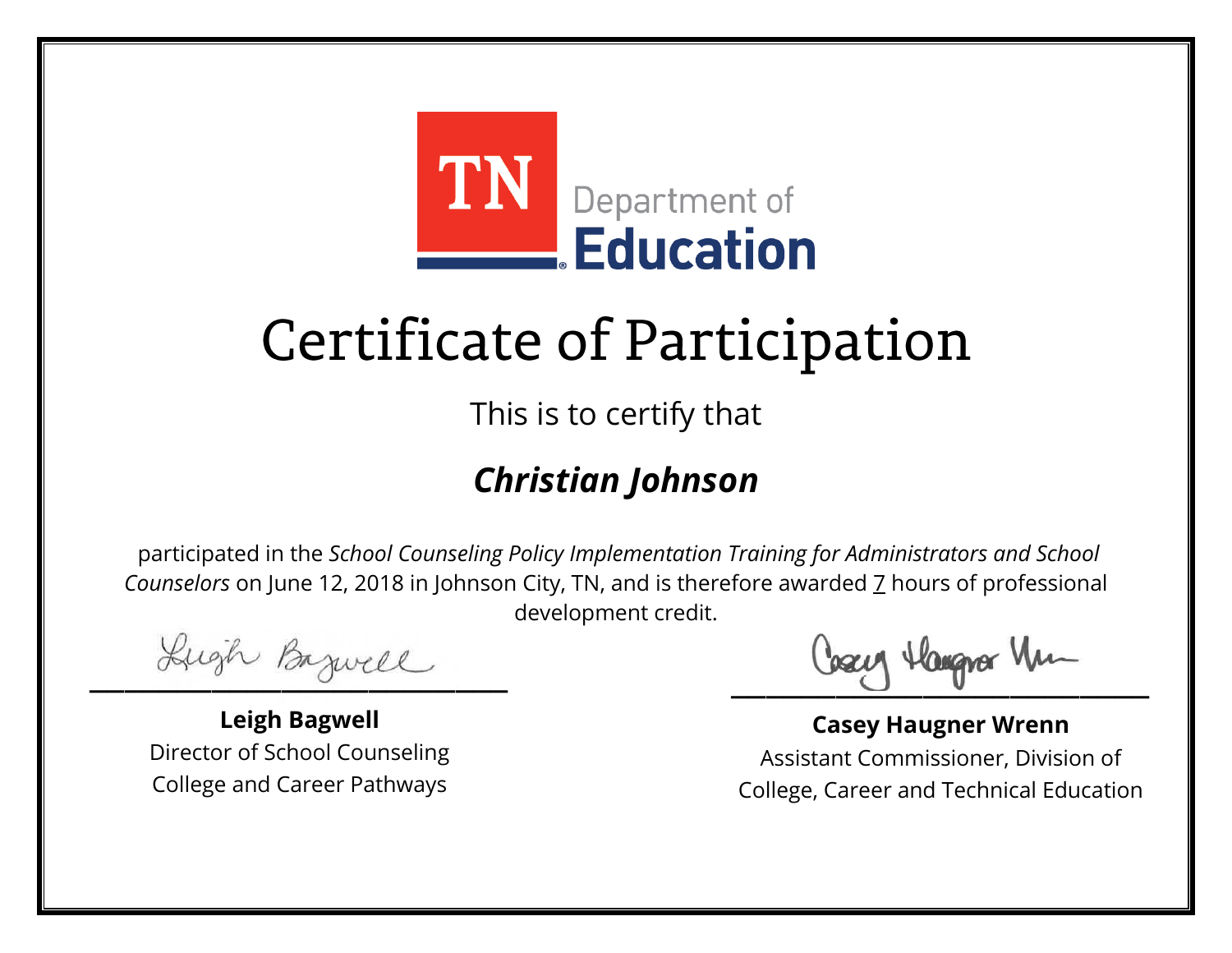TN Department of Education

# Certificate of Participation

This is to certify that

## ***Christian Johnson***

participated in the *School Counseling Policy Implementation Training for Administrators and School Counselors* on June 12, 2018 in Johnson City, TN, and is therefore awarded 7 hours of professional development credit.

**Leigh Bagwell**
Director of School Counseling
College and Career Pathways

**Casey Haugner Wrenn**
Assistant Commissioner, Division of College, Career and Technical Education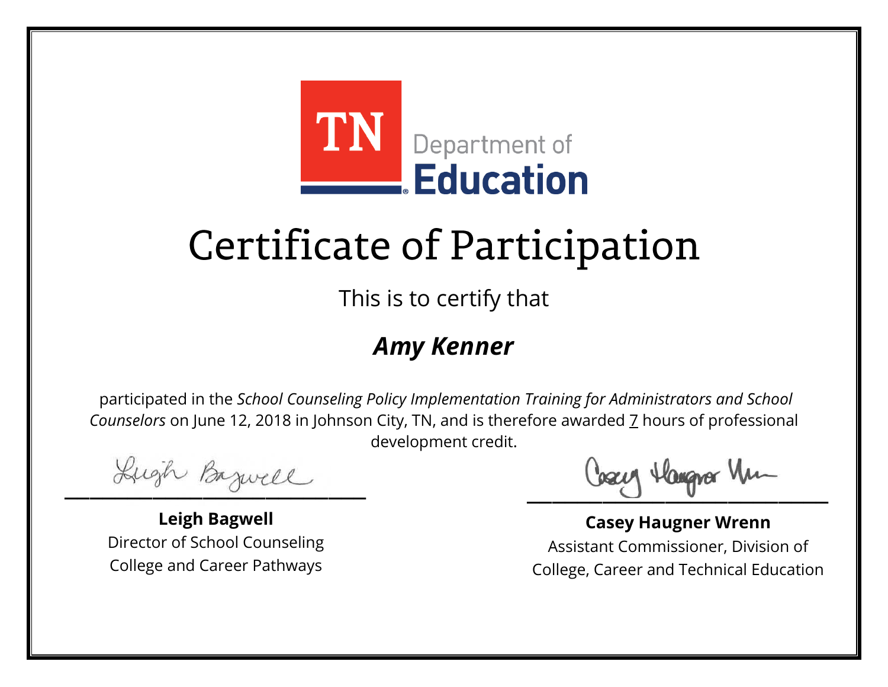TN Department of Education

# Certificate of Participation

This is to certify that

***Amy Kenner***

participated in the *School Counseling Policy Implementation Training for Administrators and School Counselors* on June 12, 2018 in Johnson City, TN, and is therefore awarded 7 hours of professional development credit.

**Leigh Bagwell**
Director of School Counseling
College and Career Pathways

**Casey Haugner Wrenn**
Assistant Commissioner, Division of
College, Career and Technical Education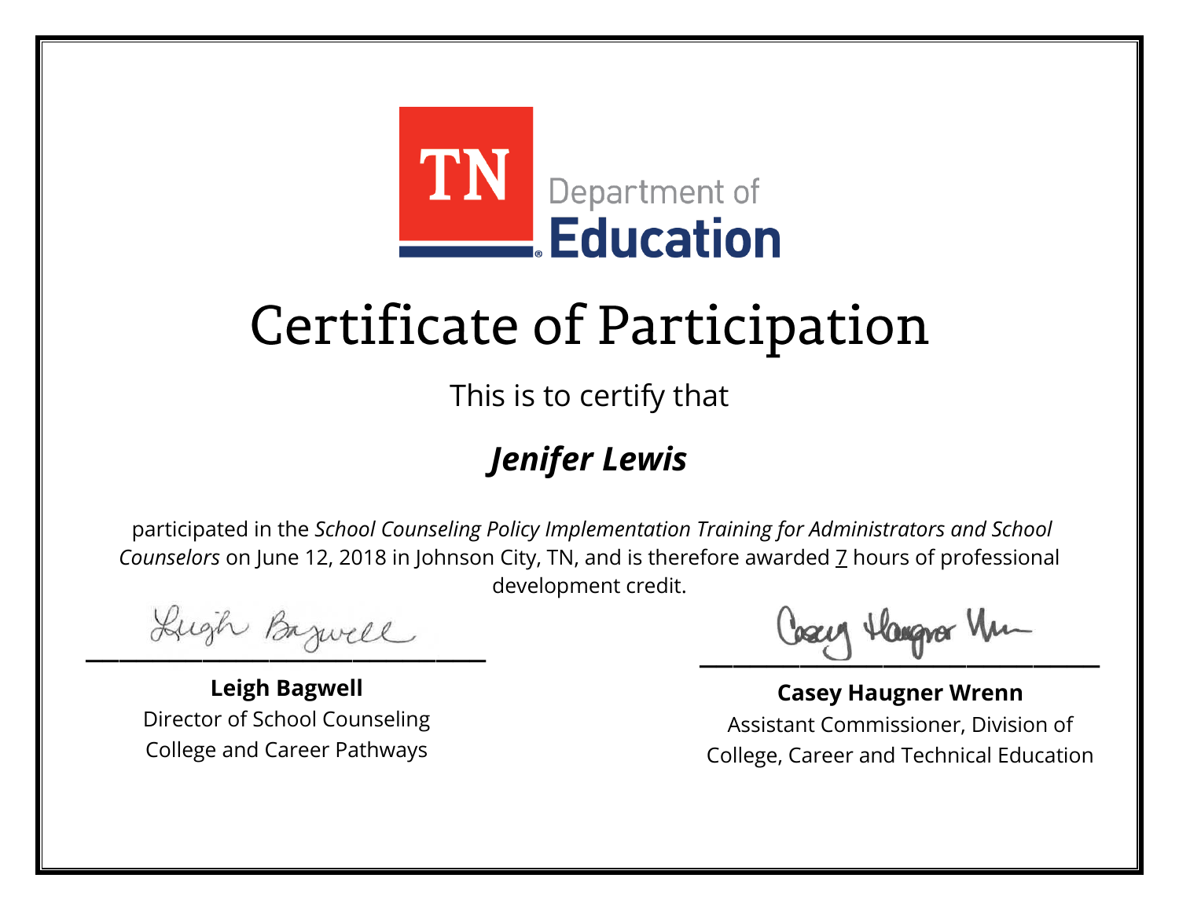TN Department of Education

# Certificate of Participation

This is to certify that

## *Jenifer Lewis*

participated in the *School Counseling Policy Implementation Training for Administrators and School Counselors* on June 12, 2018 in Johnson City, TN, and is therefore awarded 7 hours of professional development credit.

**Leigh Bagwell**
Director of School Counseling
College and Career Pathways

**Casey Haugner Wrenn**
Assistant Commissioner, Division of
College, Career and Technical Education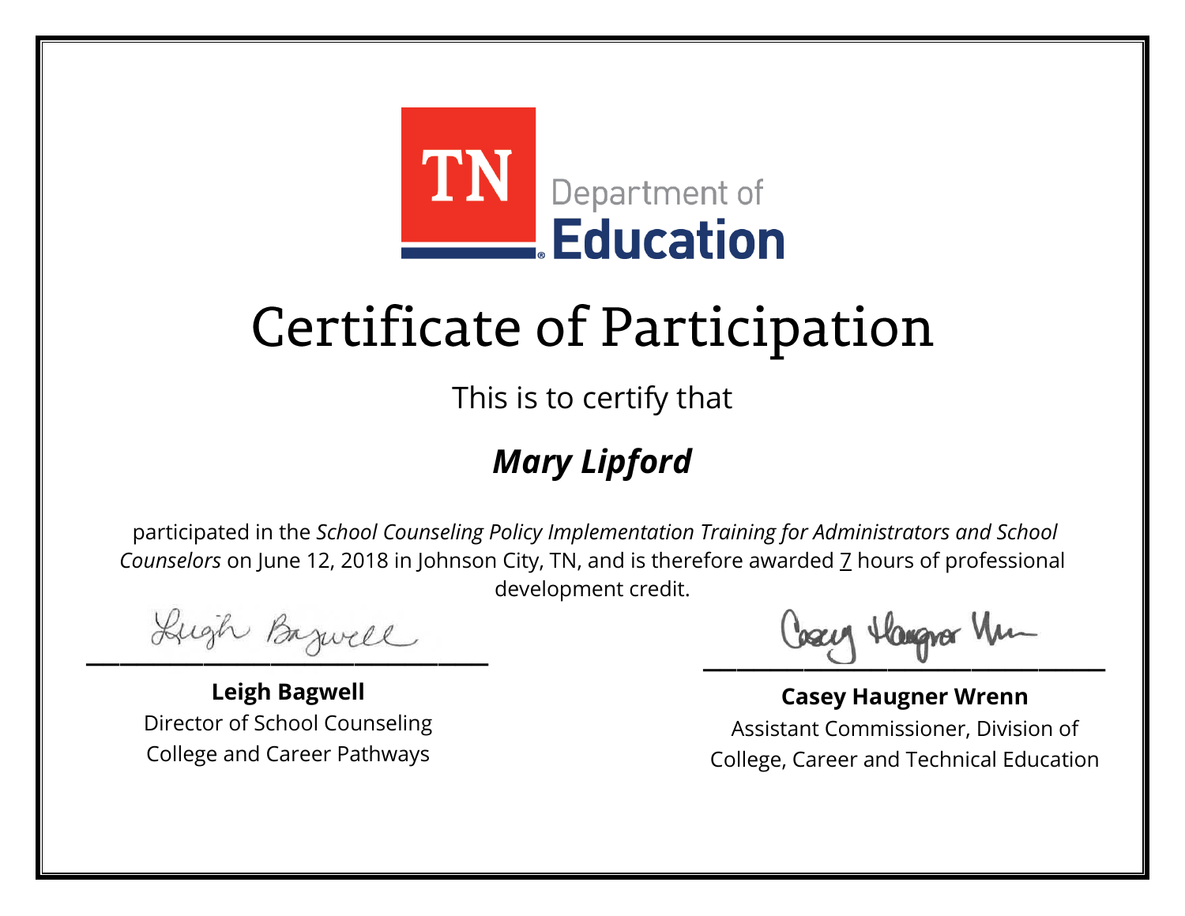TN Department of **Education**

# Certificate of Participation

This is to certify that

## ***Mary Lipford***

participated in the *School Counseling Policy Implementation Training for Administrators and School Counselors* on June 12, 2018 in Johnson City, TN, and is therefore awarded 7 hours of professional development credit.

**Leigh Bagwell**
Director of School Counseling
College and Career Pathways

**Casey Haugner Wrenn**
Assistant Commissioner, Division of
College, Career and Technical Education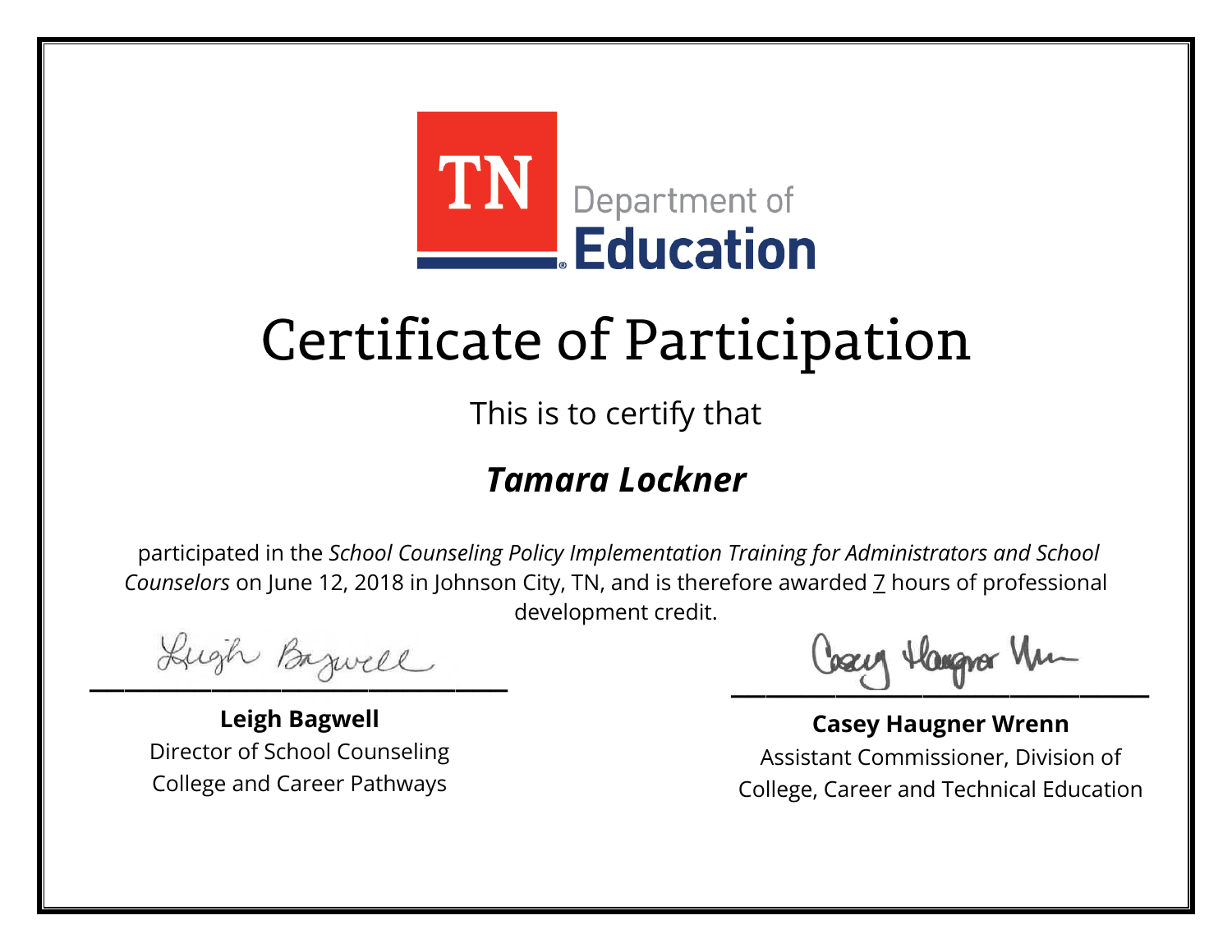TN Department of **Education**

# Certificate of Participation

This is to certify that

## ***Tamara Lockner***

participated in the *School Counseling Policy Implementation Training for Administrators and School Counselors* on June 12, 2018 in Johnson City, TN, and is therefore awarded 7 hours of professional development credit.

**Leigh Bagwell**
Director of School Counseling
College and Career Pathways

**Casey Haugner Wrenn**
Assistant Commissioner, Division of College, Career and Technical Education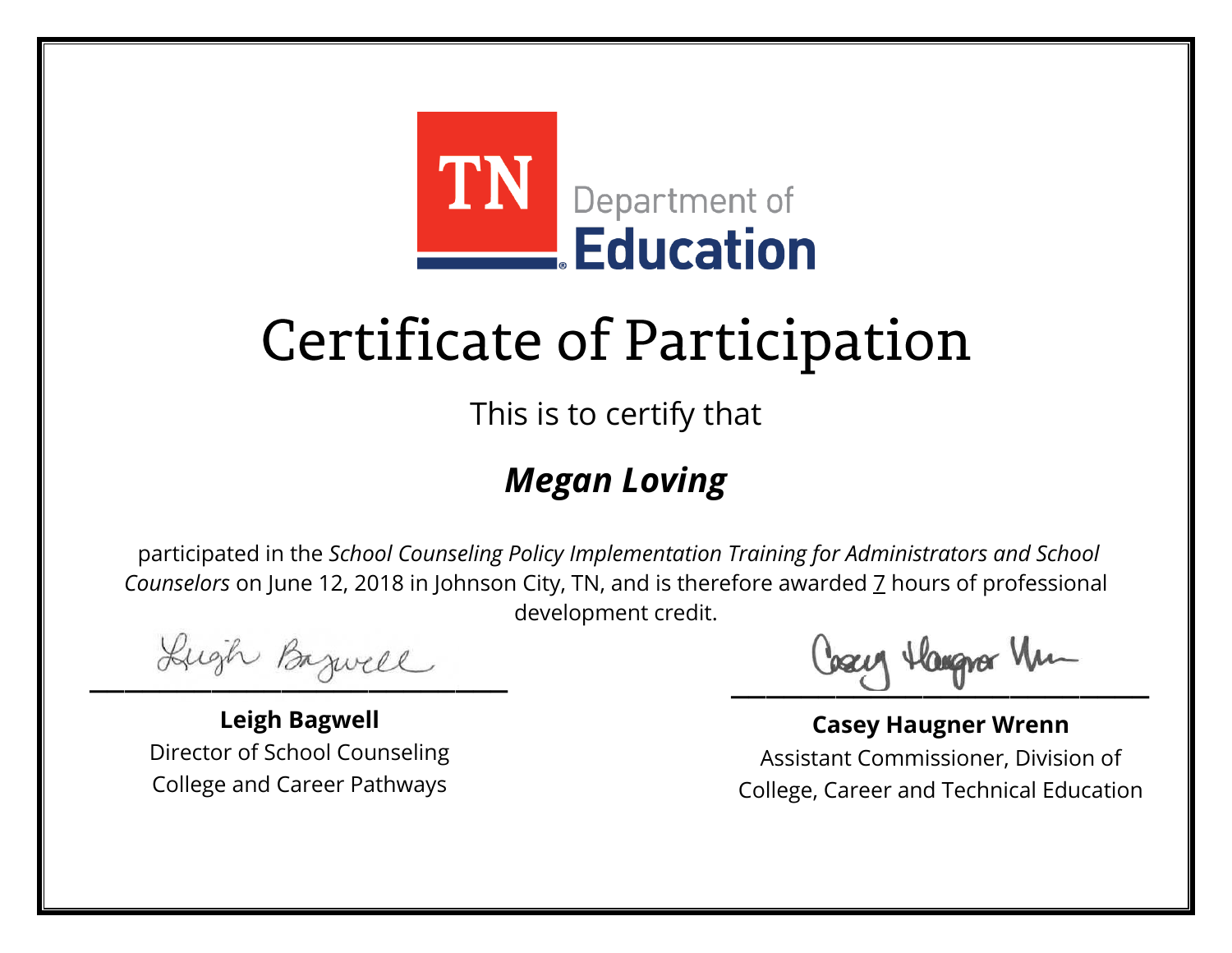TN Department of Education

# Certificate of Participation

This is to certify that

***Megan Loving***

participated in the *School Counseling Policy Implementation Training for Administrators and School Counselors* on June 12, 2018 in Johnson City, TN, and is therefore awarded 7 hours of professional development credit.

**Leigh Bagwell**
Director of School Counseling
College and Career Pathways

**Casey Haugner Wrenn**
Assistant Commissioner, Division of College, Career and Technical Education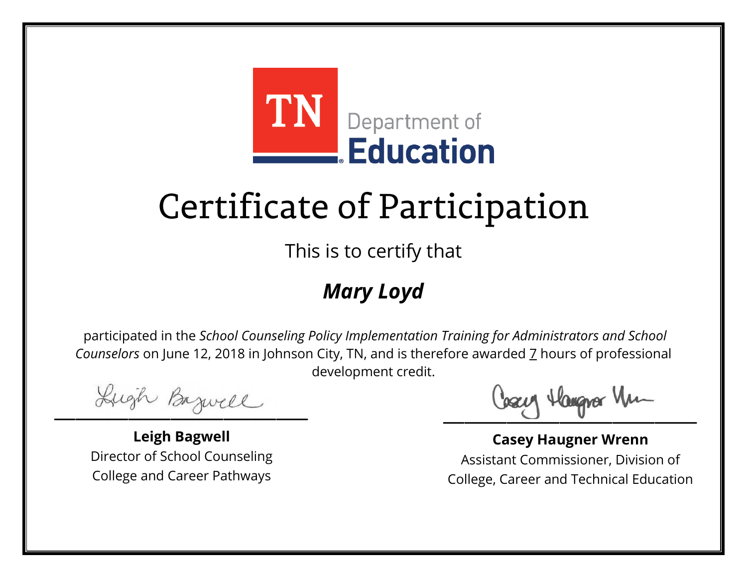TN Department of Education

# Certificate of Participation

This is to certify that

## *Mary Loyd*

participated in the *School Counseling Policy Implementation Training for Administrators and School Counselors* on June 12, 2018 in Johnson City, TN, and is therefore awarded 7 hours of professional development credit.

**Leigh Bagwell**
Director of School Counseling
College and Career Pathways

**Casey Haugner Wrenn**
Assistant Commissioner, Division of College, Career and Technical Education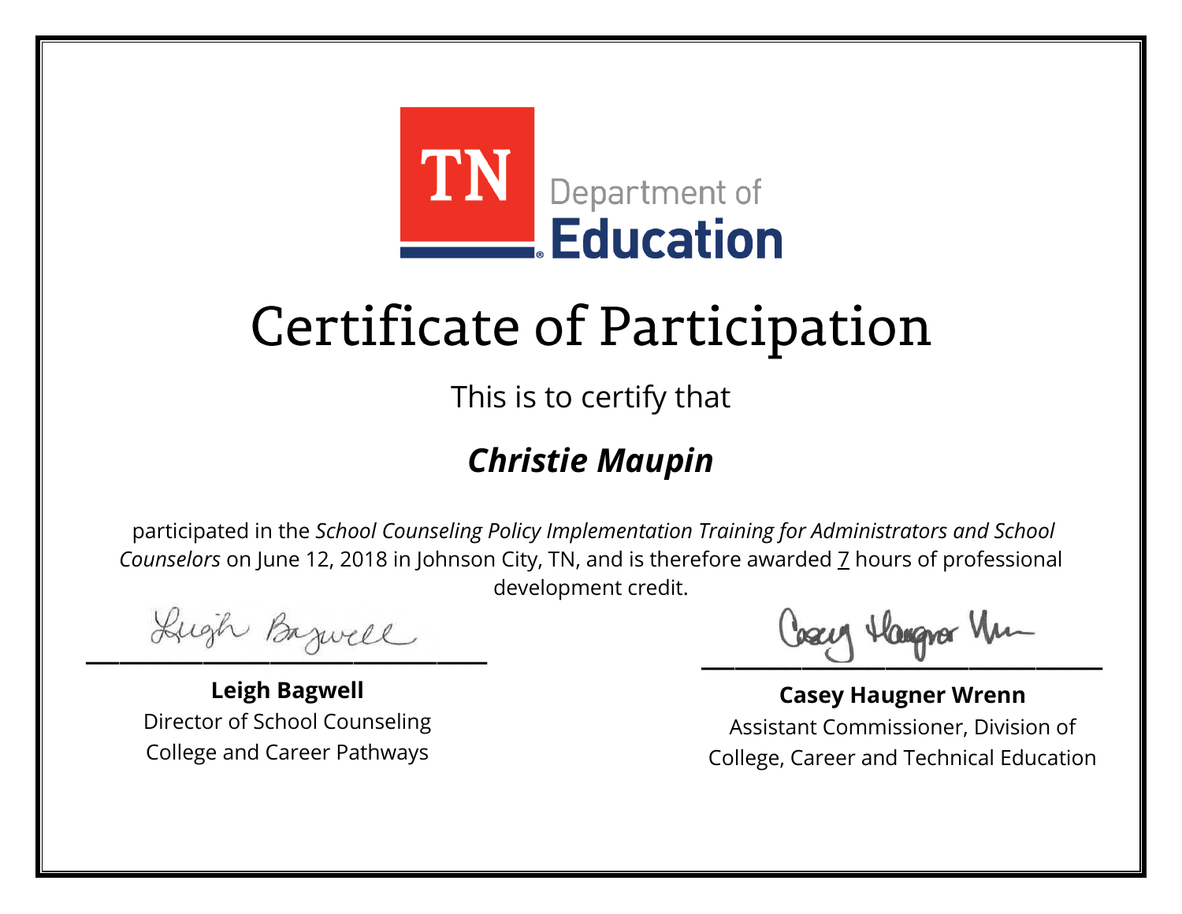TN Department of Education

# Certificate of Participation

This is to certify that

## ***Christie Maupin***

participated in the *School Counseling Policy Implementation Training for Administrators and School Counselors* on June 12, 2018 in Johnson City, TN, and is therefore awarded 7 hours of professional development credit.

**Leigh Bagwell**
Director of School Counseling
College and Career Pathways

**Casey Haugner Wrenn**
Assistant Commissioner, Division of College, Career and Technical Education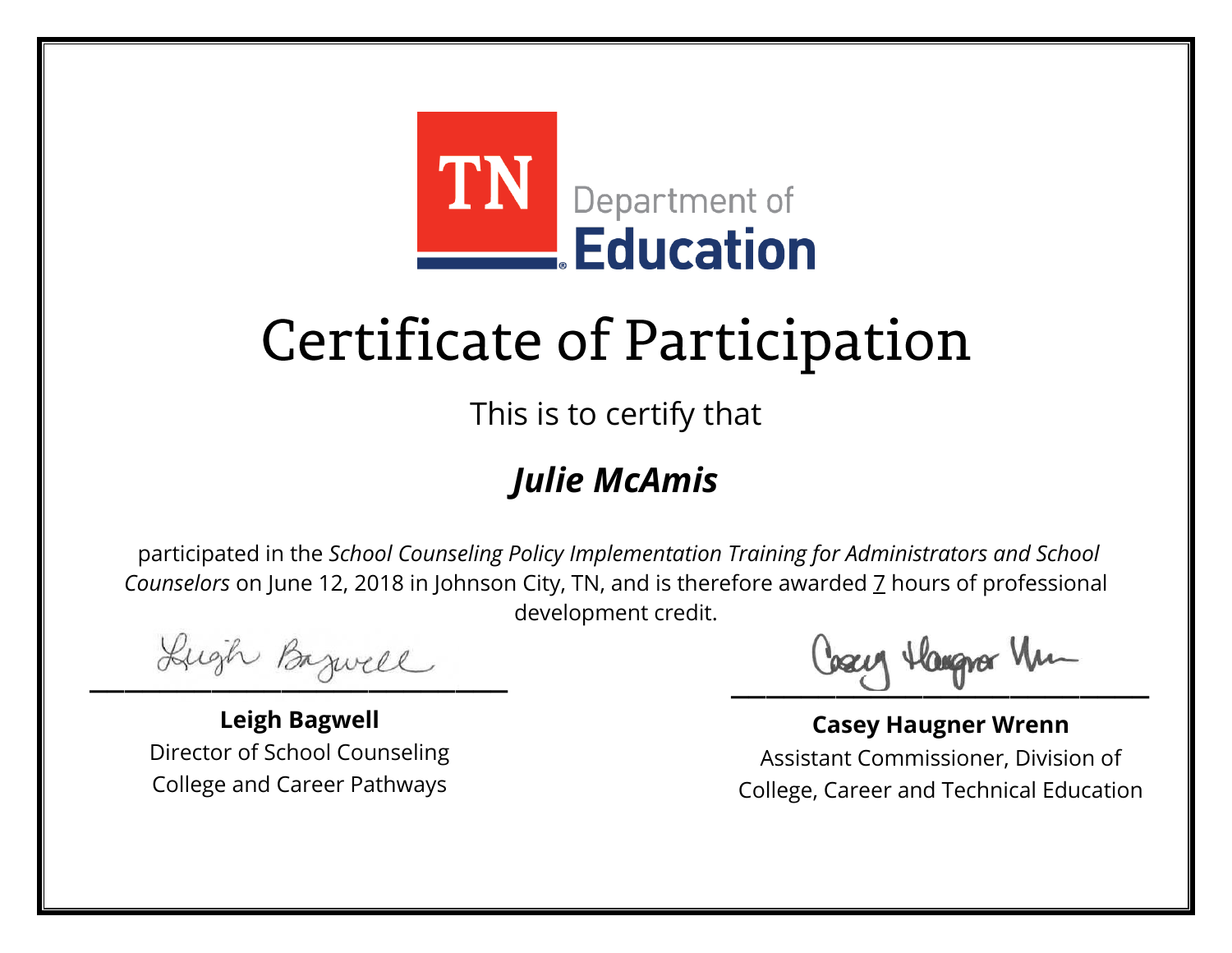TN Department of Education

# Certificate of Participation

This is to certify that

## *Julie McAmis*

participated in the *School Counseling Policy Implementation Training for Administrators and School Counselors* on June 12, 2018 in Johnson City, TN, and is therefore awarded 7 hours of professional development credit.

**Leigh Bagwell**
Director of School Counseling
College and Career Pathways

**Casey Haugner Wrenn**
Assistant Commissioner, Division of College, Career and Technical Education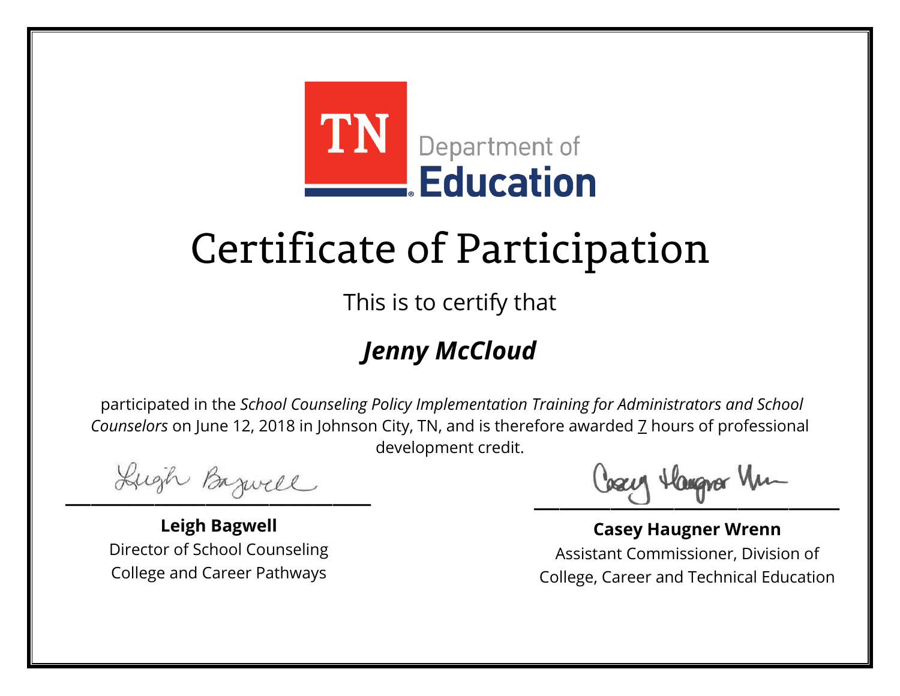TN Department of Education

# Certificate of Participation

This is to certify that

## *Jenny McCloud*

participated in the *School Counseling Policy Implementation Training for Administrators and School Counselors* on June 12, 2018 in Johnson City, TN, and is therefore awarded 7 hours of professional development credit.

**Leigh Bagwell**
Director of School Counseling
College and Career Pathways

**Casey Haugner Wrenn**
Assistant Commissioner, Division of College, Career and Technical Education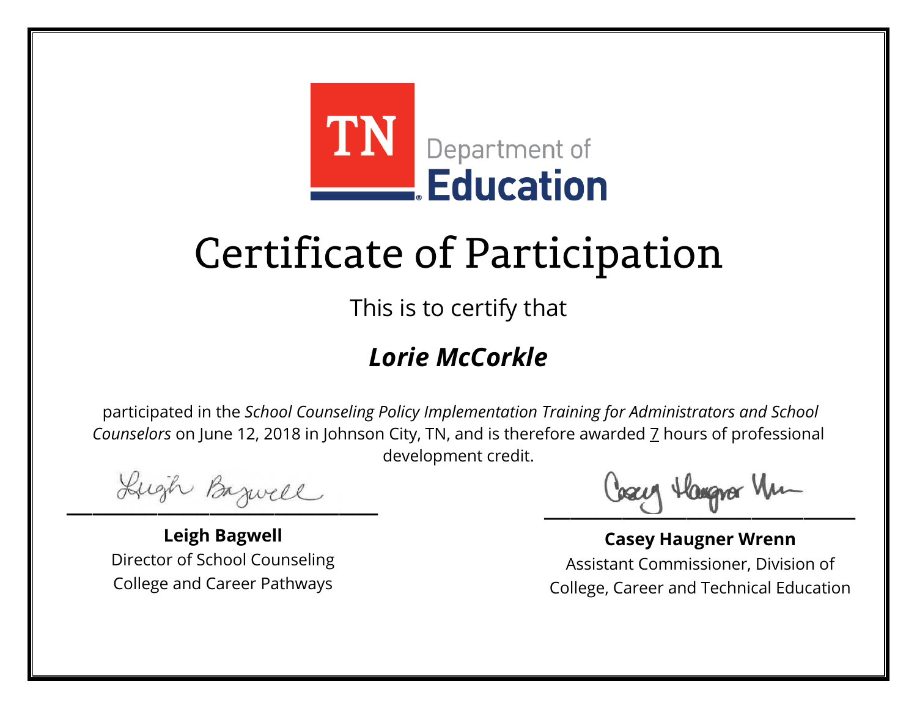TN Department of Education

# Certificate of Participation

This is to certify that

## *Lorie McCorkle*

participated in the *School Counseling Policy Implementation Training for Administrators and School Counselors* on June 12, 2018 in Johnson City, TN, and is therefore awarded 7 hours of professional development credit.

**Leigh Bagwell**
Director of School Counseling
College and Career Pathways

**Casey Haugner Wrenn**
Assistant Commissioner, Division of
College, Career and Technical Education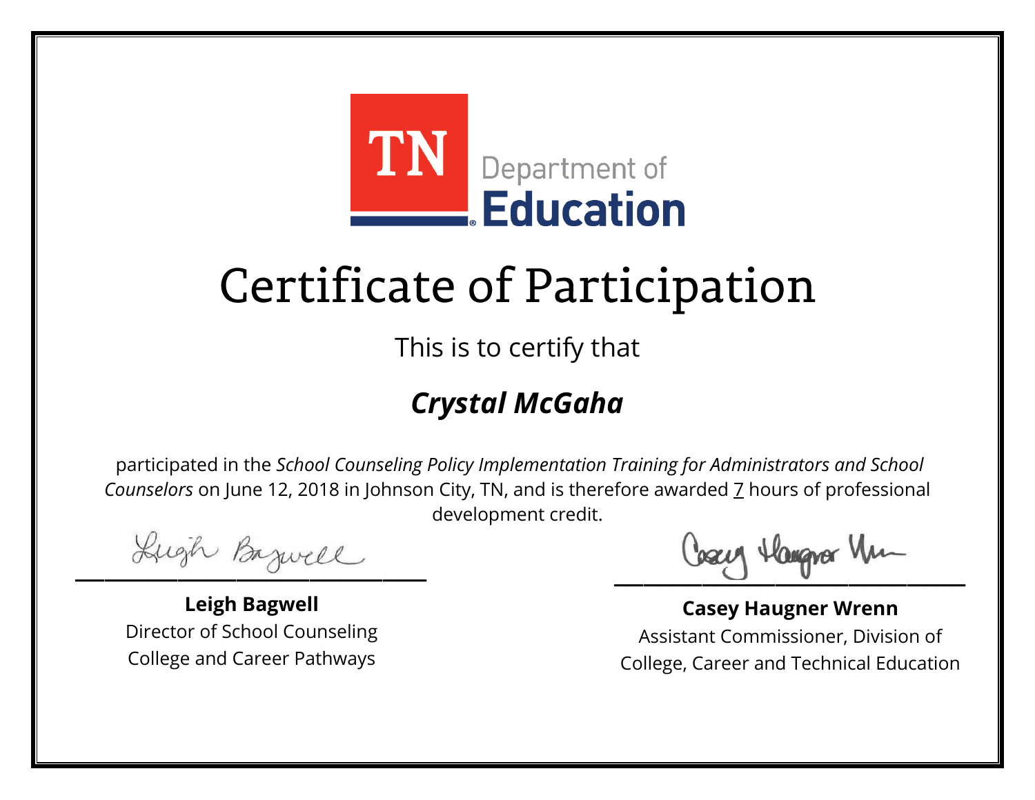TN Department of Education

# Certificate of Participation

This is to certify that

## *Crystal McGaha*

participated in the *School Counseling Policy Implementation Training for Administrators and School Counselors* on June 12, 2018 in Johnson City, TN, and is therefore awarded 7 hours of professional development credit.

**Leigh Bagwell**
Director of School Counseling
College and Career Pathways

**Casey Haugner Wrenn**
Assistant Commissioner, Division of
College, Career and Technical Education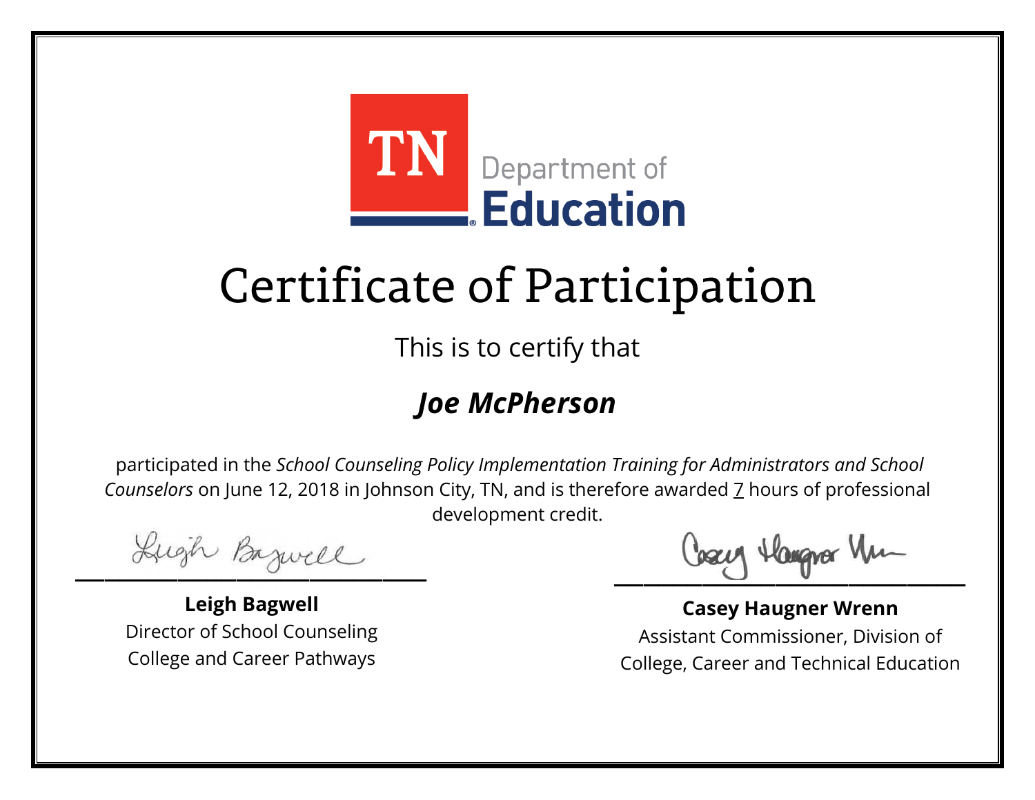TN Department of Education

# Certificate of Participation

This is to certify that

## *Joe McPherson*

participated in the *School Counseling Policy Implementation Training for Administrators and School Counselors* on June 12, 2018 in Johnson City, TN, and is therefore awarded 7 hours of professional development credit.

**Leigh Bagwell**
Director of School Counseling
College and Career Pathways

**Casey Haugner Wrenn**
Assistant Commissioner, Division of
College, Career and Technical Education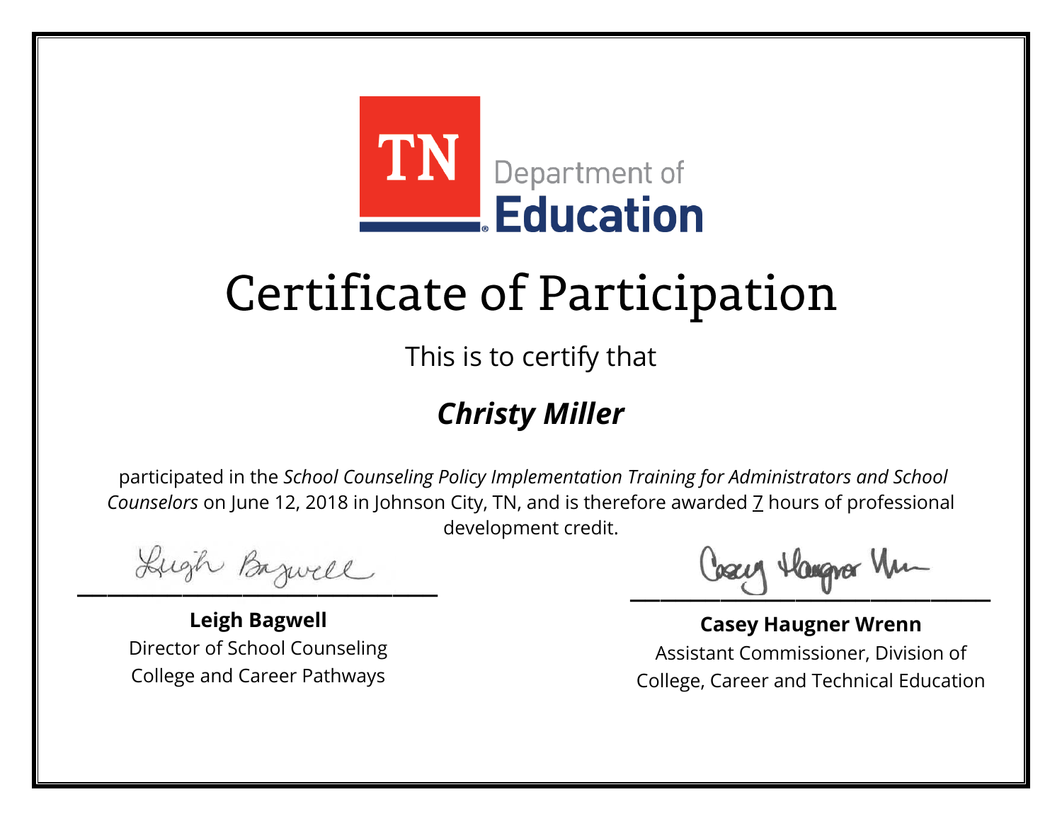TN Department of Education

# Certificate of Participation

This is to certify that

## *Christy Miller*

participated in the *School Counseling Policy Implementation Training for Administrators and School Counselors* on June 12, 2018 in Johnson City, TN, and is therefore awarded 7 hours of professional development credit.

**Leigh Bagwell**
Director of School Counseling
College and Career Pathways

**Casey Haugner Wrenn**
Assistant Commissioner, Division of College, Career and Technical Education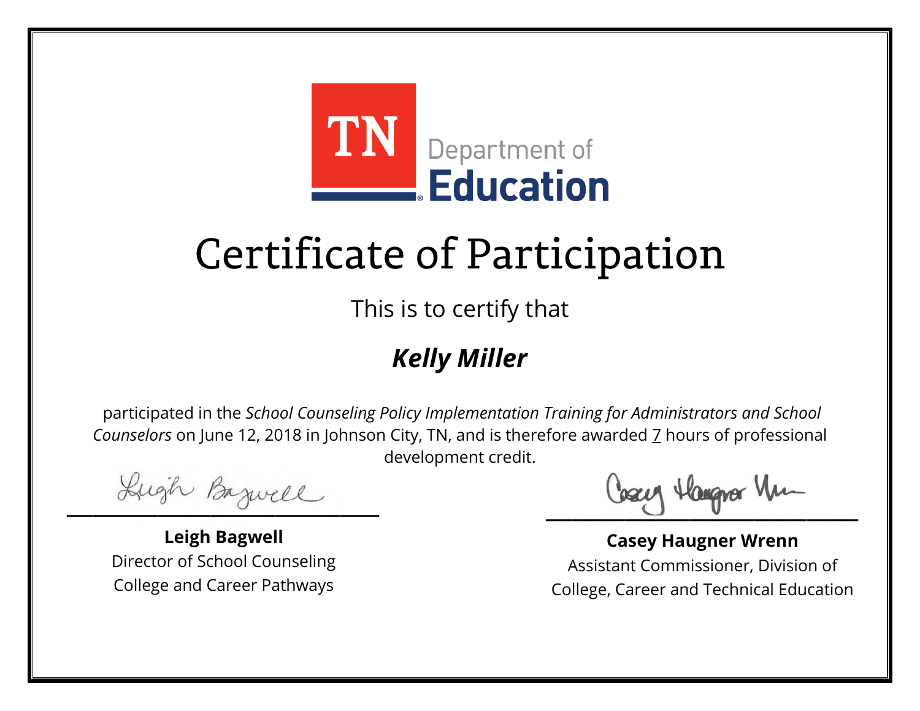TN Department of Education

# Certificate of Participation

This is to certify that

## ***Kelly Miller***

participated in the *School Counseling Policy Implementation Training for Administrators and School Counselors* on June 12, 2018 in Johnson City, TN, and is therefore awarded 7 hours of professional development credit.

**Leigh Bagwell**
Director of School Counseling
College and Career Pathways

**Casey Haugner Wrenn**
Assistant Commissioner, Division of
College, Career and Technical Education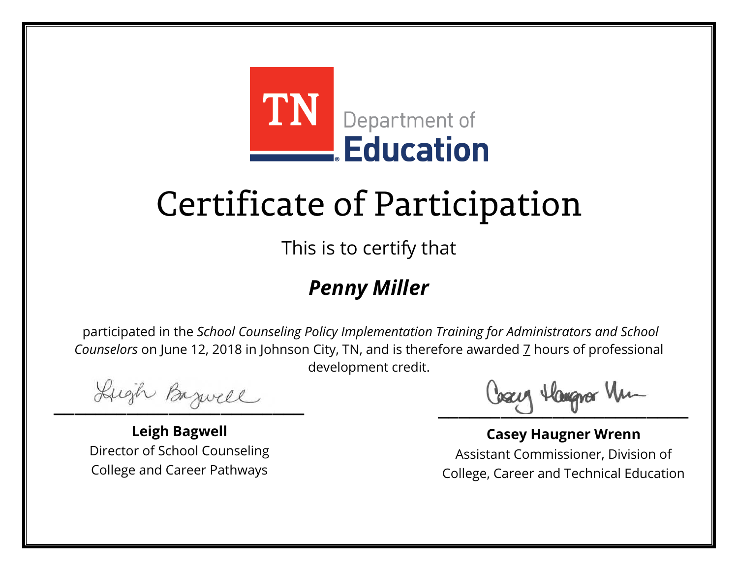TN Department of Education

# Certificate of Participation

This is to certify that

## ***Penny Miller***

participated in the *School Counseling Policy Implementation Training for Administrators and School Counselors* on June 12, 2018 in Johnson City, TN, and is therefore awarded 7 hours of professional development credit.

**Leigh Bagwell**
Director of School Counseling
College and Career Pathways

**Casey Haugner Wrenn**
Assistant Commissioner, Division of
College, Career and Technical Education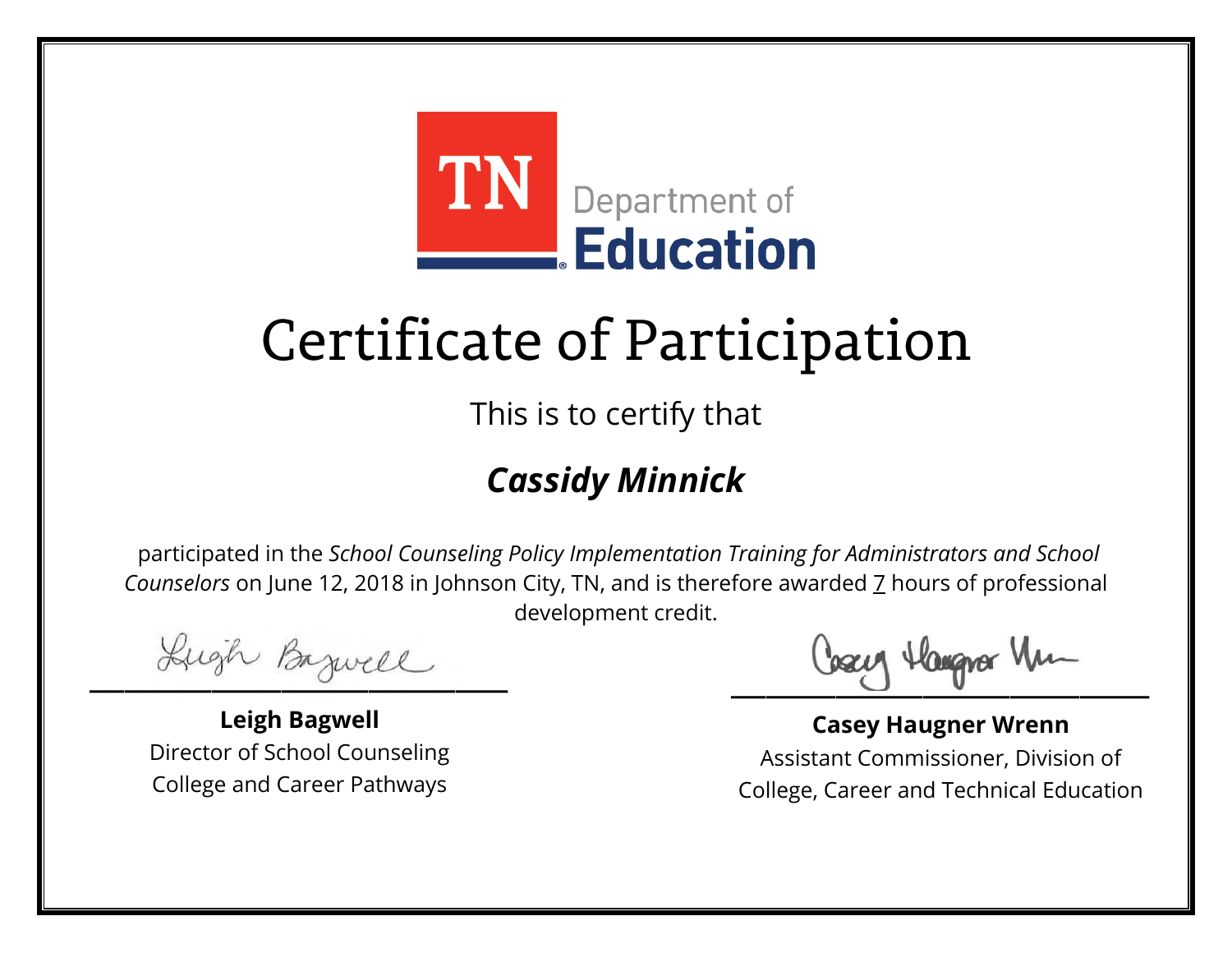TN Department of Education

# Certificate of Participation

This is to certify that

***Cassidy Minnick***

participated in the *School Counseling Policy Implementation Training for Administrators and School Counselors* on June 12, 2018 in Johnson City, TN, and is therefore awarded 7 hours of professional development credit.

**Leigh Bagwell**
Director of School Counseling
College and Career Pathways

**Casey Haugner Wrenn**
Assistant Commissioner, Division of
College, Career and Technical Education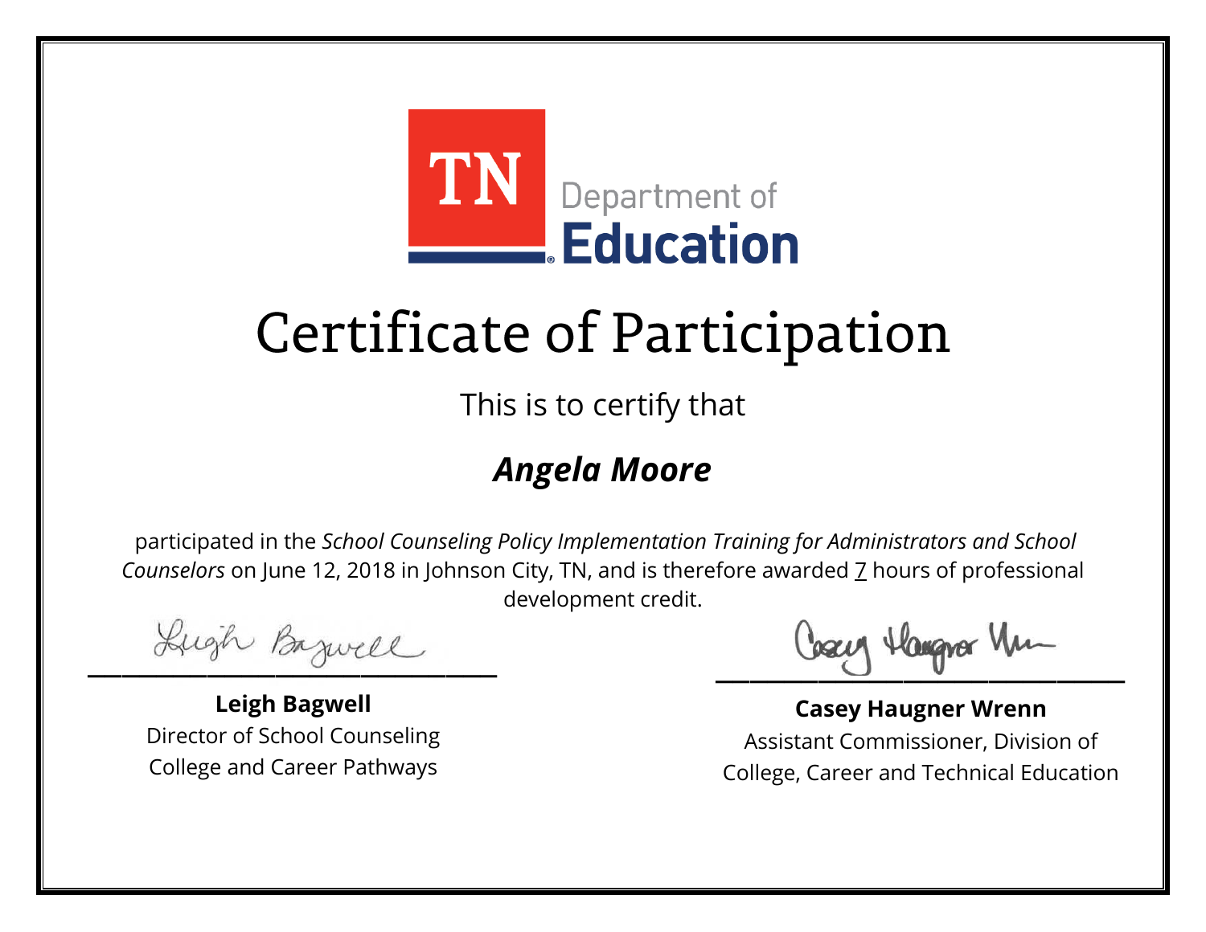TN Department of Education

# Certificate of Participation

This is to certify that

***Angela Moore***

participated in the *School Counseling Policy Implementation Training for Administrators and School Counselors* on June 12, 2018 in Johnson City, TN, and is therefore awarded 7 hours of professional development credit.

**Leigh Bagwell**
Director of School Counseling
College and Career Pathways

**Casey Haugner Wrenn**
Assistant Commissioner, Division of College, Career and Technical Education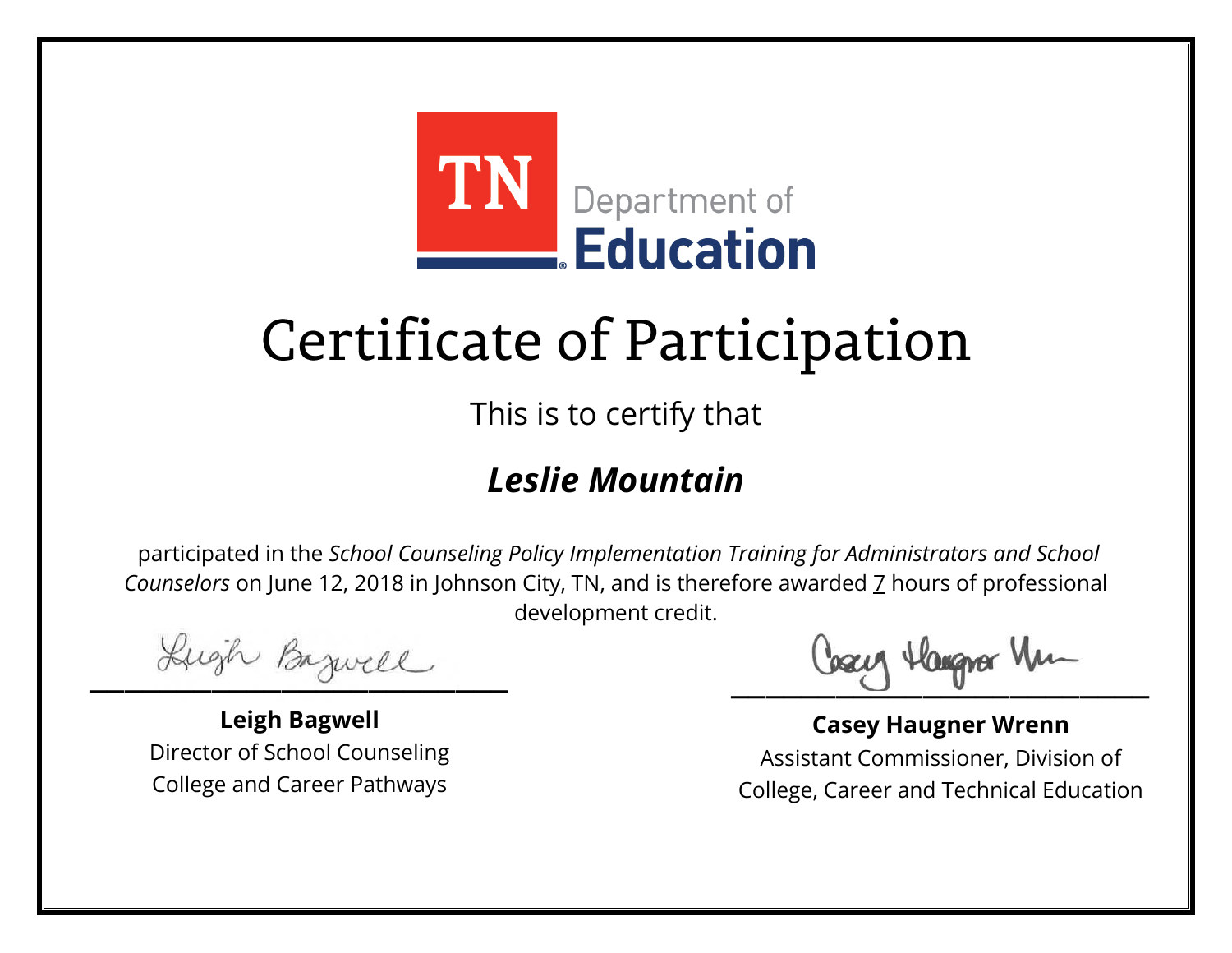TN Department of Education

# Certificate of Participation

This is to certify that

## *Leslie Mountain*

participated in the *School Counseling Policy Implementation Training for Administrators and School Counselors* on June 12, 2018 in Johnson City, TN, and is therefore awarded 7 hours of professional development credit.

**Leigh Bagwell**
Director of School Counseling
College and Career Pathways

**Casey Haugner Wrenn**
Assistant Commissioner, Division of
College, Career and Technical Education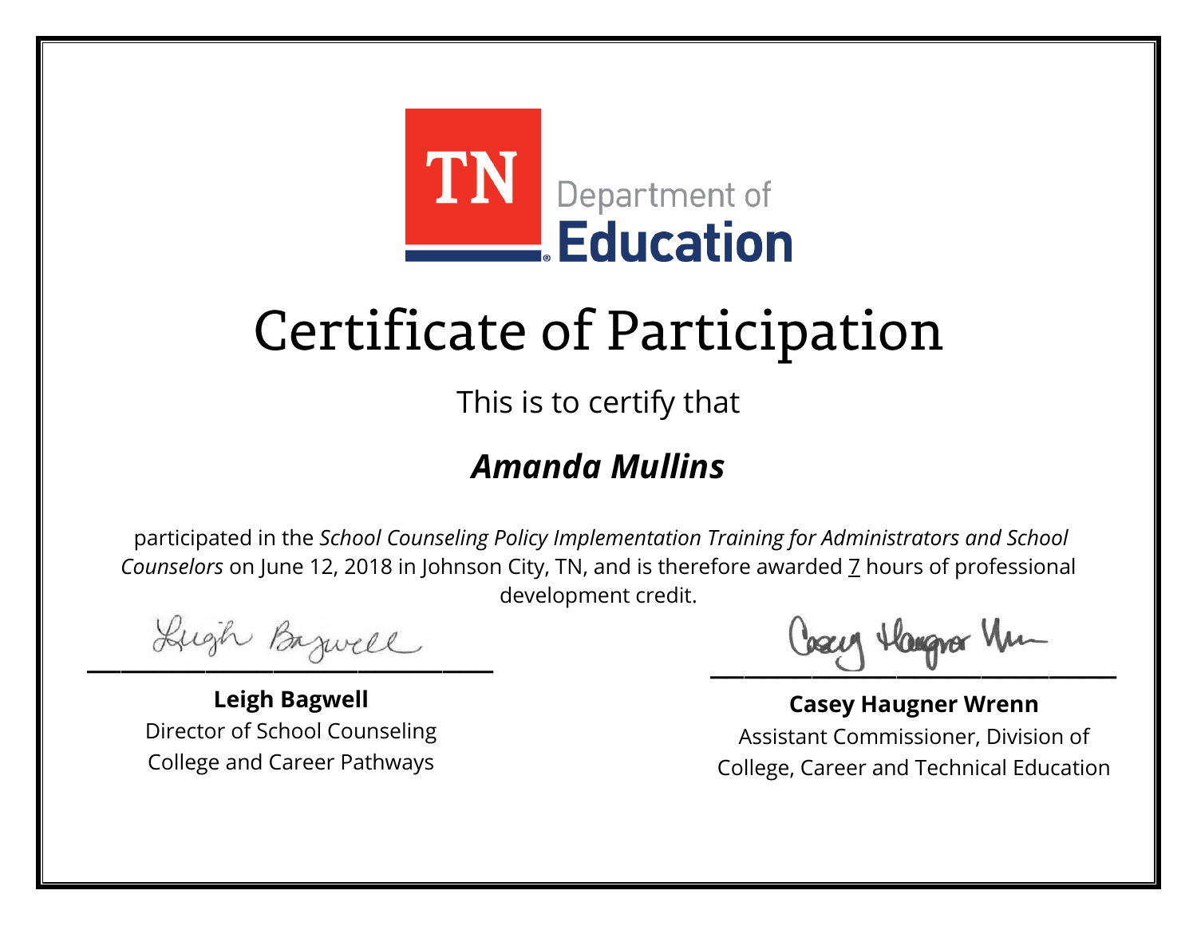TN Department of Education

# Certificate of Participation

This is to certify that

## ***Amanda Mullins***

participated in the *School Counseling Policy Implementation Training for Administrators and School Counselors* on June 12, 2018 in Johnson City, TN, and is therefore awarded 7 hours of professional development credit.

**Leigh Bagwell**
Director of School Counseling
College and Career Pathways

**Casey Haugner Wrenn**
Assistant Commissioner, Division of
College, Career and Technical Education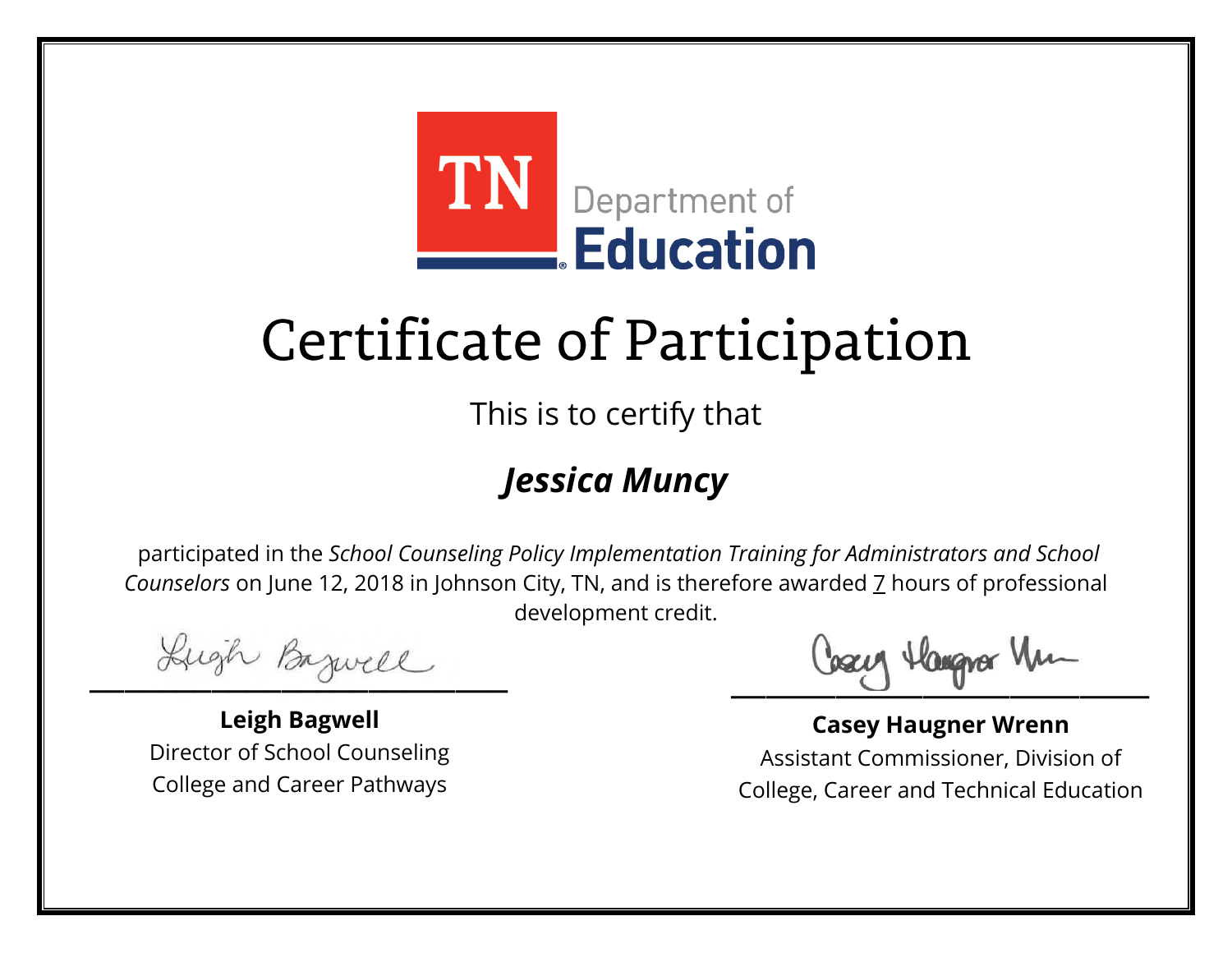TN Department of Education

# Certificate of Participation

This is to certify that

## ***Jessica Muncy***

participated in the *School Counseling Policy Implementation Training for Administrators and School Counselors* on June 12, 2018 in Johnson City, TN, and is therefore awarded 7 hours of professional development credit.

**Leigh Bagwell**
Director of School Counseling
College and Career Pathways

**Casey Haugner Wrenn**
Assistant Commissioner, Division of College, Career and Technical Education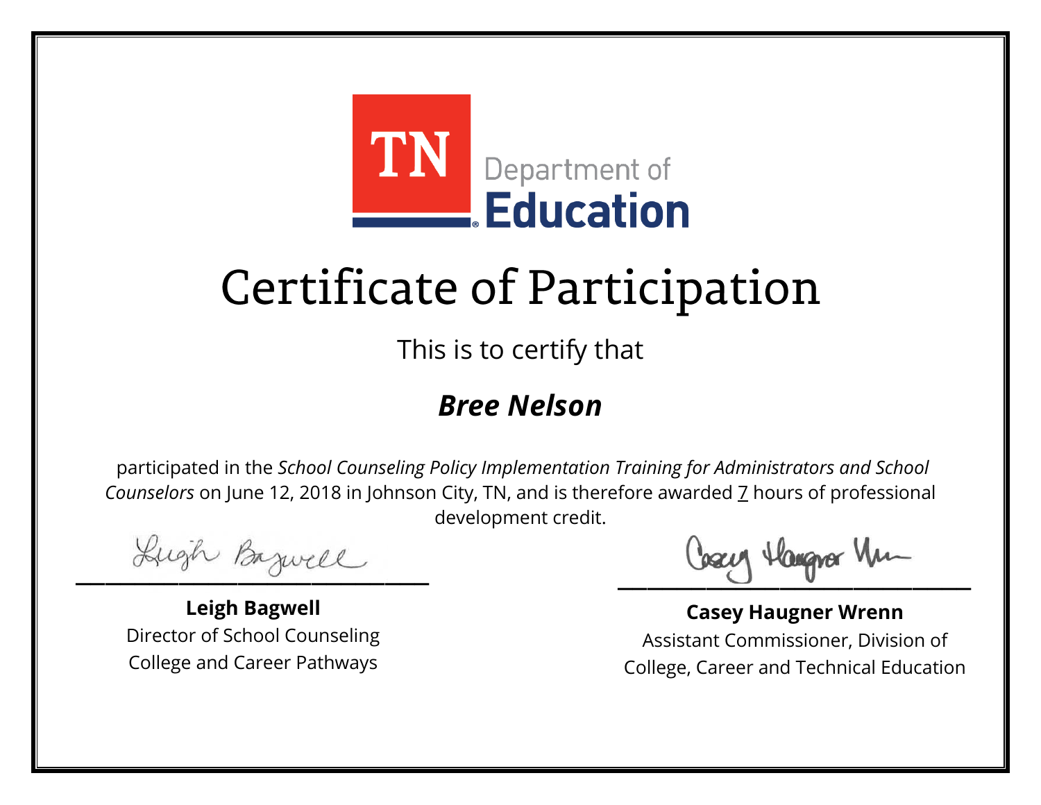TN Department of Education

# Certificate of Participation

This is to certify that

***Bree Nelson***

participated in the *School Counseling Policy Implementation Training for Administrators and School Counselors* on June 12, 2018 in Johnson City, TN, and is therefore awarded 7 hours of professional development credit.

**Leigh Bagwell**
Director of School Counseling
College and Career Pathways

**Casey Haugner Wrenn**
Assistant Commissioner, Division of College, Career and Technical Education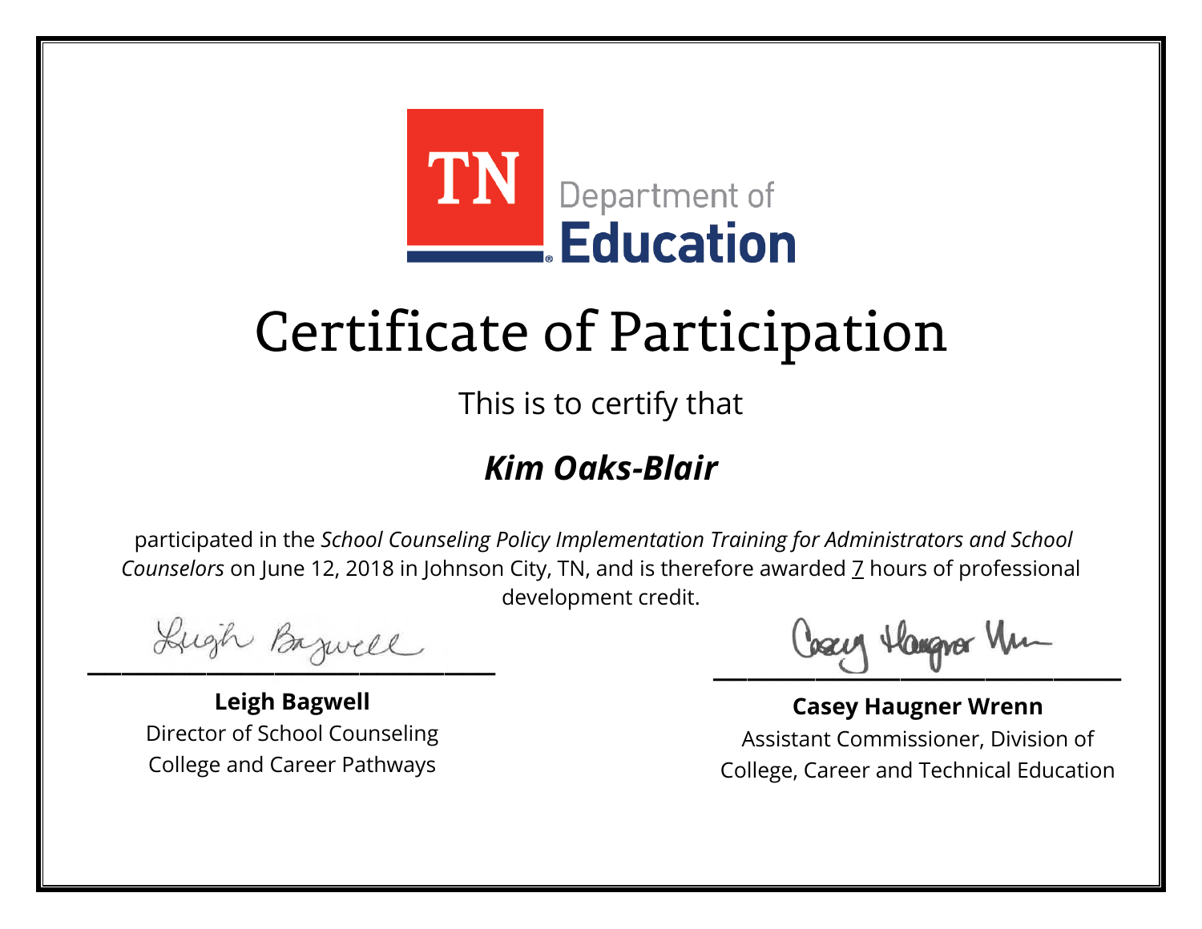TN Department of Education

# Certificate of Participation

This is to certify that

## ***Kim Oaks-Blair***

participated in the *School Counseling Policy Implementation Training for Administrators and School Counselors* on June 12, 2018 in Johnson City, TN, and is therefore awarded 7 hours of professional development credit.

**Leigh Bagwell**
Director of School Counseling
College and Career Pathways

**Casey Haugner Wrenn**
Assistant Commissioner, Division of
College, Career and Technical Education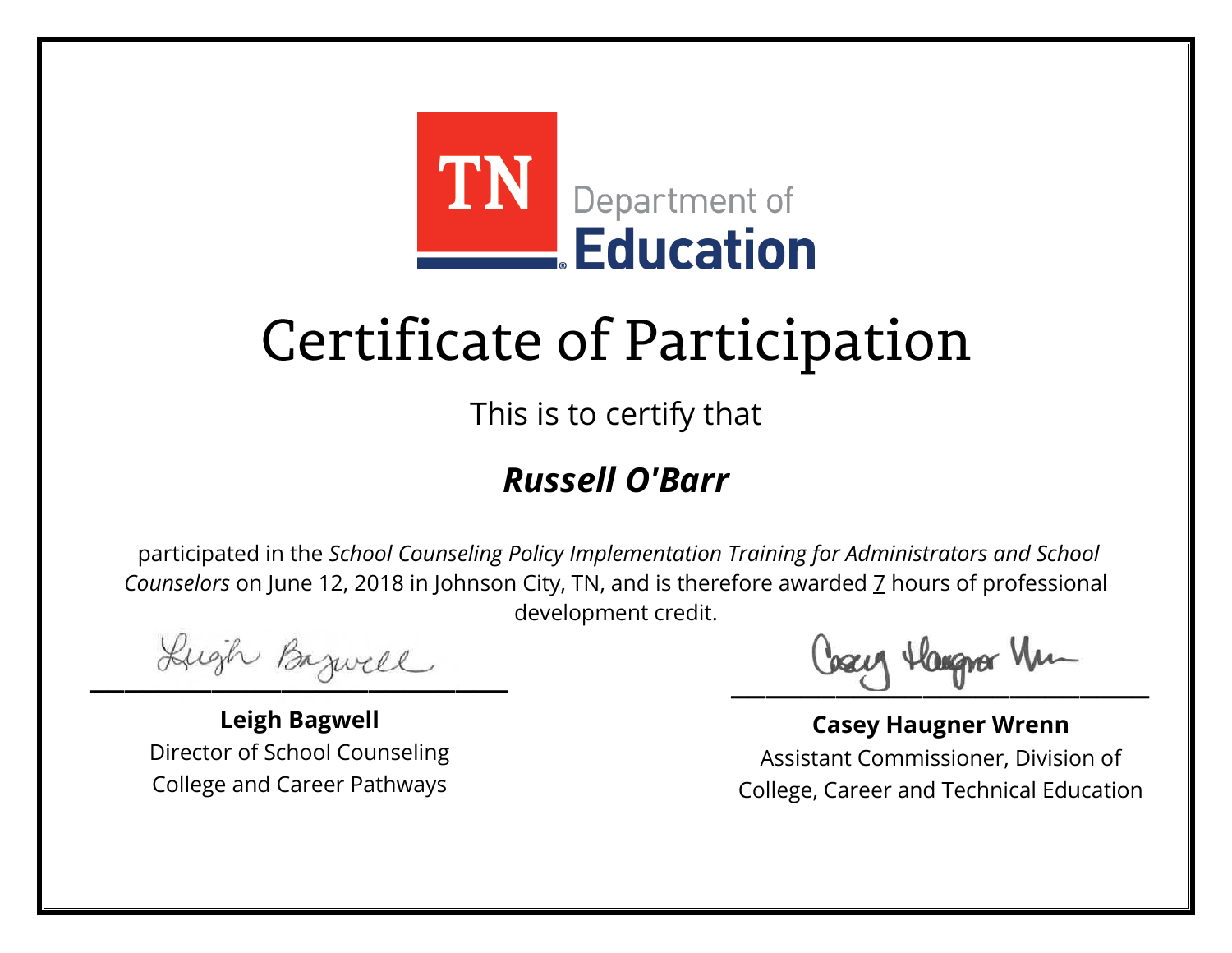TN Department of Education

# Certificate of Participation

This is to certify that

## ***Russell O'Barr***

participated in the *School Counseling Policy Implementation Training for Administrators and School Counselors* on June 12, 2018 in Johnson City, TN, and is therefore awarded 7 hours of professional development credit.

**Leigh Bagwell**
Director of School Counseling
College and Career Pathways

**Casey Haugner Wrenn**
Assistant Commissioner, Division of
College, Career and Technical Education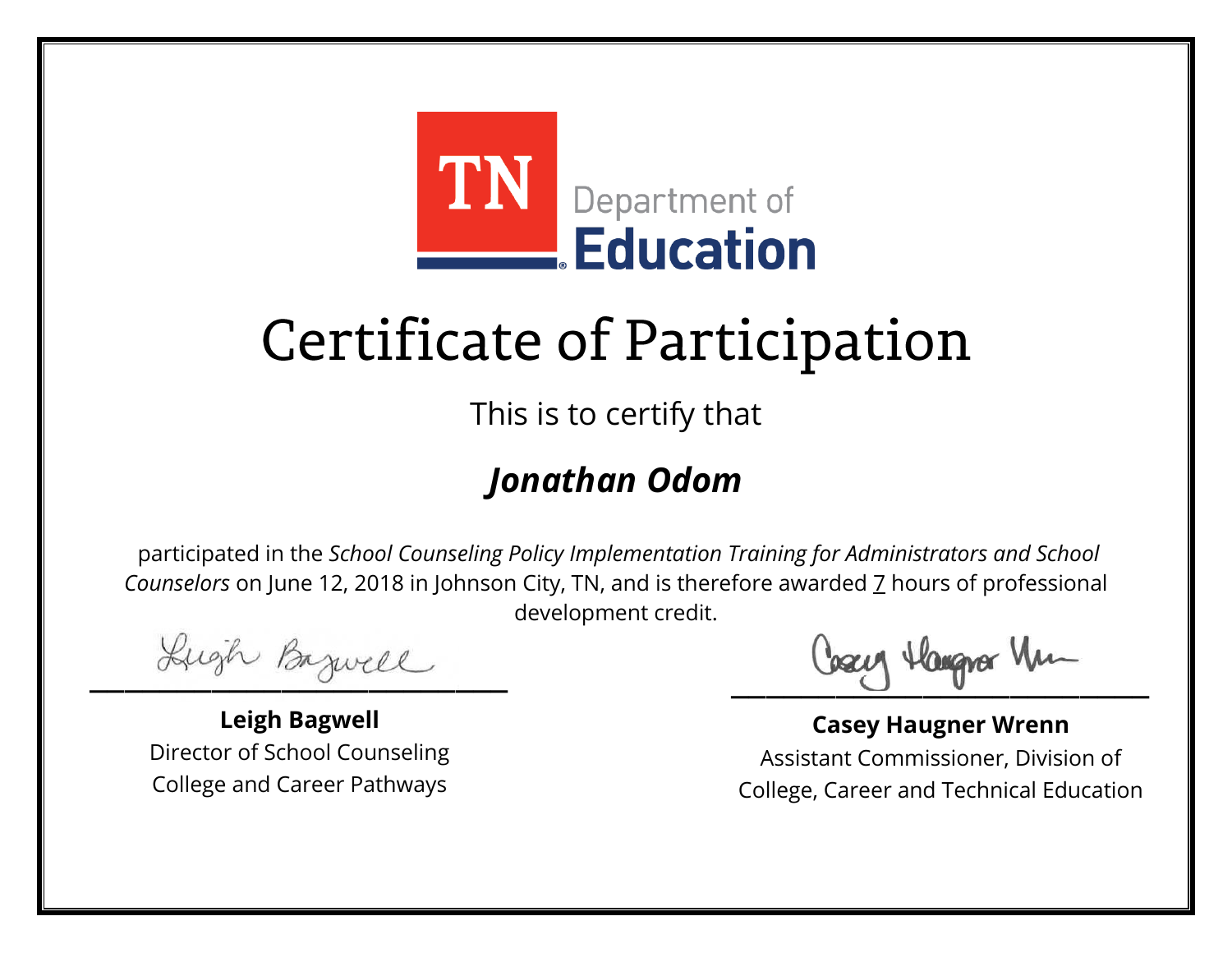TN Department of Education

# Certificate of Participation

This is to certify that

## *Jonathan Odom*

participated in the *School Counseling Policy Implementation Training for Administrators and School Counselors* on June 12, 2018 in Johnson City, TN, and is therefore awarded 7 hours of professional development credit.

**Leigh Bagwell**
Director of School Counseling
College and Career Pathways

**Casey Haugner Wrenn**
Assistant Commissioner, Division of College, Career and Technical Education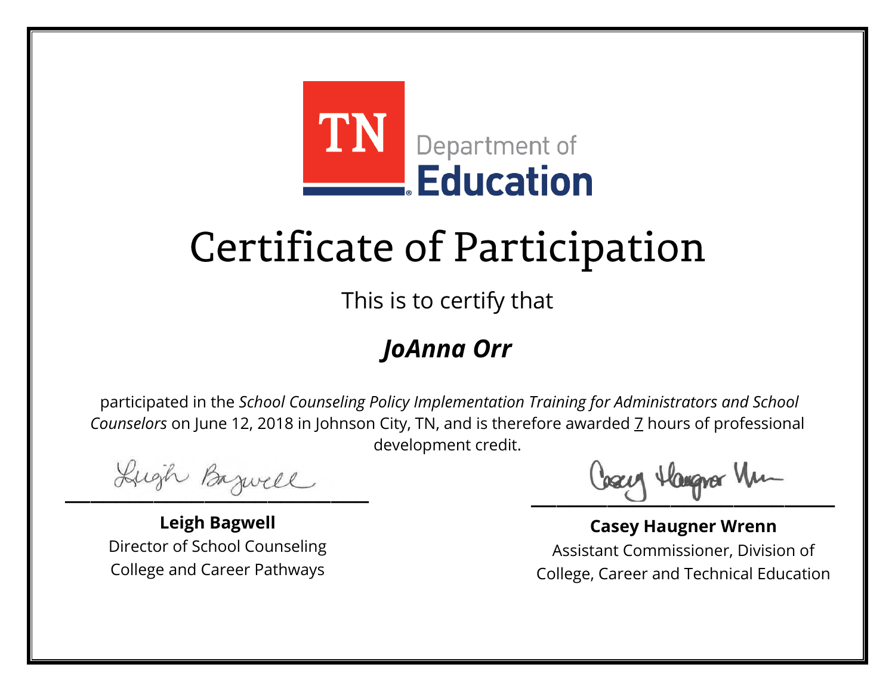TN Department of Education

# Certificate of Participation

This is to certify that

## *JoAnna Orr*

participated in the *School Counseling Policy Implementation Training for Administrators and School Counselors* on June 12, 2018 in Johnson City, TN, and is therefore awarded 7 hours of professional development credit.

**Leigh Bagwell**
Director of School Counseling
College and Career Pathways

**Casey Haugner Wrenn**
Assistant Commissioner, Division of College, Career and Technical Education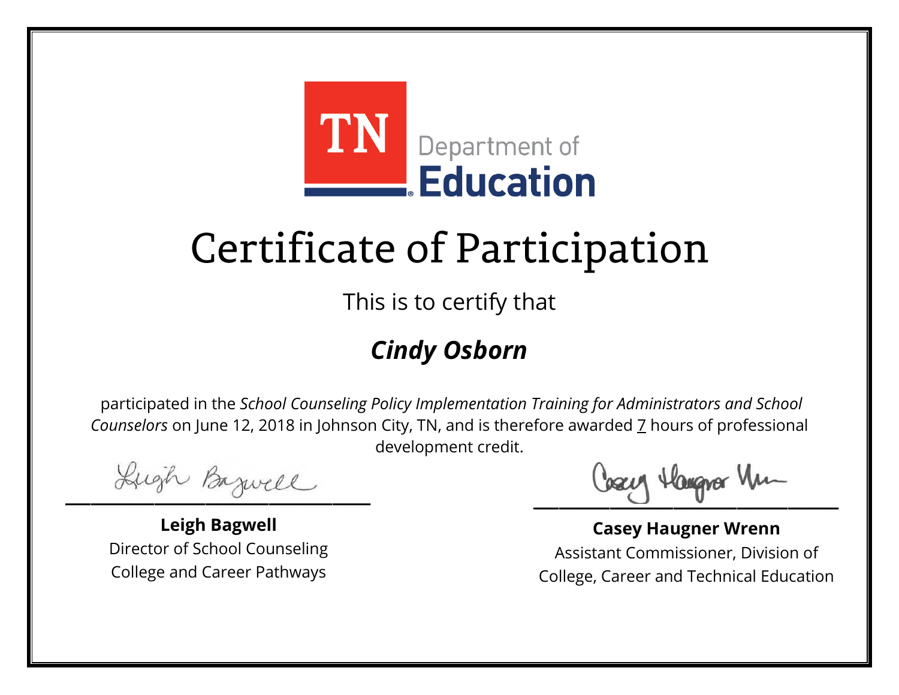TN Department of Education

# Certificate of Participation

This is to certify that

## ***Cindy Osborn***

participated in the *School Counseling Policy Implementation Training for Administrators and School Counselors* on June 12, 2018 in Johnson City, TN, and is therefore awarded 7 hours of professional development credit.

**Leigh Bagwell**
Director of School Counseling
College and Career Pathways

**Casey Haugner Wrenn**
Assistant Commissioner, Division of
College, Career and Technical Education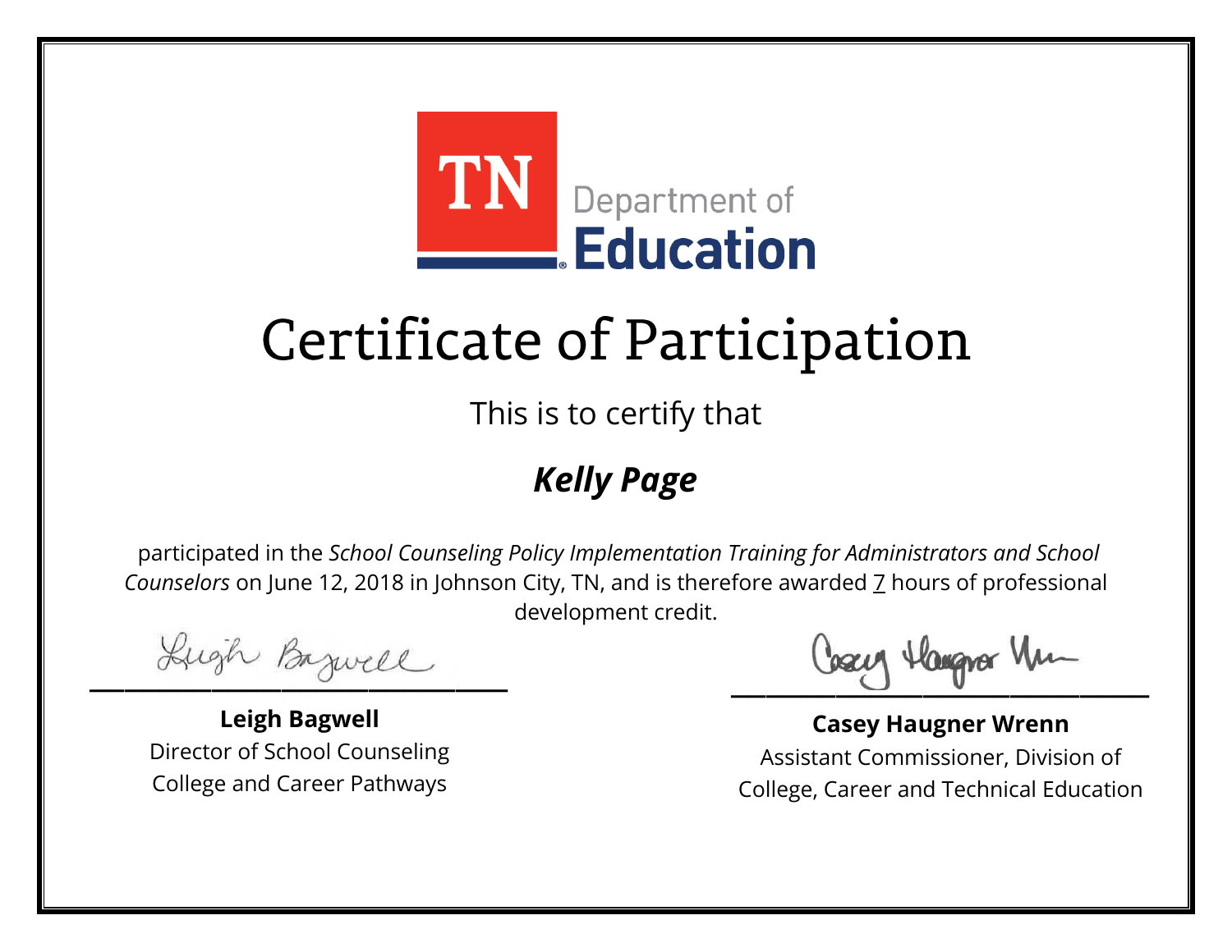TN Department of Education

# Certificate of Participation

This is to certify that

***Kelly Page***

participated in the *School Counseling Policy Implementation Training for Administrators and School Counselors* on June 12, 2018 in Johnson City, TN, and is therefore awarded 7 hours of professional development credit.

**Leigh Bagwell**
Director of School Counseling
College and Career Pathways

**Casey Haugner Wrenn**
Assistant Commissioner, Division of College, Career and Technical Education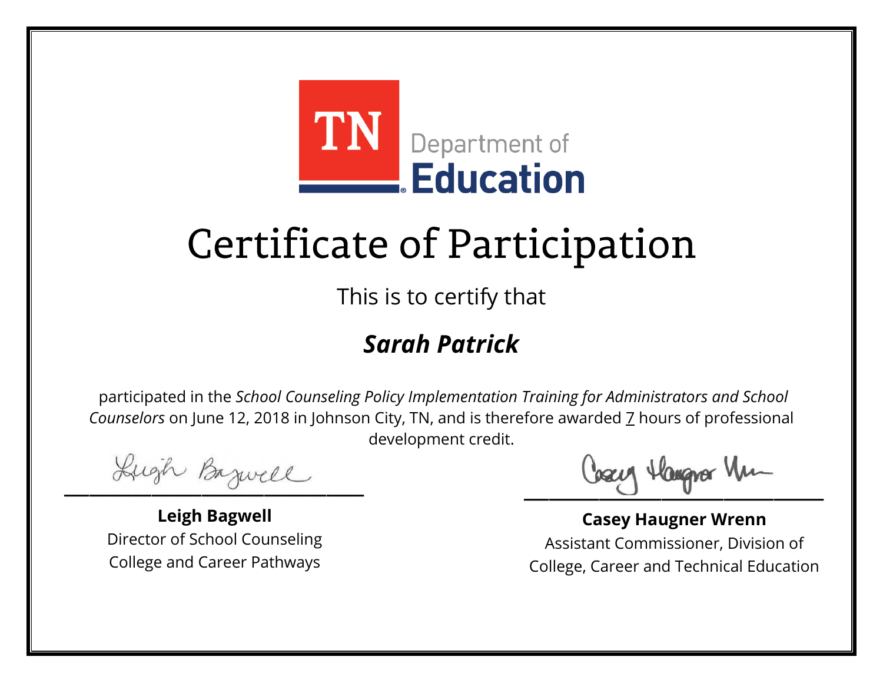TN Department of Education

# Certificate of Participation

This is to certify that

## ***Sarah Patrick***

participated in the *School Counseling Policy Implementation Training for Administrators and School Counselors* on June 12, 2018 in Johnson City, TN, and is therefore awarded 7 hours of professional development credit.

**Leigh Bagwell**
Director of School Counseling
College and Career Pathways

**Casey Haugner Wrenn**
Assistant Commissioner, Division of College, Career and Technical Education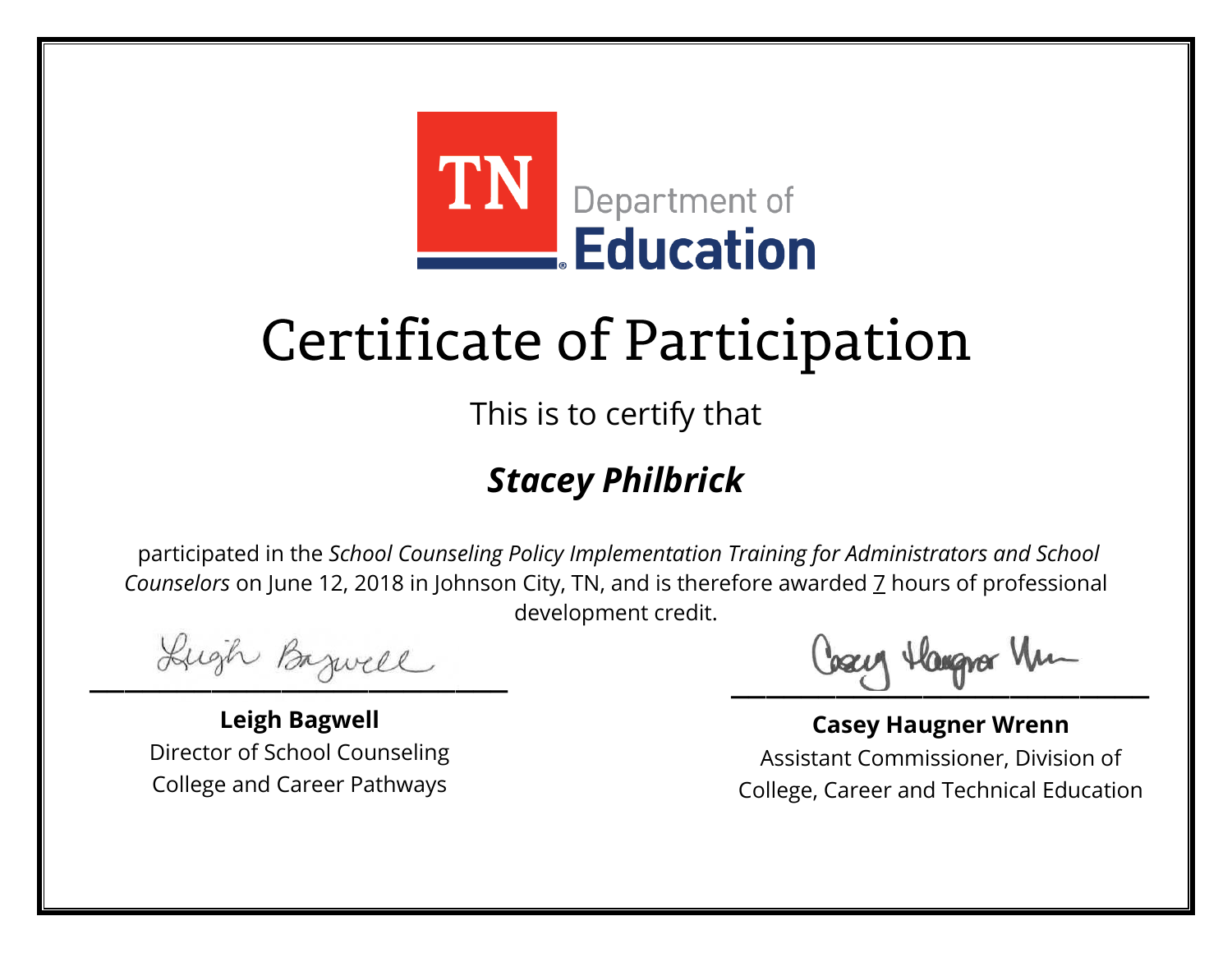TN Department of Education

# Certificate of Participation

This is to certify that

## ***Stacey Philbrick***

participated in the *School Counseling Policy Implementation Training for Administrators and School Counselors* on June 12, 2018 in Johnson City, TN, and is therefore awarded 7 hours of professional development credit.

**Leigh Bagwell**
Director of School Counseling
College and Career Pathways

**Casey Haugner Wrenn**
Assistant Commissioner, Division of
College, Career and Technical Education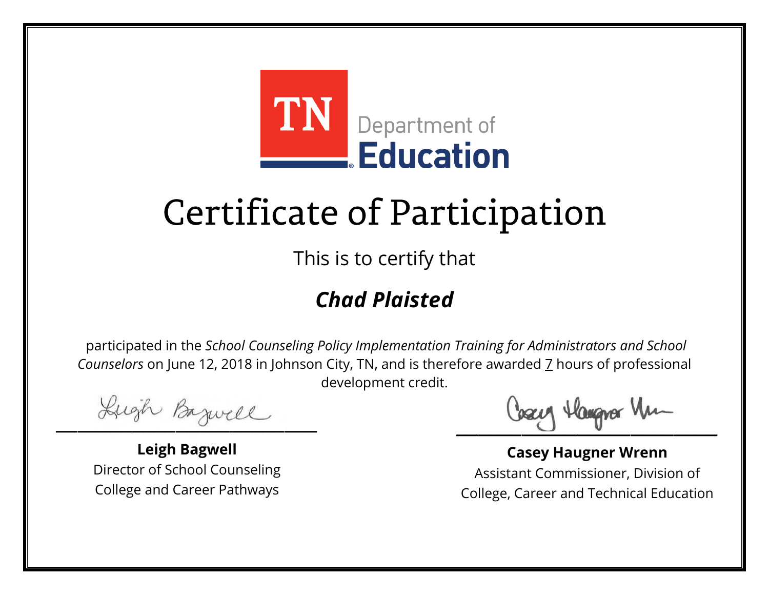TN Department of Education

# Certificate of Participation

This is to certify that

## *Chad Plaisted*

participated in the *School Counseling Policy Implementation Training for Administrators and School Counselors* on June 12, 2018 in Johnson City, TN, and is therefore awarded 7 hours of professional development credit.

**Leigh Bagwell**
Director of School Counseling
College and Career Pathways

**Casey Haugner Wrenn**
Assistant Commissioner, Division of College, Career and Technical Education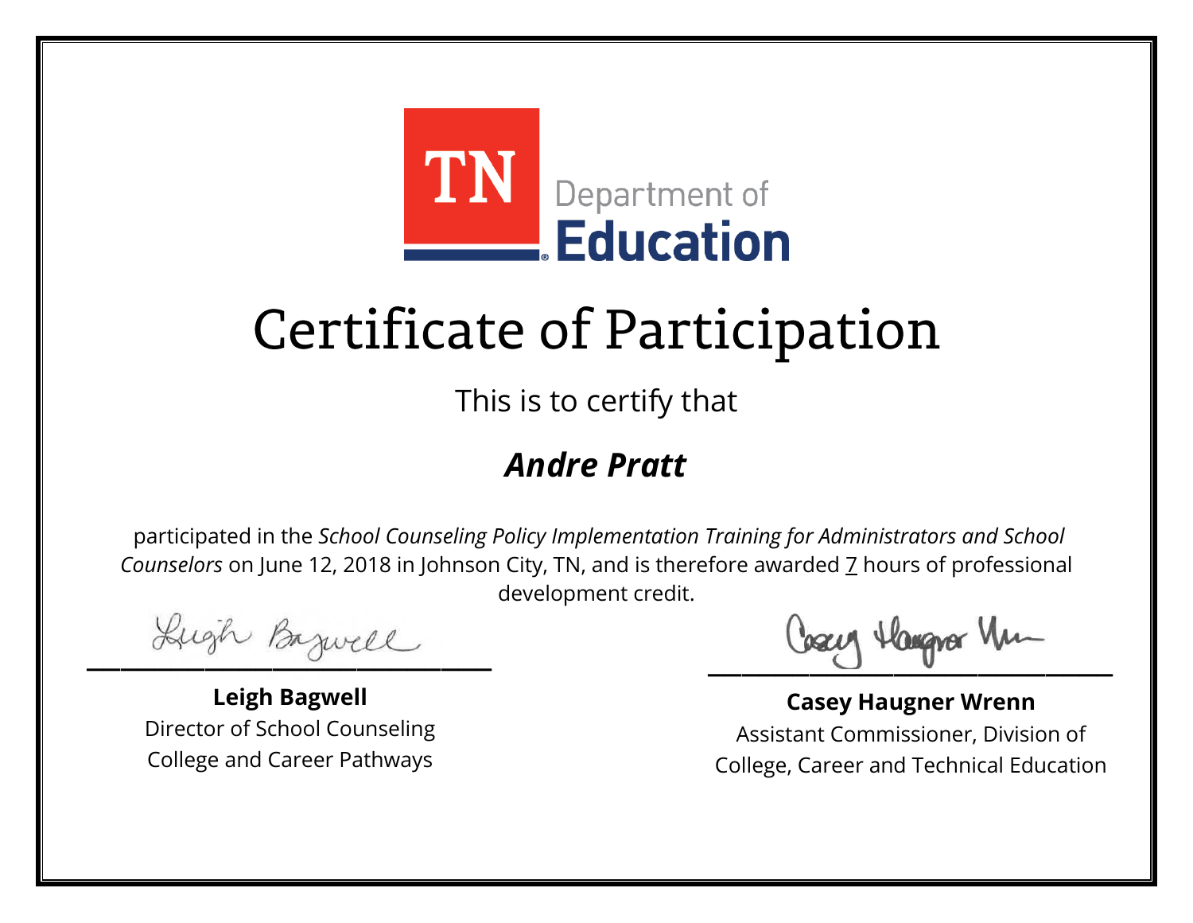TN Department of Education

# Certificate of Participation

This is to certify that

## *Andre Pratt*

participated in the *School Counseling Policy Implementation Training for Administrators and School Counselors* on June 12, 2018 in Johnson City, TN, and is therefore awarded 7 hours of professional development credit.

**Leigh Bagwell**
Director of School Counseling
College and Career Pathways

**Casey Haugner Wrenn**
Assistant Commissioner, Division of College, Career and Technical Education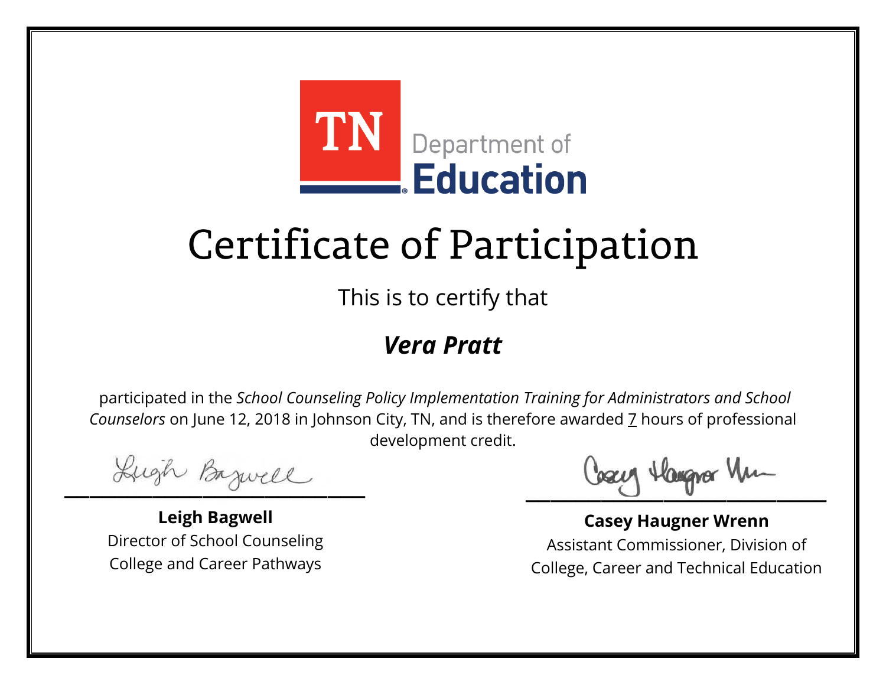TN Department of Education

# Certificate of Participation

This is to certify that

## ***Vera Pratt***

participated in the *School Counseling Policy Implementation Training for Administrators and School Counselors* on June 12, 2018 in Johnson City, TN, and is therefore awarded 7 hours of professional development credit.

**Leigh Bagwell**
Director of School Counseling
College and Career Pathways

**Casey Haugner Wrenn**
Assistant Commissioner, Division of
College, Career and Technical Education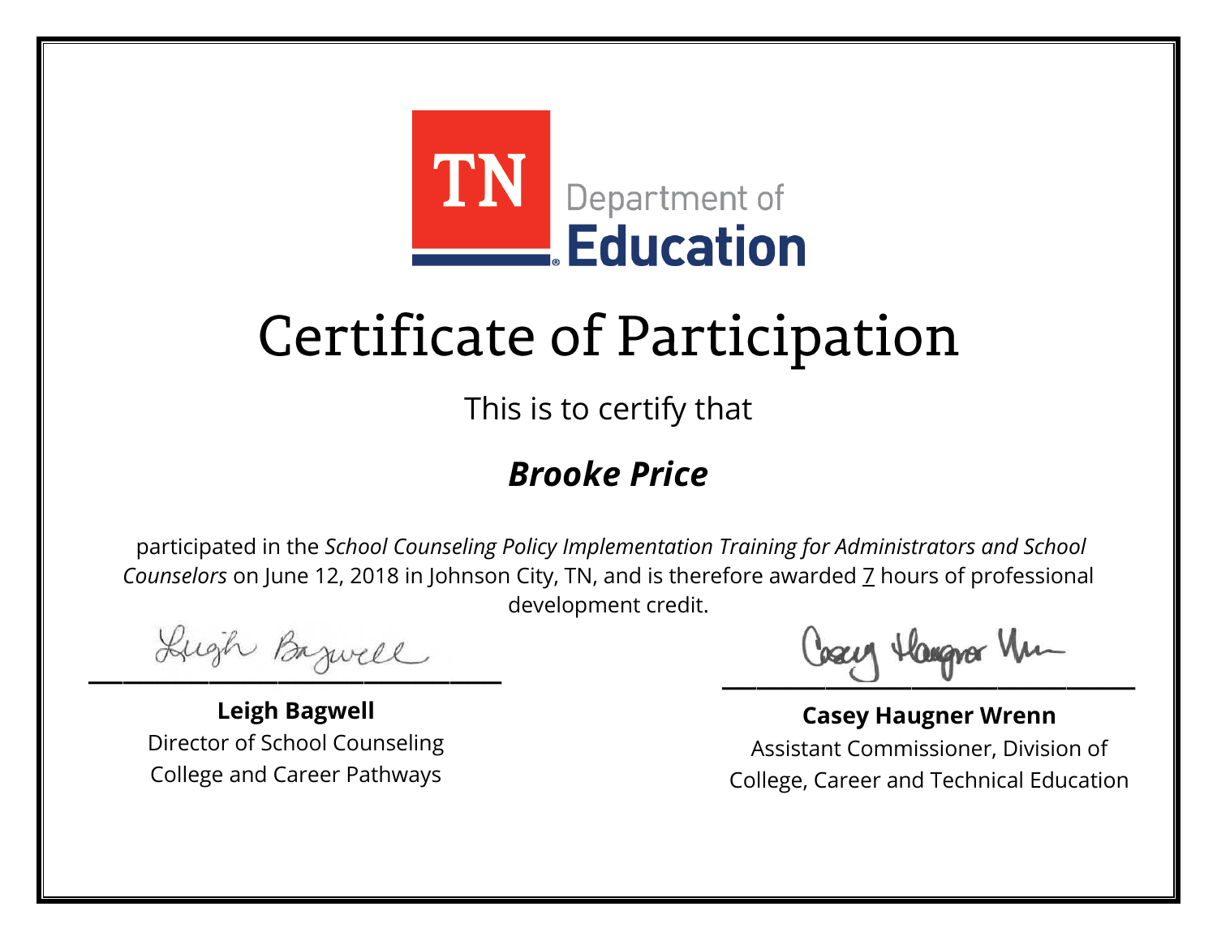TN Department of Education

# Certificate of Participation

This is to certify that

## ***Brooke Price***

participated in the *School Counseling Policy Implementation Training for Administrators and School Counselors* on June 12, 2018 in Johnson City, TN, and is therefore awarded 7 hours of professional development credit.

**Leigh Bagwell**
Director of School Counseling
College and Career Pathways

**Casey Haugner Wrenn**
Assistant Commissioner, Division of College, Career and Technical Education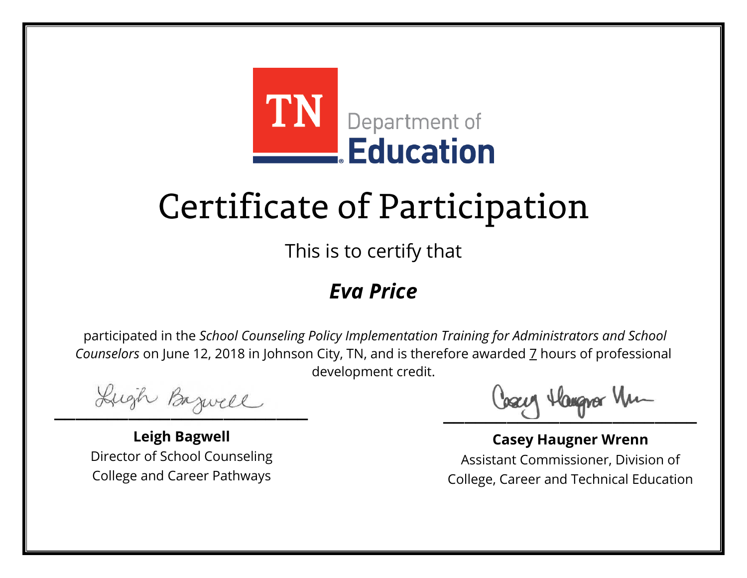TN Department of Education

# Certificate of Participation

This is to certify that

***Eva Price***

participated in the *School Counseling Policy Implementation Training for Administrators and School Counselors* on June 12, 2018 in Johnson City, TN, and is therefore awarded 7 hours of professional development credit.

**Leigh Bagwell**
Director of School Counseling
College and Career Pathways

**Casey Haugner Wrenn**
Assistant Commissioner, Division of
College, Career and Technical Education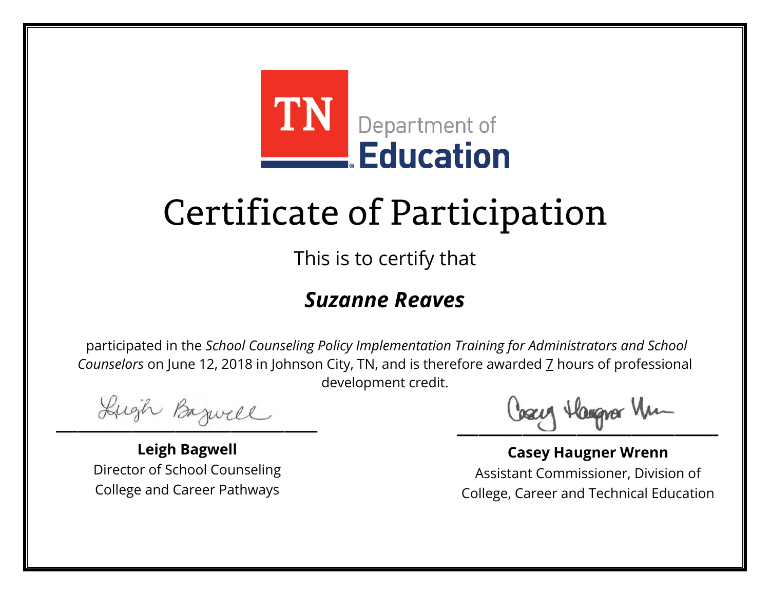TN Department of Education

# Certificate of Participation

This is to certify that

***Suzanne Reaves***

participated in the *School Counseling Policy Implementation Training for Administrators and School Counselors* on June 12, 2018 in Johnson City, TN, and is therefore awarded 7 hours of professional development credit.

**Leigh Bagwell**
Director of School Counseling
College and Career Pathways

**Casey Haugner Wrenn**
Assistant Commissioner, Division of College, Career and Technical Education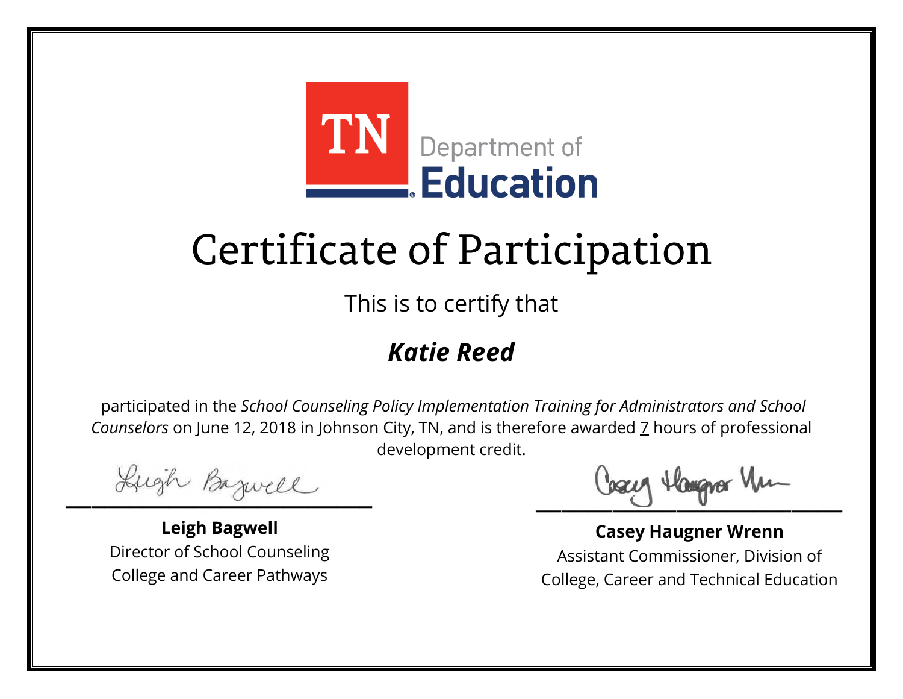TN Department of Education

# Certificate of Participation

This is to certify that

***Katie Reed***

participated in the *School Counseling Policy Implementation Training for Administrators and School Counselors* on June 12, 2018 in Johnson City, TN, and is therefore awarded 7 hours of professional development credit.

**Leigh Bagwell**
Director of School Counseling
College and Career Pathways

**Casey Haugner Wrenn**
Assistant Commissioner, Division of College, Career and Technical Education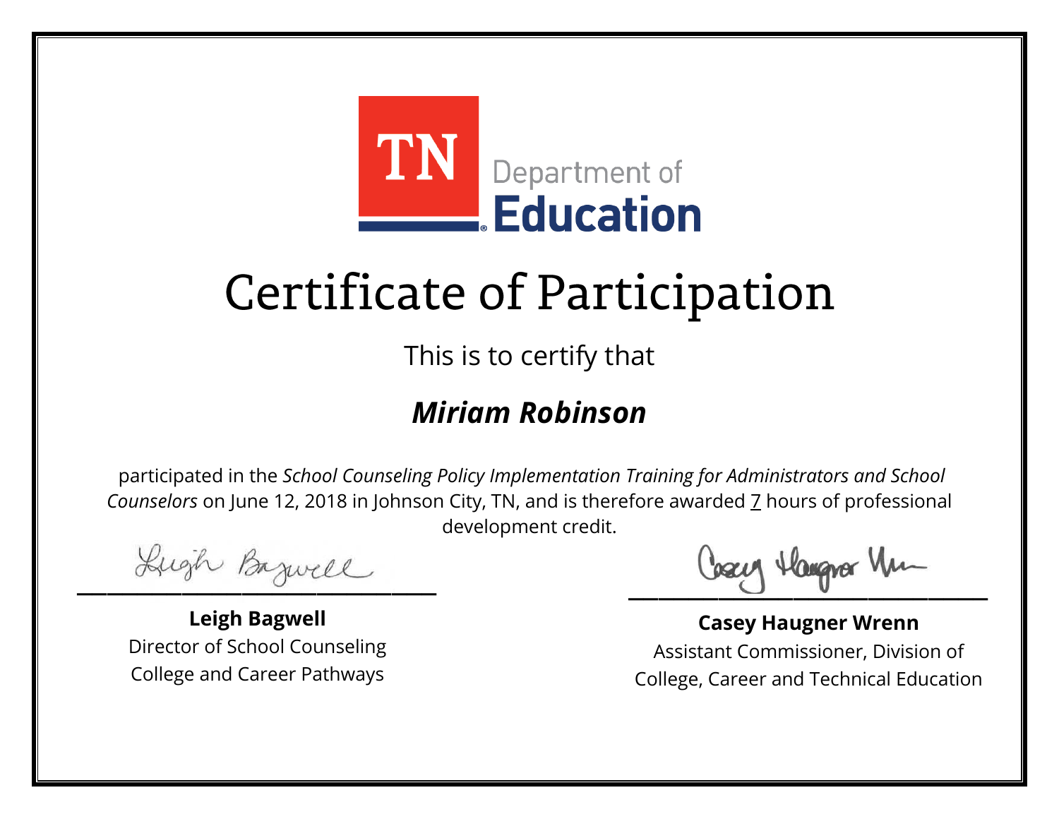TN Department of Education

# Certificate of Participation

This is to certify that

## *Miriam Robinson*

participated in the *School Counseling Policy Implementation Training for Administrators and School Counselors* on June 12, 2018 in Johnson City, TN, and is therefore awarded 7 hours of professional development credit.

**Leigh Bagwell**
Director of School Counseling
College and Career Pathways

**Casey Haugner Wrenn**
Assistant Commissioner, Division of College, Career and Technical Education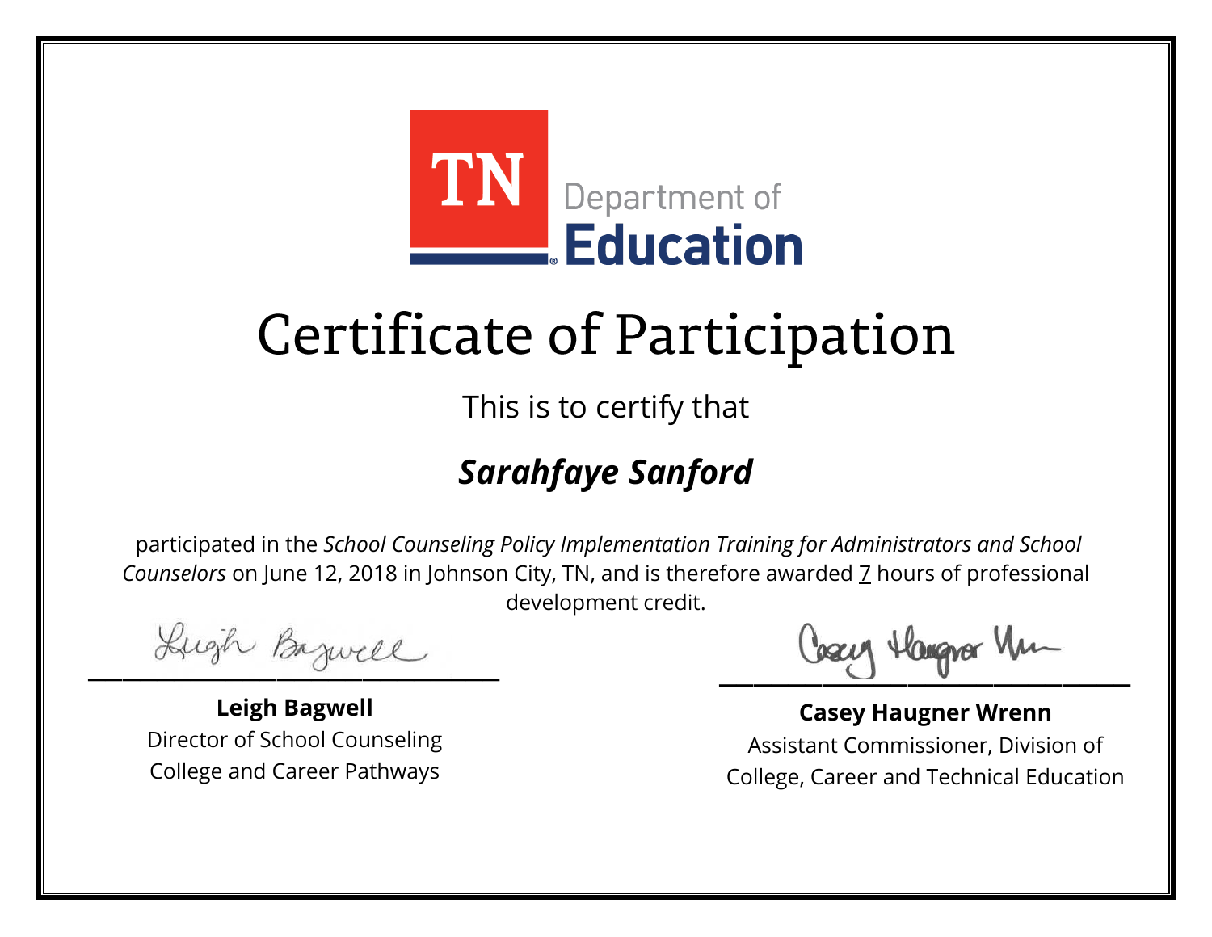TN Department of Education

# Certificate of Participation

This is to certify that

## ***Sarahfaye Sanford***

participated in the *School Counseling Policy Implementation Training for Administrators and School Counselors* on June 12, 2018 in Johnson City, TN, and is therefore awarded 7 hours of professional development credit.

**Leigh Bagwell**
Director of School Counseling
College and Career Pathways

**Casey Haugner Wrenn**
Assistant Commissioner, Division of
College, Career and Technical Education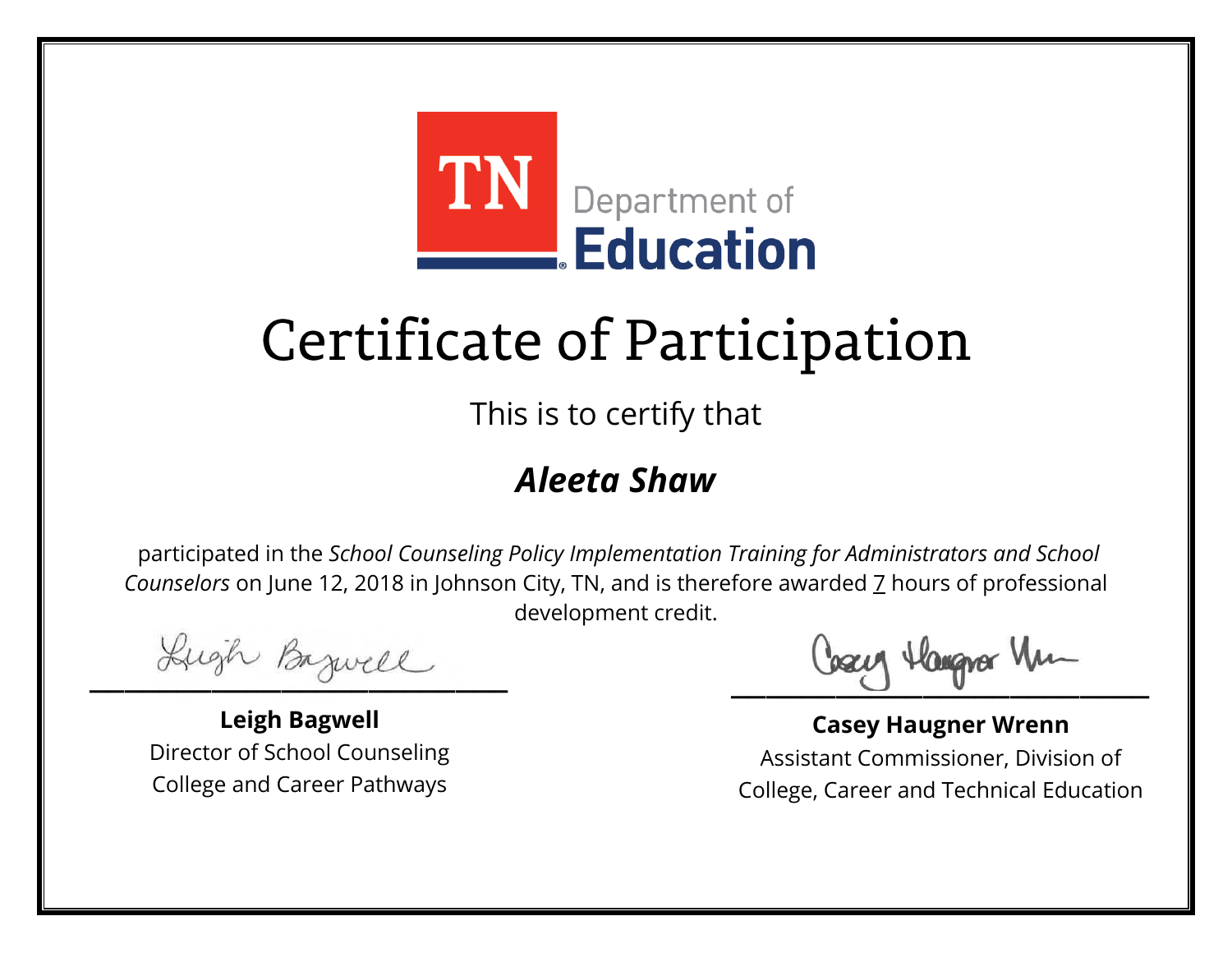TN Department of Education

# Certificate of Participation

This is to certify that

***Aleeta Shaw***

participated in the *School Counseling Policy Implementation Training for Administrators and School Counselors* on June 12, 2018 in Johnson City, TN, and is therefore awarded 7 hours of professional development credit.

**Leigh Bagwell**
Director of School Counseling
College and Career Pathways

**Casey Haugner Wrenn**
Assistant Commissioner, Division of College, Career and Technical Education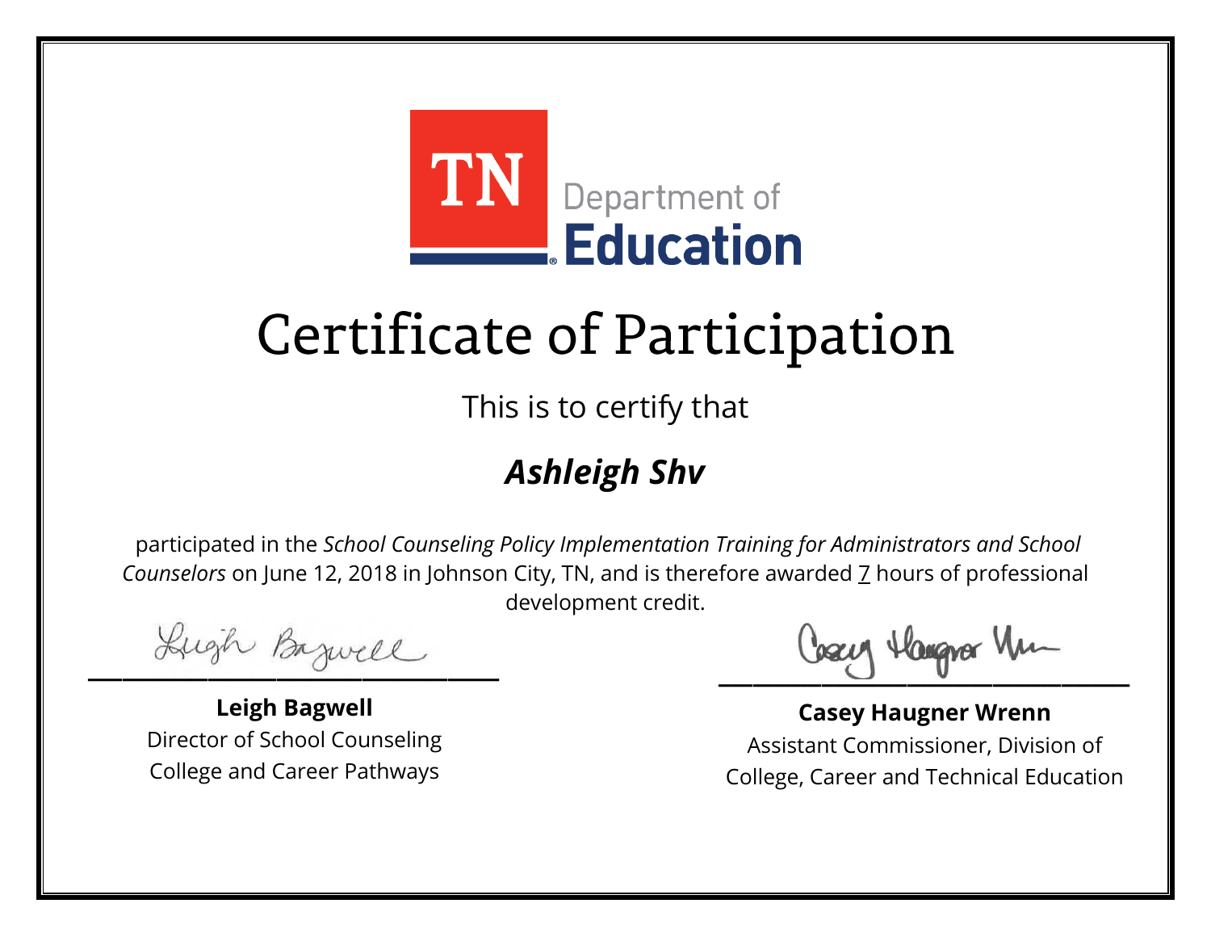TN Department of Education

# Certificate of Participation

This is to certify that

## ***Ashleigh Shv***

participated in the *School Counseling Policy Implementation Training for Administrators and School Counselors* on June 12, 2018 in Johnson City, TN, and is therefore awarded 7 hours of professional development credit.

**Leigh Bagwell**
Director of School Counseling
College and Career Pathways

**Casey Haugner Wrenn**
Assistant Commissioner, Division of College, Career and Technical Education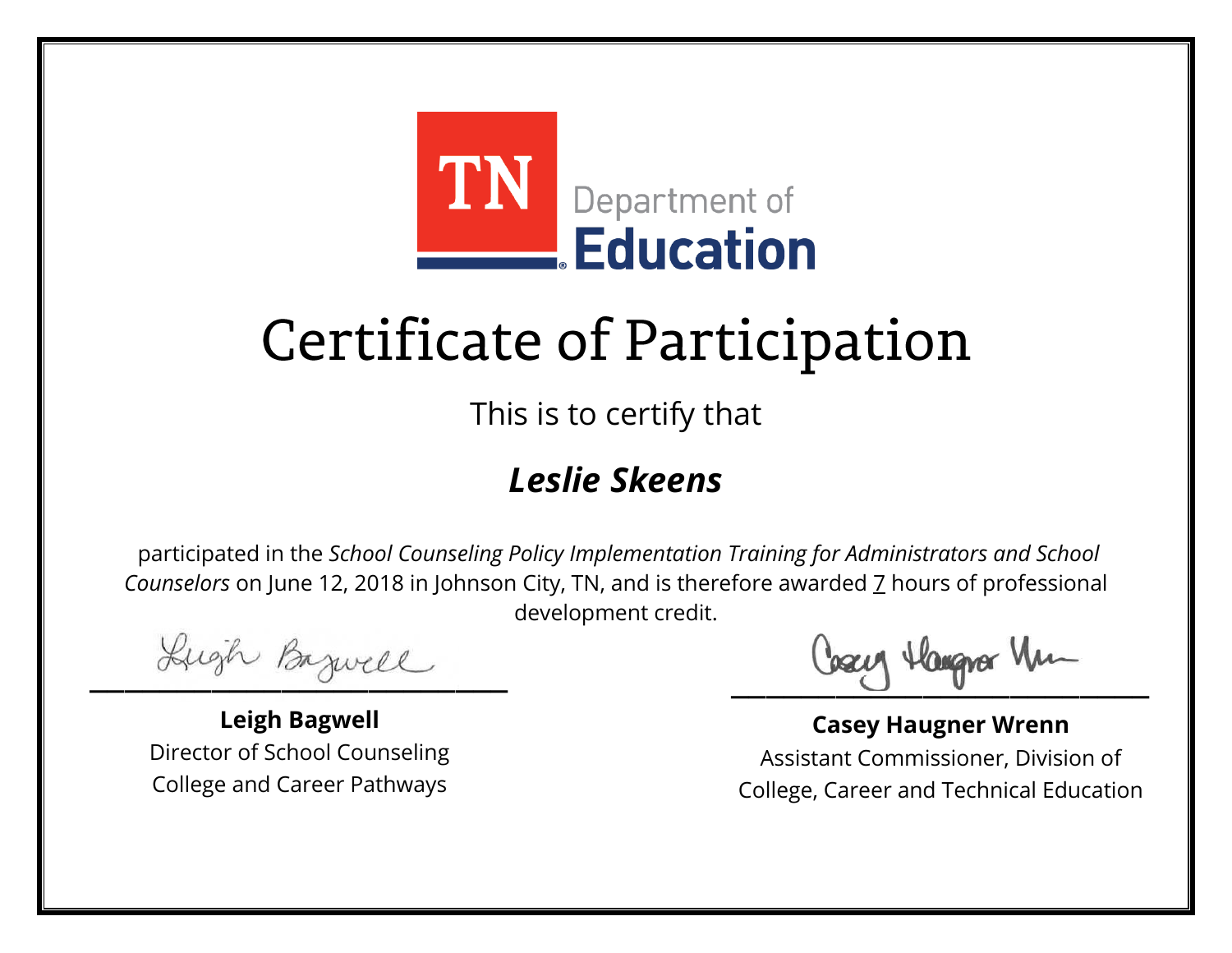TN Department of Education

# Certificate of Participation

This is to certify that

## ***Leslie Skeens***

participated in the *School Counseling Policy Implementation Training for Administrators and School Counselors* on June 12, 2018 in Johnson City, TN, and is therefore awarded 7 hours of professional development credit.

**Leigh Bagwell**
Director of School Counseling
College and Career Pathways

**Casey Haugner Wrenn**
Assistant Commissioner, Division of
College, Career and Technical Education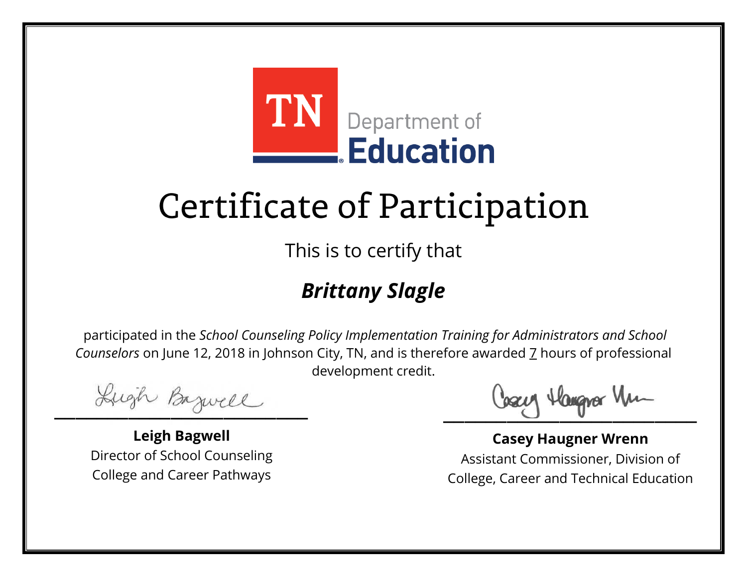TN Department of Education

# Certificate of Participation

This is to certify that

## ***Brittany Slagle***

participated in the *School Counseling Policy Implementation Training for Administrators and School Counselors* on June 12, 2018 in Johnson City, TN, and is therefore awarded 7 hours of professional development credit.

**Leigh Bagwell**
Director of School Counseling
College and Career Pathways

**Casey Haugner Wrenn**
Assistant Commissioner, Division of
College, Career and Technical Education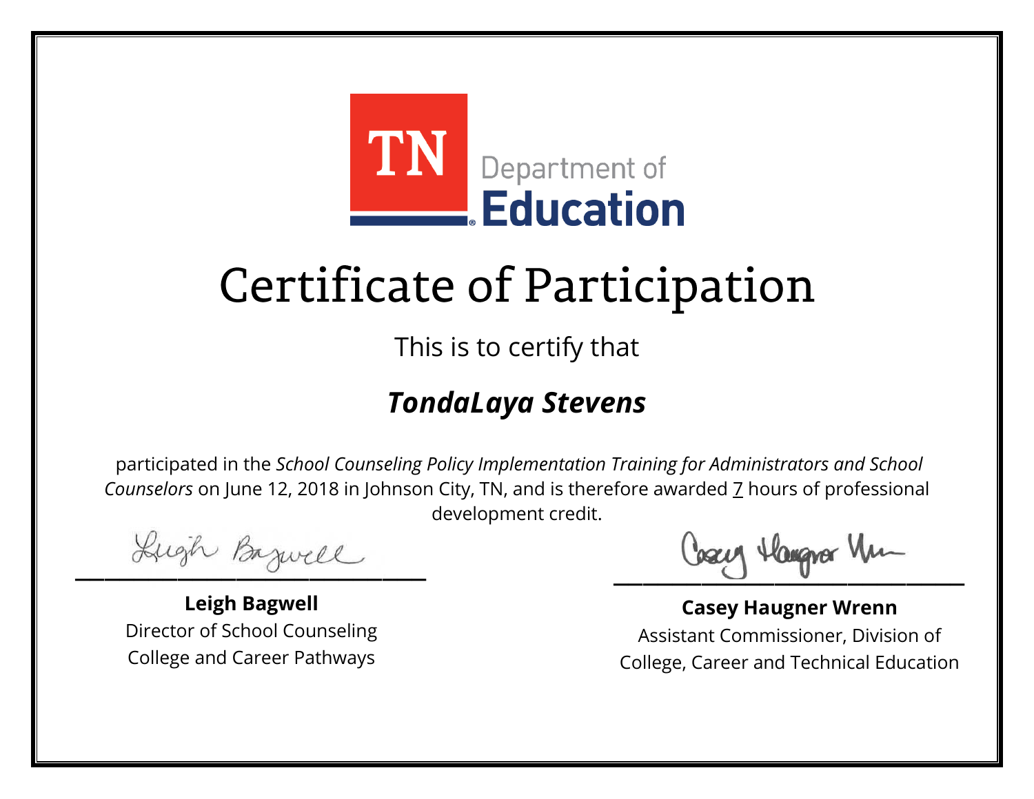TN Department of Education

# Certificate of Participation

This is to certify that

## ***TondaLaya Stevens***

participated in the *School Counseling Policy Implementation Training for Administrators and School Counselors* on June 12, 2018 in Johnson City, TN, and is therefore awarded 7 hours of professional development credit.

**Leigh Bagwell**
Director of School Counseling
College and Career Pathways

**Casey Haugner Wrenn**
Assistant Commissioner, Division of College, Career and Technical Education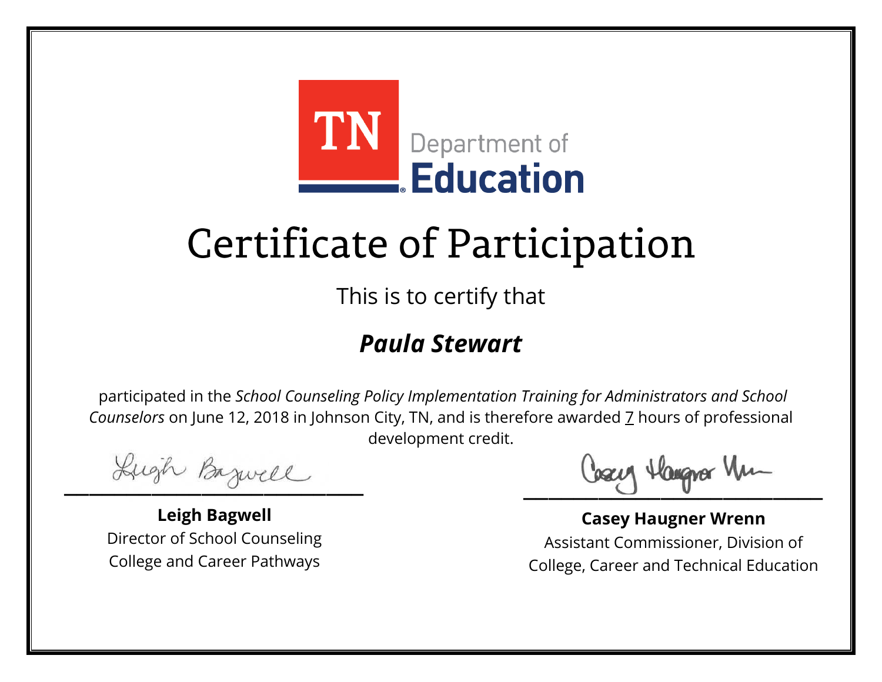TN Department of Education

# Certificate of Participation

This is to certify that

***Paula Stewart***

participated in the *School Counseling Policy Implementation Training for Administrators and School Counselors* on June 12, 2018 in Johnson City, TN, and is therefore awarded 7 hours of professional development credit.

**Leigh Bagwell**
Director of School Counseling
College and Career Pathways

**Casey Haugner Wrenn**
Assistant Commissioner, Division of College, Career and Technical Education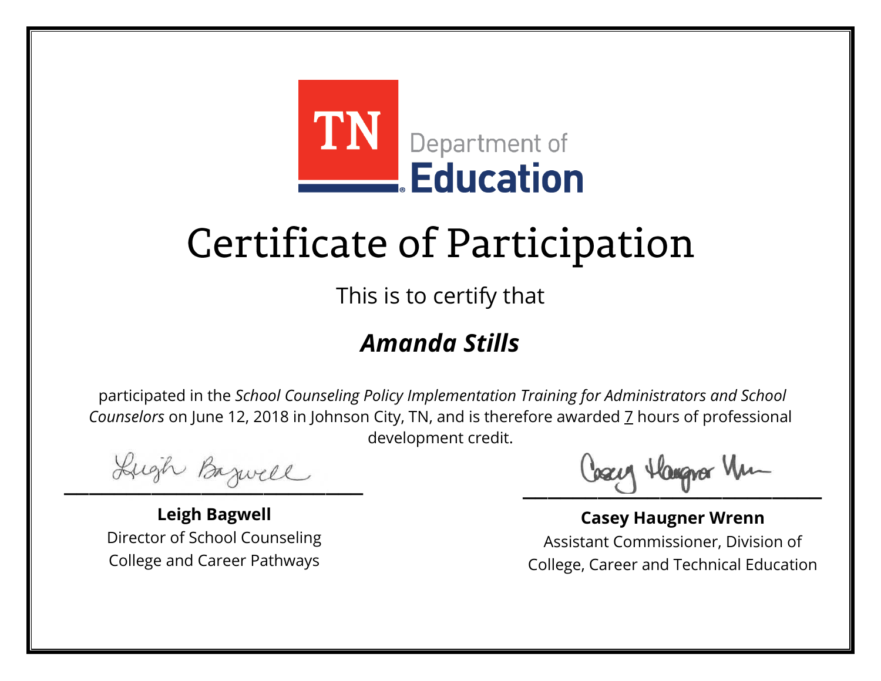TN Department of Education

# Certificate of Participation

This is to certify that

## *Amanda Stills*

participated in the *School Counseling Policy Implementation Training for Administrators and School Counselors* on June 12, 2018 in Johnson City, TN, and is therefore awarded 7 hours of professional development credit.

**Leigh Bagwell**
Director of School Counseling
College and Career Pathways

**Casey Haugner Wrenn**
Assistant Commissioner, Division of
College, Career and Technical Education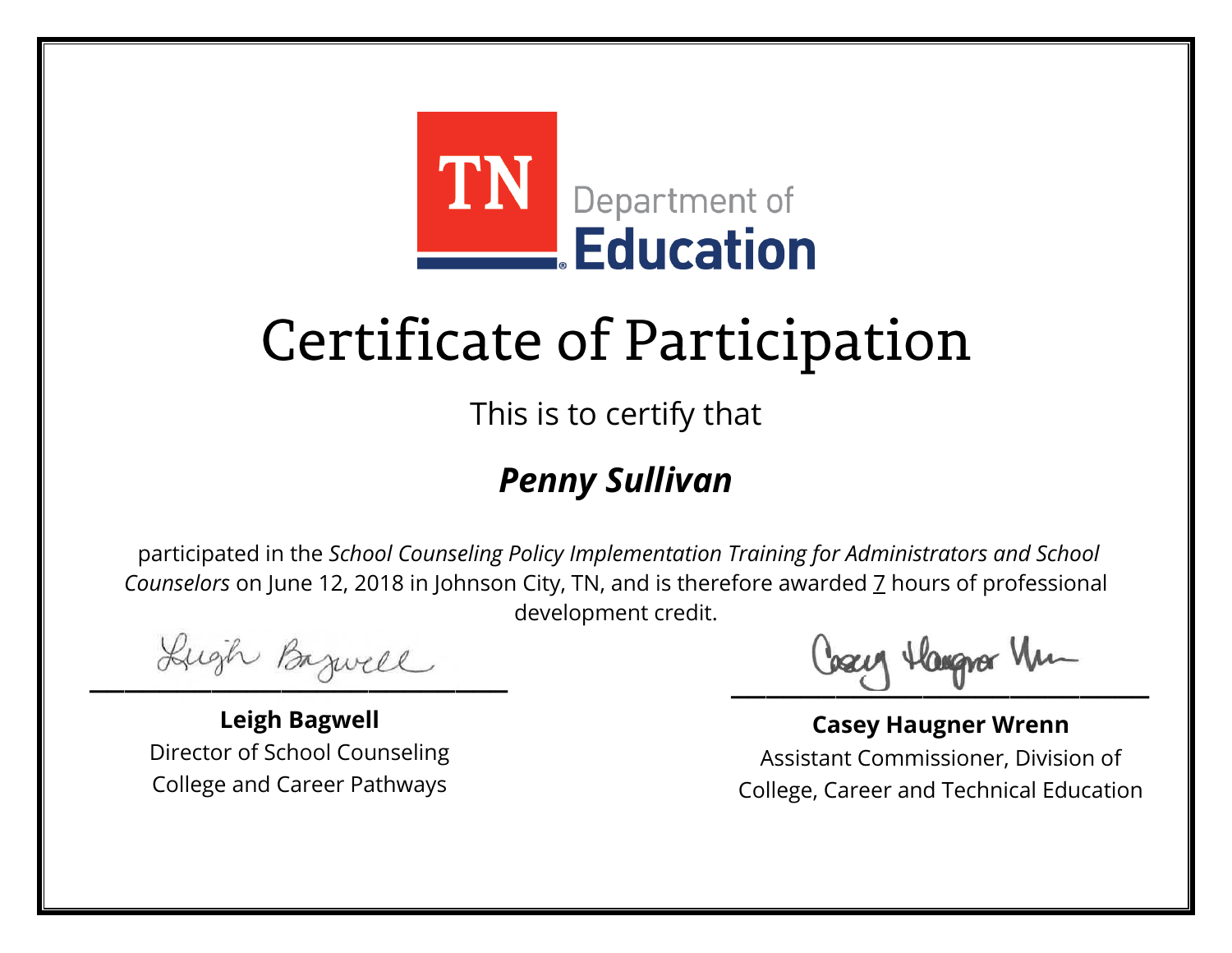TN Department of Education

# Certificate of Participation

This is to certify that

***Penny Sullivan***

participated in the *School Counseling Policy Implementation Training for Administrators and School Counselors* on June 12, 2018 in Johnson City, TN, and is therefore awarded 7 hours of professional development credit.

**Leigh Bagwell**
Director of School Counseling
College and Career Pathways

**Casey Haugner Wrenn**
Assistant Commissioner, Division of
College, Career and Technical Education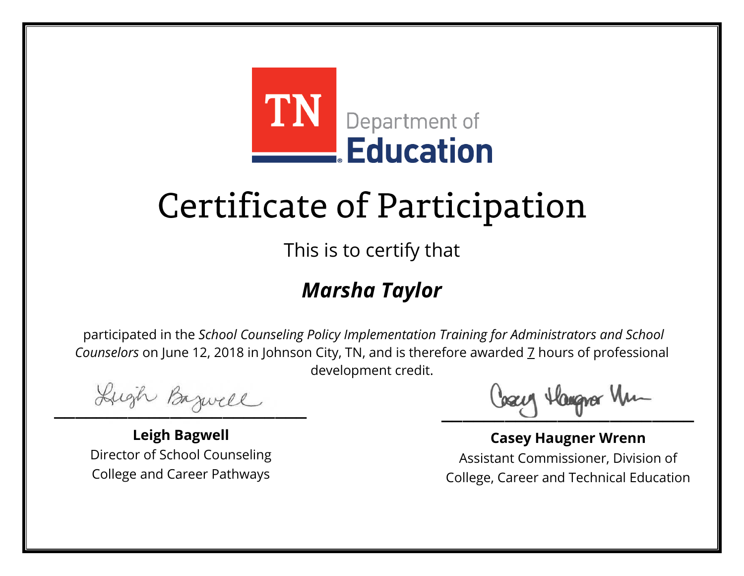TN Department of **Education**

# Certificate of Participation

This is to certify that

## *Marsha Taylor*

participated in the *School Counseling Policy Implementation Training for Administrators and School Counselors* on June 12, 2018 in Johnson City, TN, and is therefore awarded 7 hours of professional development credit.

**Leigh Bagwell**
Director of School Counseling
College and Career Pathways

**Casey Haugner Wrenn**
Assistant Commissioner, Division of
College, Career and Technical Education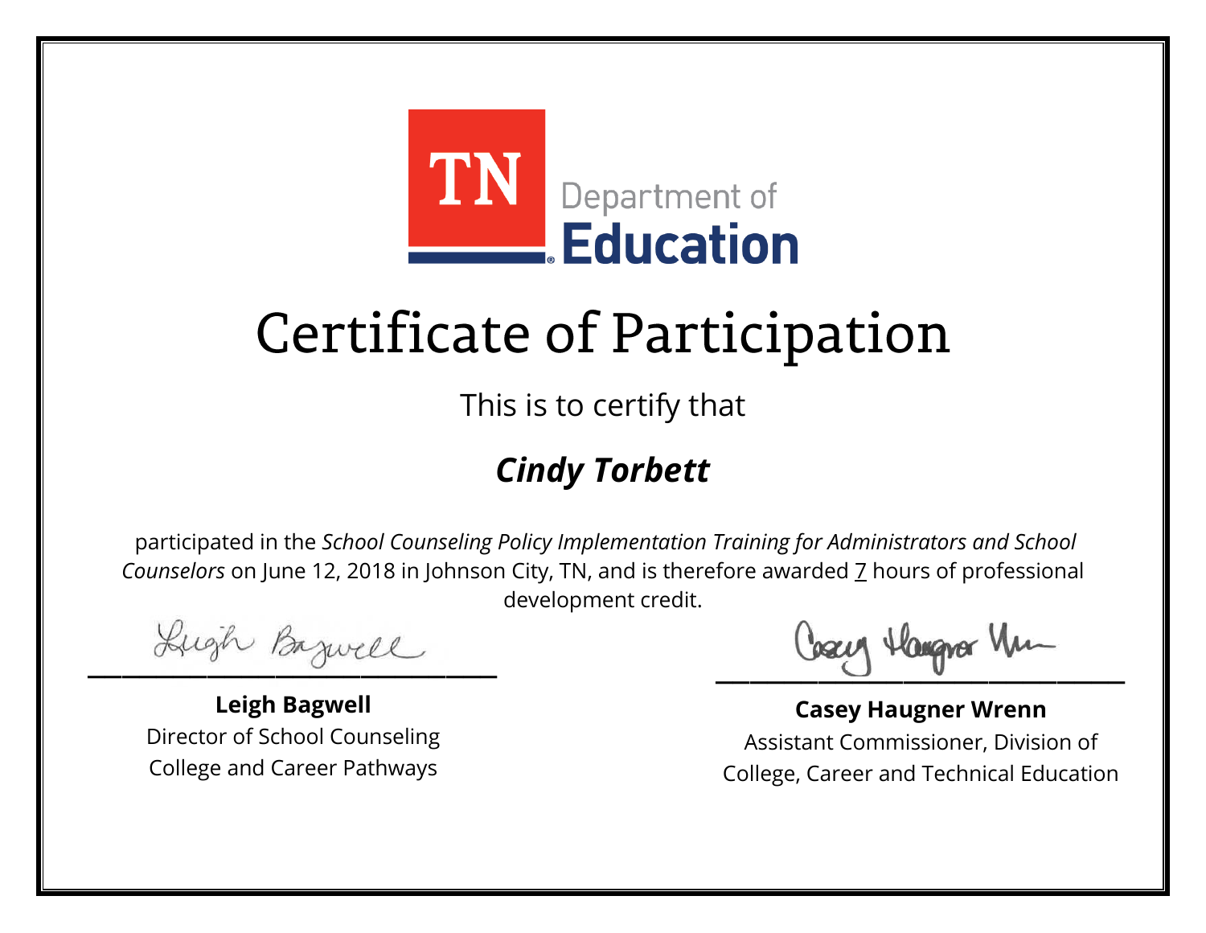TN Department of Education

# Certificate of Participation

This is to certify that

## ***Cindy Torbett***

participated in the *School Counseling Policy Implementation Training for Administrators and School Counselors* on June 12, 2018 in Johnson City, TN, and is therefore awarded 7 hours of professional development credit.

**Leigh Bagwell**
Director of School Counseling
College and Career Pathways

**Casey Haugner Wrenn**
Assistant Commissioner, Division of
College, Career and Technical Education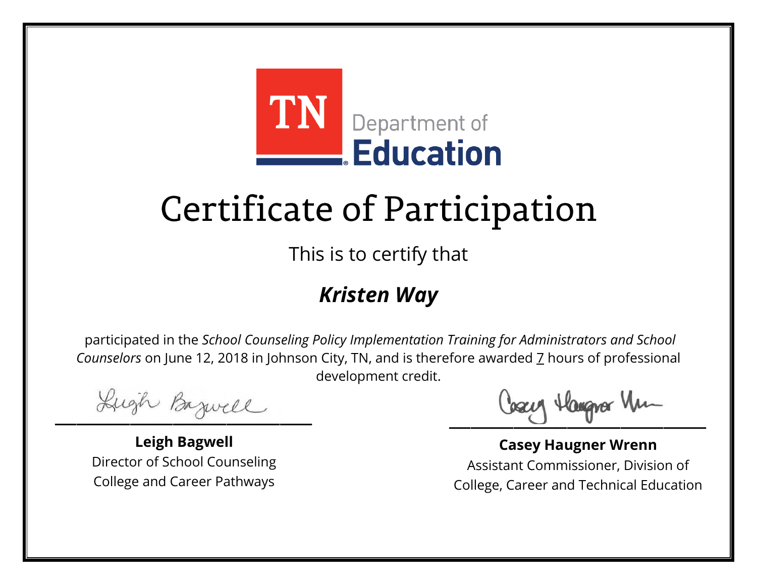TN Department of Education

# Certificate of Participation

This is to certify that

## ***Kristen Way***

participated in the *School Counseling Policy Implementation Training for Administrators and School Counselors* on June 12, 2018 in Johnson City, TN, and is therefore awarded 7 hours of professional development credit.

**Leigh Bagwell**
Director of School Counseling
College and Career Pathways

**Casey Haugner Wrenn**
Assistant Commissioner, Division of
College, Career and Technical Education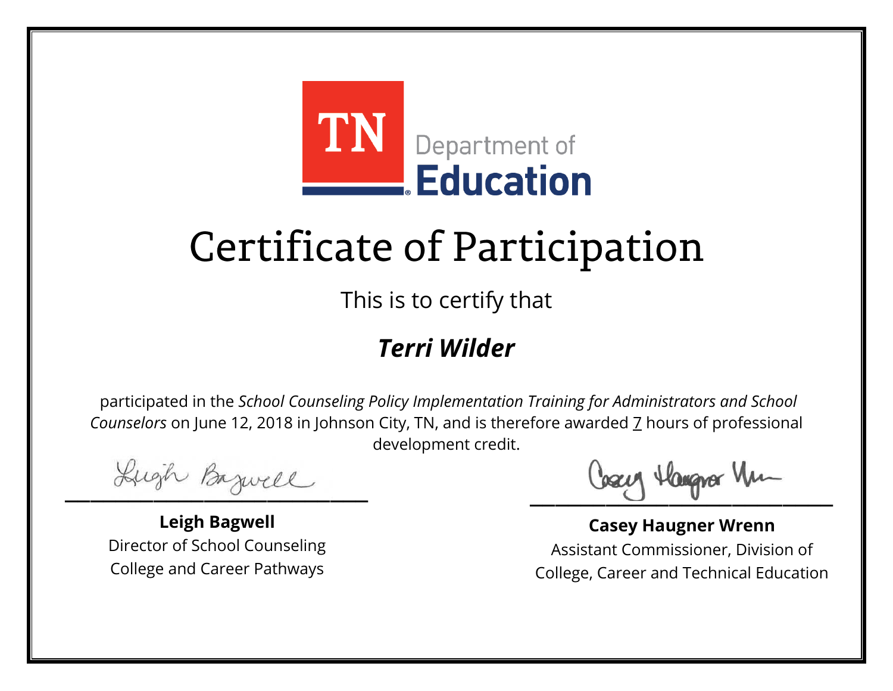TN Department of Education

# Certificate of Participation

This is to certify that

## *Terri Wilder*

participated in the *School Counseling Policy Implementation Training for Administrators and School Counselors* on June 12, 2018 in Johnson City, TN, and is therefore awarded 7 hours of professional development credit.

**Leigh Bagwell**
Director of School Counseling
College and Career Pathways

**Casey Haugner Wrenn**
Assistant Commissioner, Division of
College, Career and Technical Education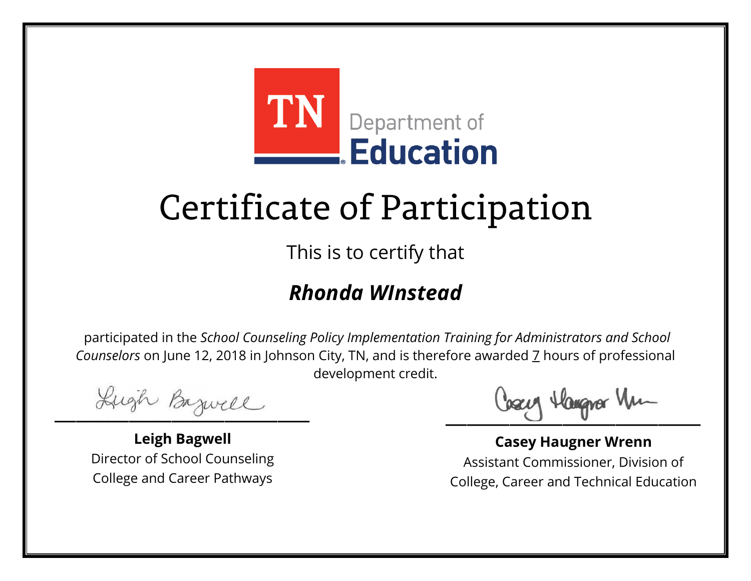TN Department of Education

# Certificate of Participation

This is to certify that

## *Rhonda WInstead*

participated in the *School Counseling Policy Implementation Training for Administrators and School Counselors* on June 12, 2018 in Johnson City, TN, and is therefore awarded 7 hours of professional development credit.

**Leigh Bagwell**
Director of School Counseling
College and Career Pathways

**Casey Haugner Wrenn**
Assistant Commissioner, Division of College, Career and Technical Education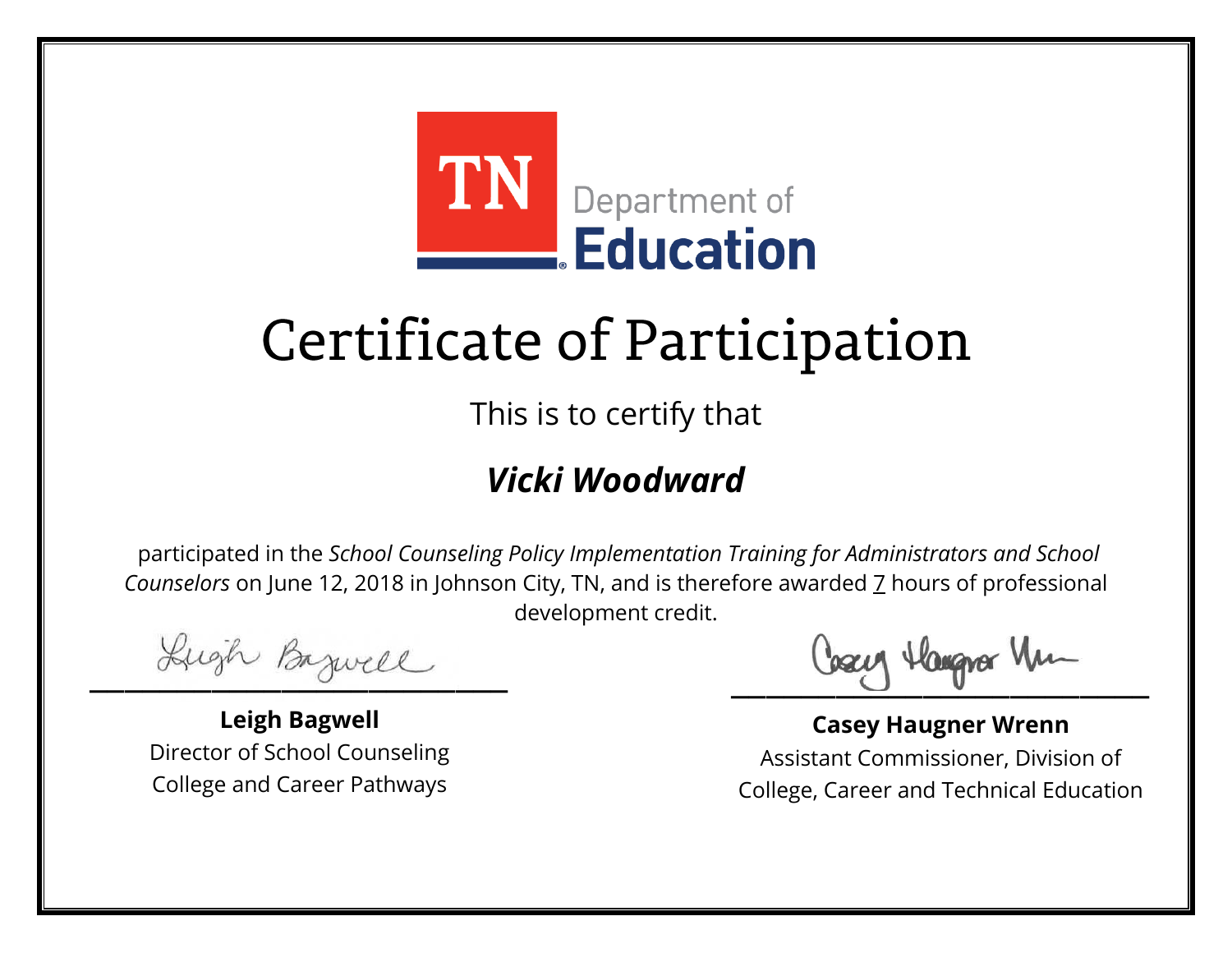TN Department of Education

# Certificate of Participation

This is to certify that

***Vicki Woodward***

participated in the *School Counseling Policy Implementation Training for Administrators and School Counselors* on June 12, 2018 in Johnson City, TN, and is therefore awarded 7 hours of professional development credit.

**Leigh Bagwell**
Director of School Counseling
College and Career Pathways

**Casey Haugner Wrenn**
Assistant Commissioner, Division of
College, Career and Technical Education